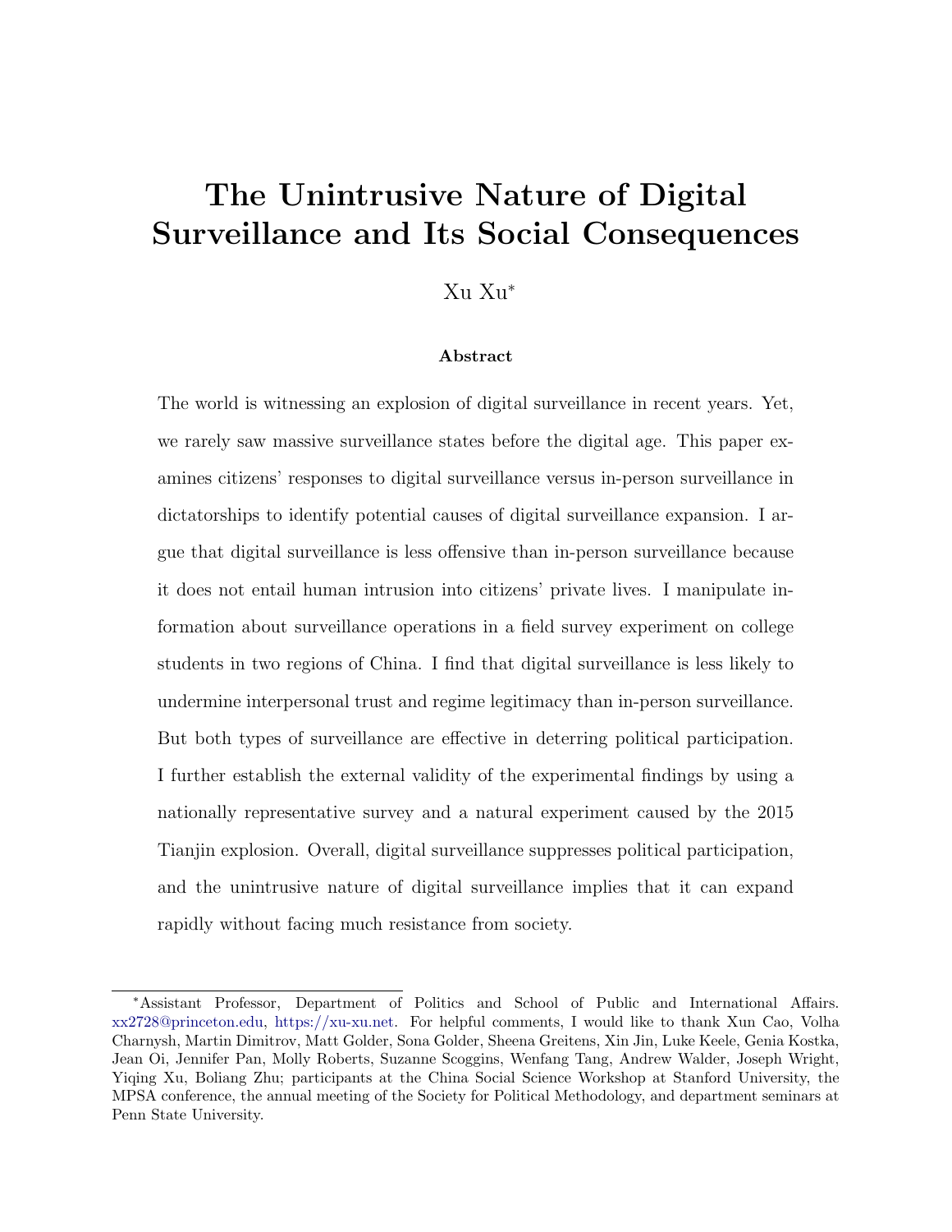# The Unintrusive Nature of Digital Surveillance and Its Social Consequences

Xu Xu*

### Abstract

The world is witnessing an explosion of digital surveillance in recent years. Yet, we rarely saw massive surveillance states before the digital age. This paper examines citizens' responses to digital surveillance versus in-person surveillance in dictatorships to identify potential causes of digital surveillance expansion. I argue that digital surveillance is less offensive than in-person surveillance because it does not entail human intrusion into citizens' private lives. I manipulate information about surveillance operations in a field survey experiment on college students in two regions of China. I find that digital surveillance is less likely to undermine interpersonal trust and regime legitimacy than in-person surveillance. But both types of surveillance are effective in deterring political participation. I further establish the external validity of the experimental findings by using a nationally representative survey and a natural experiment caused by the 2015 Tianjin explosion. Overall, digital surveillance suppresses political participation, and the unintrusive nature of digital surveillance implies that it can expand rapidly without facing much resistance from society.

---

*Assistant Professor, Department of Politics and School of Public and International Affairs. xx2728@princeton.edu, https://xu-xu.net. For helpful comments, I would like to thank Xun Cao, Volha Charnysh, Martin Dimitrov, Matt Golder, Sona Golder, Sheena Greitens, Xin Jin, Luke Keele, Genia Kostka, Jean Oi, Jennifer Pan, Molly Roberts, Suzanne Scoggins, Wenfang Tang, Andrew Walder, Joseph Wright, Yiqing Xu, Boliang Zhu; participants at the China Social Science Workshop at Stanford University, the MPSA conference, the annual meeting of the Society for Political Methodology, and department seminars at Penn State University.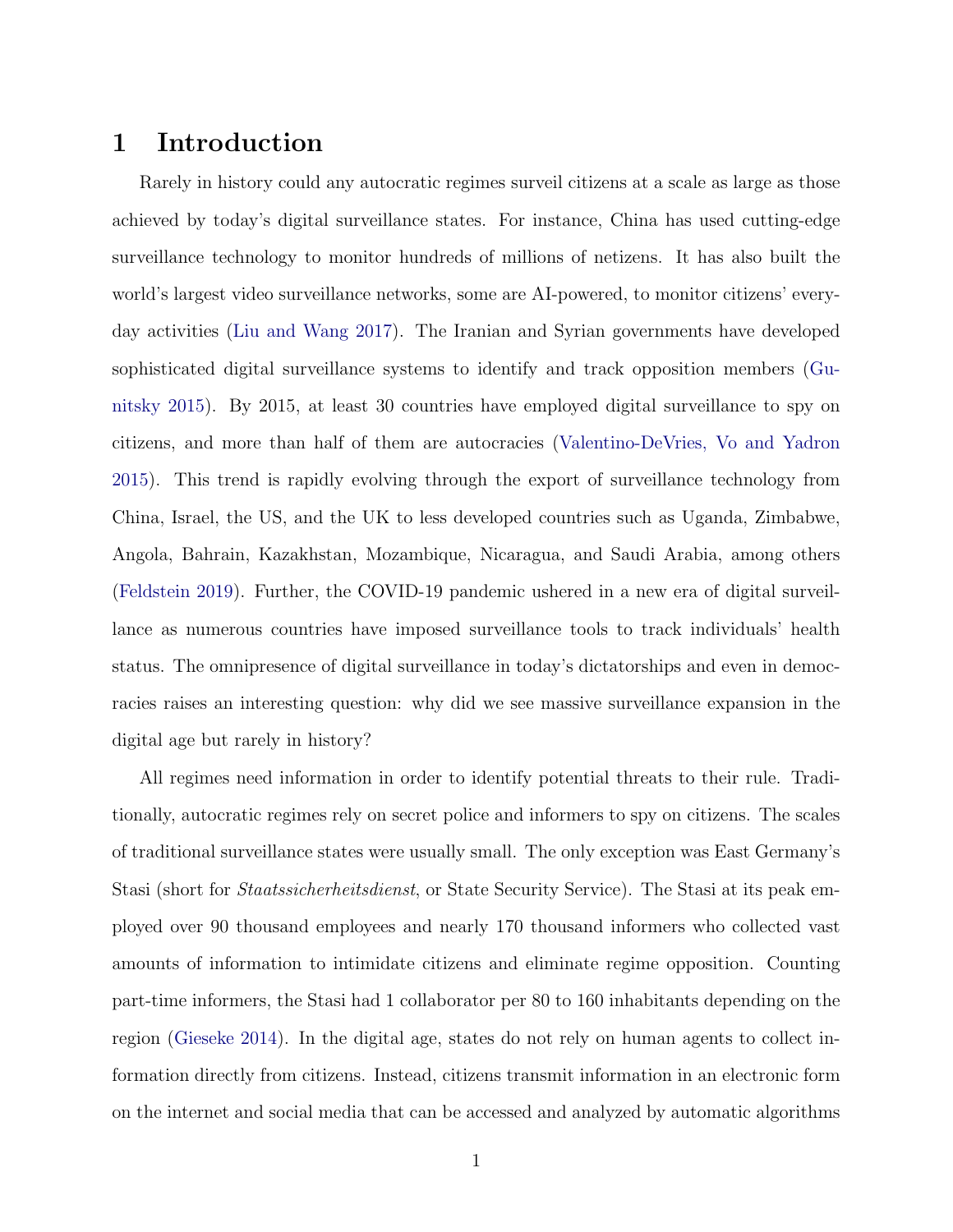# 1 Introduction

Rarely in history could any autocratic regimes surveil citizens at a scale as large as those achieved by today's digital surveillance states. For instance, China has used cutting-edge surveillance technology to monitor hundreds of millions of netizens. It has also built the world's largest video surveillance networks, some are AI-powered, to monitor citizens' everyday activities (Liu and Wang 2017). The Iranian and Syrian governments have developed sophisticated digital surveillance systems to identify and track opposition members (Gunitsky 2015). By 2015, at least 30 countries have employed digital surveillance to spy on citizens, and more than half of them are autocracies (Valentino-DeVries, Vo and Yadron 2015). This trend is rapidly evolving through the export of surveillance technology from China, Israel, the US, and the UK to less developed countries such as Uganda, Zimbabwe, Angola, Bahrain, Kazakhstan, Mozambique, Nicaragua, and Saudi Arabia, among others (Feldstein 2019). Further, the COVID-19 pandemic ushered in a new era of digital surveillance as numerous countries have imposed surveillance tools to track individuals' health status. The omnipresence of digital surveillance in today's dictatorships and even in democracies raises an interesting question: why did we see massive surveillance expansion in the digital age but rarely in history?

All regimes need information in order to identify potential threats to their rule. Traditionally, autocratic regimes rely on secret police and informers to spy on citizens. The scales of traditional surveillance states were usually small. The only exception was East Germany's Stasi (short for *Staatssicherheitsdienst*, or State Security Service). The Stasi at its peak employed over 90 thousand employees and nearly 170 thousand informers who collected vast amounts of information to intimidate citizens and eliminate regime opposition. Counting part-time informers, the Stasi had 1 collaborator per 80 to 160 inhabitants depending on the region (Gieseke 2014). In the digital age, states do not rely on human agents to collect information directly from citizens. Instead, citizens transmit information in an electronic form on the internet and social media that can be accessed and analyzed by automatic algorithms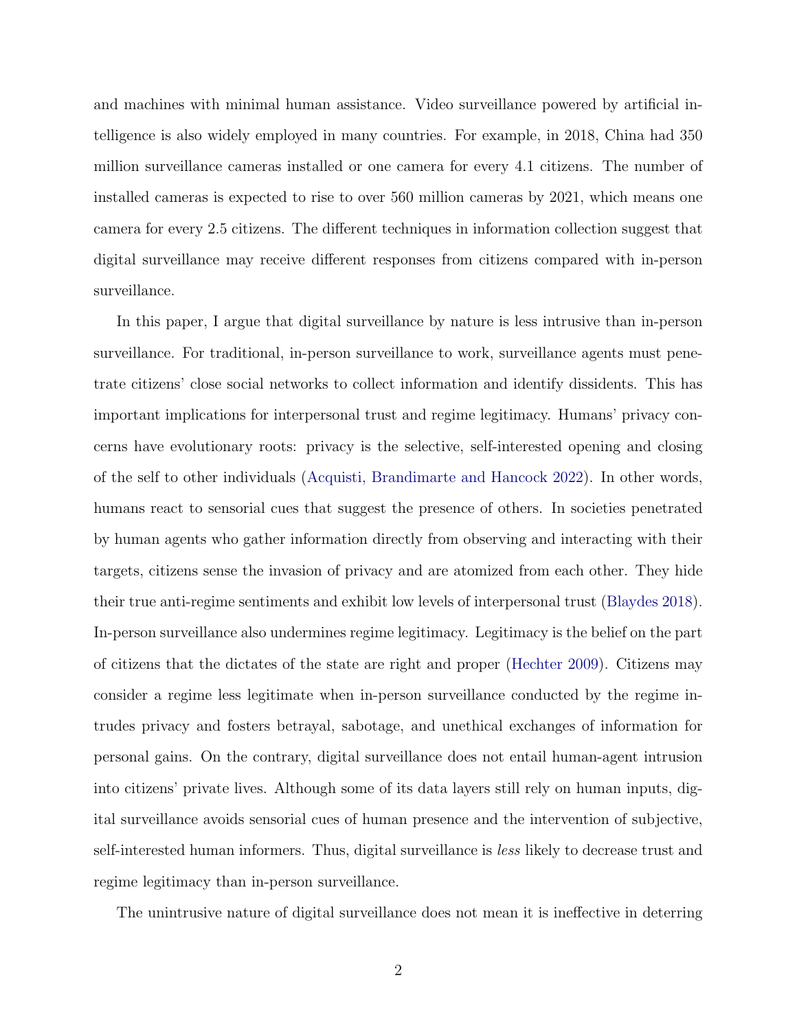and machines with minimal human assistance. Video surveillance powered by artificial intelligence is also widely employed in many countries. For example, in 2018, China had 350 million surveillance cameras installed or one camera for every 4.1 citizens. The number of installed cameras is expected to rise to over 560 million cameras by 2021, which means one camera for every 2.5 citizens. The different techniques in information collection suggest that digital surveillance may receive different responses from citizens compared with in-person surveillance.

In this paper, I argue that digital surveillance by nature is less intrusive than in-person surveillance. For traditional, in-person surveillance to work, surveillance agents must penetrate citizens' close social networks to collect information and identify dissidents. This has important implications for interpersonal trust and regime legitimacy. Humans' privacy concerns have evolutionary roots: privacy is the selective, self-interested opening and closing of the self to other individuals (Acquisti, Brandimarte and Hancock 2022). In other words, humans react to sensorial cues that suggest the presence of others. In societies penetrated by human agents who gather information directly from observing and interacting with their targets, citizens sense the invasion of privacy and are atomized from each other. They hide their true anti-regime sentiments and exhibit low levels of interpersonal trust (Blaydes 2018). In-person surveillance also undermines regime legitimacy. Legitimacy is the belief on the part of citizens that the dictates of the state are right and proper (Hechter 2009). Citizens may consider a regime less legitimate when in-person surveillance conducted by the regime intrudes privacy and fosters betrayal, sabotage, and unethical exchanges of information for personal gains. On the contrary, digital surveillance does not entail human-agent intrusion into citizens' private lives. Although some of its data layers still rely on human inputs, digital surveillance avoids sensorial cues of human presence and the intervention of subjective, self-interested human informers. Thus, digital surveillance is *less* likely to decrease trust and regime legitimacy than in-person surveillance.

The unintrusive nature of digital surveillance does not mean it is ineffective in deterring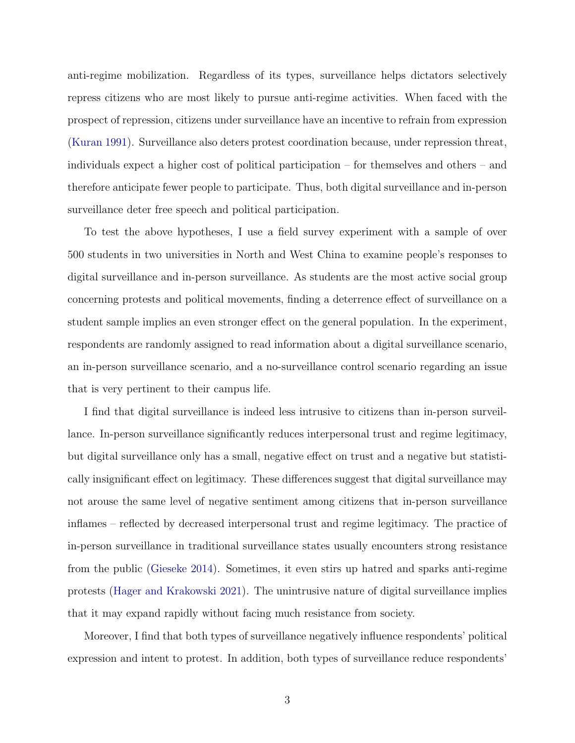anti-regime mobilization. Regardless of its types, surveillance helps dictators selectively repress citizens who are most likely to pursue anti-regime activities. When faced with the prospect of repression, citizens under surveillance have an incentive to refrain from expression (Kuran 1991). Surveillance also deters protest coordination because, under repression threat, individuals expect a higher cost of political participation – for themselves and others – and therefore anticipate fewer people to participate. Thus, both digital surveillance and in-person surveillance deter free speech and political participation.

To test the above hypotheses, I use a field survey experiment with a sample of over 500 students in two universities in North and West China to examine people's responses to digital surveillance and in-person surveillance. As students are the most active social group concerning protests and political movements, finding a deterrence effect of surveillance on a student sample implies an even stronger effect on the general population. In the experiment, respondents are randomly assigned to read information about a digital surveillance scenario, an in-person surveillance scenario, and a no-surveillance control scenario regarding an issue that is very pertinent to their campus life.

I find that digital surveillance is indeed less intrusive to citizens than in-person surveillance. In-person surveillance significantly reduces interpersonal trust and regime legitimacy, but digital surveillance only has a small, negative effect on trust and a negative but statistically insignificant effect on legitimacy. These differences suggest that digital surveillance may not arouse the same level of negative sentiment among citizens that in-person surveillance inflames – reflected by decreased interpersonal trust and regime legitimacy. The practice of in-person surveillance in traditional surveillance states usually encounters strong resistance from the public (Gieseke 2014). Sometimes, it even stirs up hatred and sparks anti-regime protests (Hager and Krakowski 2021). The unintrusive nature of digital surveillance implies that it may expand rapidly without facing much resistance from society.

Moreover, I find that both types of surveillance negatively influence respondents' political expression and intent to protest. In addition, both types of surveillance reduce respondents'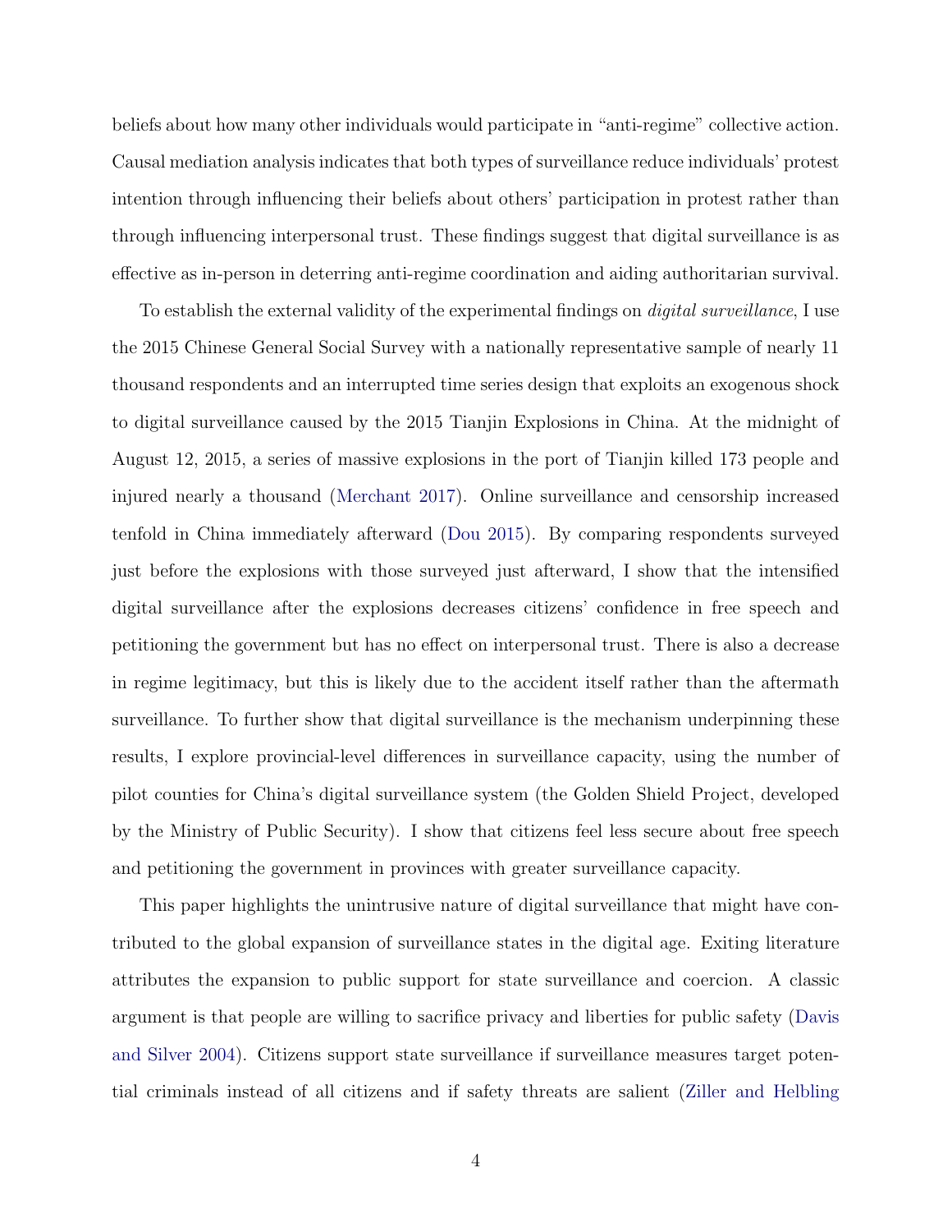beliefs about how many other individuals would participate in "anti-regime" collective action. Causal mediation analysis indicates that both types of surveillance reduce individuals' protest intention through influencing their beliefs about others' participation in protest rather than through influencing interpersonal trust. These findings suggest that digital surveillance is as effective as in-person in deterring anti-regime coordination and aiding authoritarian survival.

To establish the external validity of the experimental findings on *digital surveillance*, I use the 2015 Chinese General Social Survey with a nationally representative sample of nearly 11 thousand respondents and an interrupted time series design that exploits an exogenous shock to digital surveillance caused by the 2015 Tianjin Explosions in China. At the midnight of August 12, 2015, a series of massive explosions in the port of Tianjin killed 173 people and injured nearly a thousand (Merchant 2017). Online surveillance and censorship increased tenfold in China immediately afterward (Dou 2015). By comparing respondents surveyed just before the explosions with those surveyed just afterward, I show that the intensified digital surveillance after the explosions decreases citizens' confidence in free speech and petitioning the government but has no effect on interpersonal trust. There is also a decrease in regime legitimacy, but this is likely due to the accident itself rather than the aftermath surveillance. To further show that digital surveillance is the mechanism underpinning these results, I explore provincial-level differences in surveillance capacity, using the number of pilot counties for China's digital surveillance system (the Golden Shield Project, developed by the Ministry of Public Security). I show that citizens feel less secure about free speech and petitioning the government in provinces with greater surveillance capacity.

This paper highlights the unintrusive nature of digital surveillance that might have contributed to the global expansion of surveillance states in the digital age. Exiting literature attributes the expansion to public support for state surveillance and coercion. A classic argument is that people are willing to sacrifice privacy and liberties for public safety (Davis and Silver 2004). Citizens support state surveillance if surveillance measures target potential criminals instead of all citizens and if safety threats are salient (Ziller and Helbling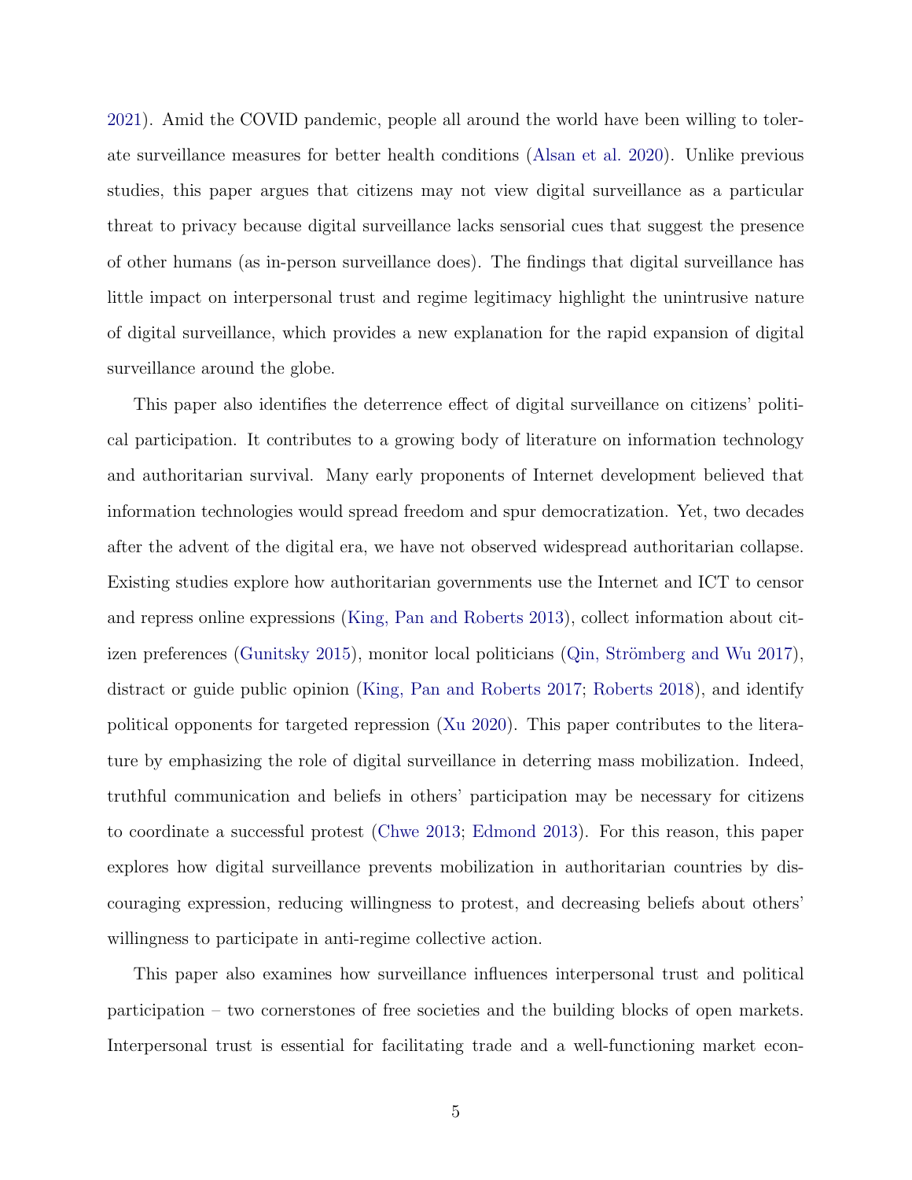2021). Amid the COVID pandemic, people all around the world have been willing to tolerate surveillance measures for better health conditions (Alsan et al. 2020). Unlike previous studies, this paper argues that citizens may not view digital surveillance as a particular threat to privacy because digital surveillance lacks sensorial cues that suggest the presence of other humans (as in-person surveillance does). The findings that digital surveillance has little impact on interpersonal trust and regime legitimacy highlight the unintrusive nature of digital surveillance, which provides a new explanation for the rapid expansion of digital surveillance around the globe.

This paper also identifies the deterrence effect of digital surveillance on citizens' political participation. It contributes to a growing body of literature on information technology and authoritarian survival. Many early proponents of Internet development believed that information technologies would spread freedom and spur democratization. Yet, two decades after the advent of the digital era, we have not observed widespread authoritarian collapse. Existing studies explore how authoritarian governments use the Internet and ICT to censor and repress online expressions (King, Pan and Roberts 2013), collect information about citizen preferences (Gunitsky 2015), monitor local politicians (Qin, Strömberg and Wu 2017), distract or guide public opinion (King, Pan and Roberts 2017; Roberts 2018), and identify political opponents for targeted repression (Xu 2020). This paper contributes to the literature by emphasizing the role of digital surveillance in deterring mass mobilization. Indeed, truthful communication and beliefs in others' participation may be necessary for citizens to coordinate a successful protest (Chwe 2013; Edmond 2013). For this reason, this paper explores how digital surveillance prevents mobilization in authoritarian countries by discouraging expression, reducing willingness to protest, and decreasing beliefs about others' willingness to participate in anti-regime collective action.

This paper also examines how surveillance influences interpersonal trust and political participation – two cornerstones of free societies and the building blocks of open markets. Interpersonal trust is essential for facilitating trade and a well-functioning market econ-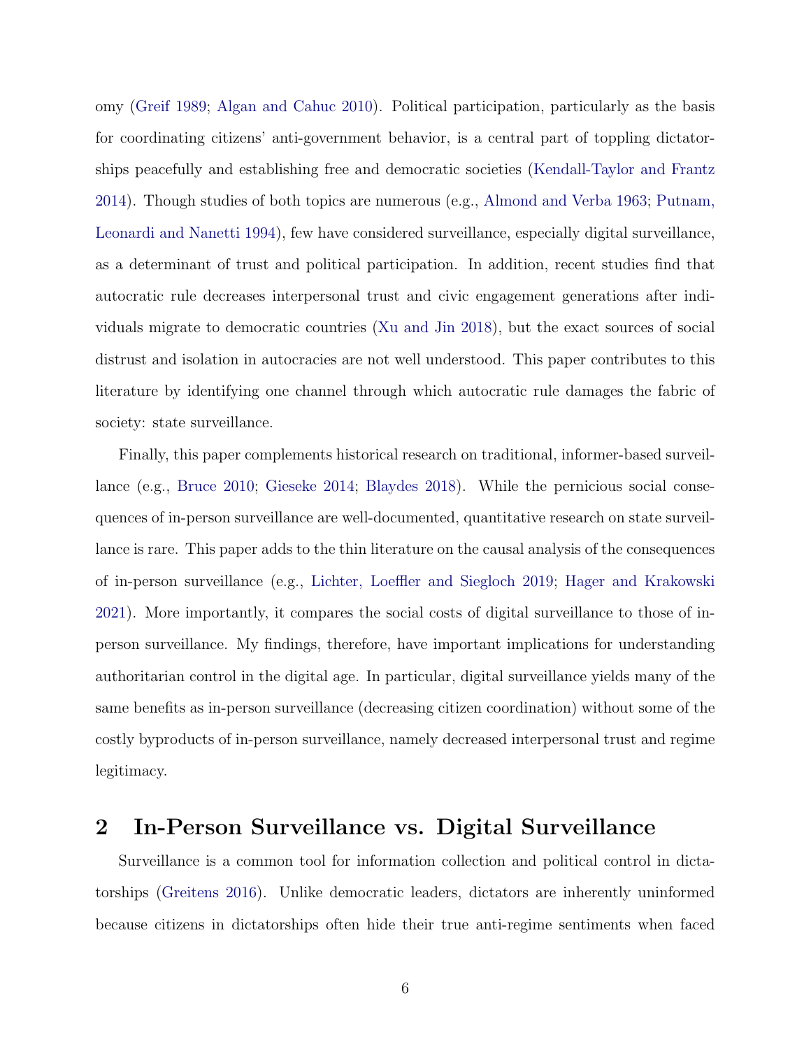omy (Greif 1989; Algan and Cahuc 2010). Political participation, particularly as the basis for coordinating citizens' anti-government behavior, is a central part of toppling dictatorships peacefully and establishing free and democratic societies (Kendall-Taylor and Frantz 2014). Though studies of both topics are numerous (e.g., Almond and Verba 1963; Putnam, Leonardi and Nanetti 1994), few have considered surveillance, especially digital surveillance, as a determinant of trust and political participation. In addition, recent studies find that autocratic rule decreases interpersonal trust and civic engagement generations after individuals migrate to democratic countries (Xu and Jin 2018), but the exact sources of social distrust and isolation in autocracies are not well understood. This paper contributes to this literature by identifying one channel through which autocratic rule damages the fabric of society: state surveillance.

Finally, this paper complements historical research on traditional, informer-based surveillance (e.g., Bruce 2010; Gieseke 2014; Blaydes 2018). While the pernicious social consequences of in-person surveillance are well-documented, quantitative research on state surveillance is rare. This paper adds to the thin literature on the causal analysis of the consequences of in-person surveillance (e.g., Lichter, Loeffler and Siegloch 2019; Hager and Krakowski 2021). More importantly, it compares the social costs of digital surveillance to those of in-person surveillance. My findings, therefore, have important implications for understanding authoritarian control in the digital age. In particular, digital surveillance yields many of the same benefits as in-person surveillance (decreasing citizen coordination) without some of the costly byproducts of in-person surveillance, namely decreased interpersonal trust and regime legitimacy.

## 2 In-Person Surveillance vs. Digital Surveillance

Surveillance is a common tool for information collection and political control in dictatorships (Greitens 2016). Unlike democratic leaders, dictators are inherently uninformed because citizens in dictatorships often hide their true anti-regime sentiments when faced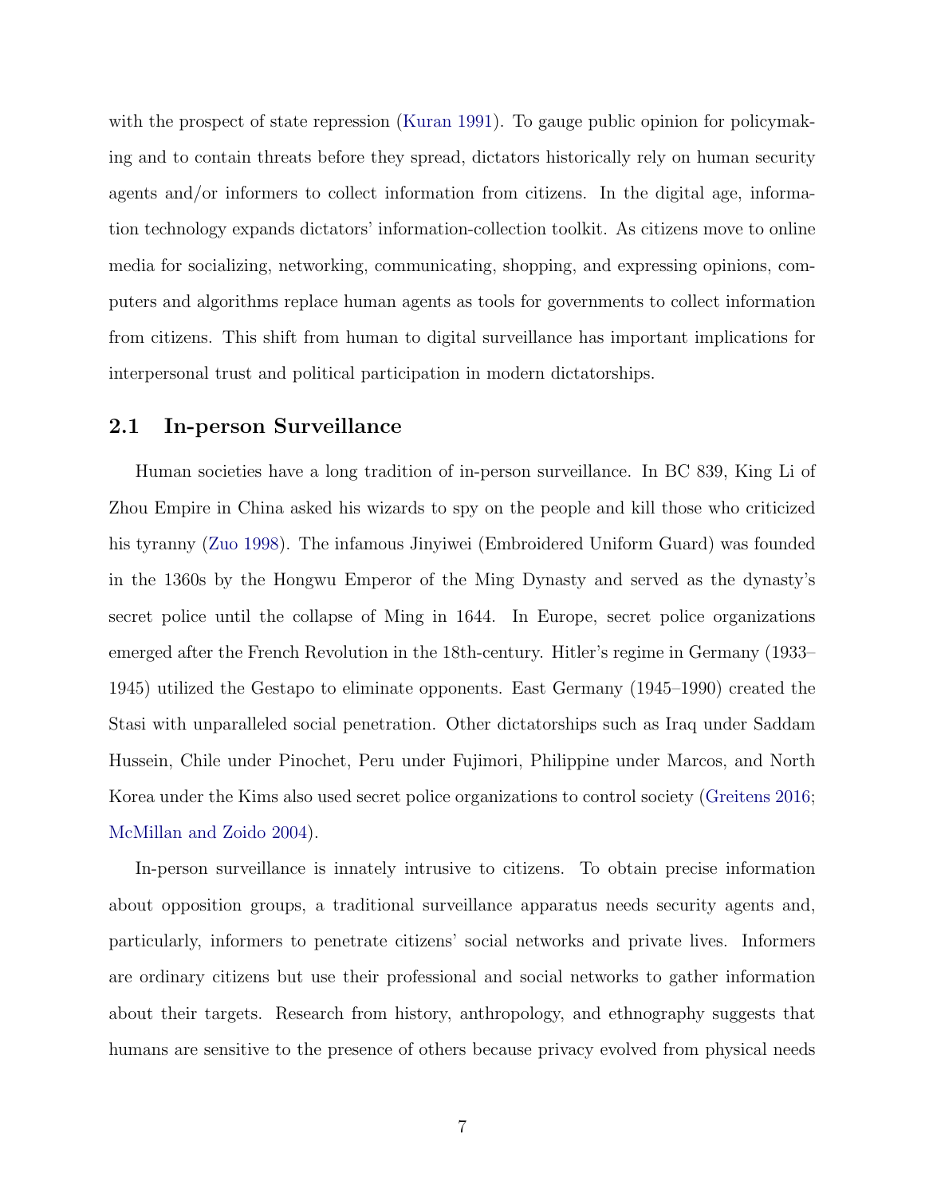with the prospect of state repression (Kuran 1991). To gauge public opinion for policymaking and to contain threats before they spread, dictators historically rely on human security agents and/or informers to collect information from citizens. In the digital age, information technology expands dictators' information-collection toolkit. As citizens move to online media for socializing, networking, communicating, shopping, and expressing opinions, computers and algorithms replace human agents as tools for governments to collect information from citizens. This shift from human to digital surveillance has important implications for interpersonal trust and political participation in modern dictatorships.

## 2.1 In-person Surveillance

Human societies have a long tradition of in-person surveillance. In BC 839, King Li of Zhou Empire in China asked his wizards to spy on the people and kill those who criticized his tyranny (Zuo 1998). The infamous Jinyiwei (Embroidered Uniform Guard) was founded in the 1360s by the Hongwu Emperor of the Ming Dynasty and served as the dynasty's secret police until the collapse of Ming in 1644. In Europe, secret police organizations emerged after the French Revolution in the 18th-century. Hitler's regime in Germany (1933–1945) utilized the Gestapo to eliminate opponents. East Germany (1945–1990) created the Stasi with unparalleled social penetration. Other dictatorships such as Iraq under Saddam Hussein, Chile under Pinochet, Peru under Fujimori, Philippine under Marcos, and North Korea under the Kims also used secret police organizations to control society (Greitens 2016; McMillan and Zoido 2004).

In-person surveillance is innately intrusive to citizens. To obtain precise information about opposition groups, a traditional surveillance apparatus needs security agents and, particularly, informers to penetrate citizens' social networks and private lives. Informers are ordinary citizens but use their professional and social networks to gather information about their targets. Research from history, anthropology, and ethnography suggests that humans are sensitive to the presence of others because privacy evolved from physical needs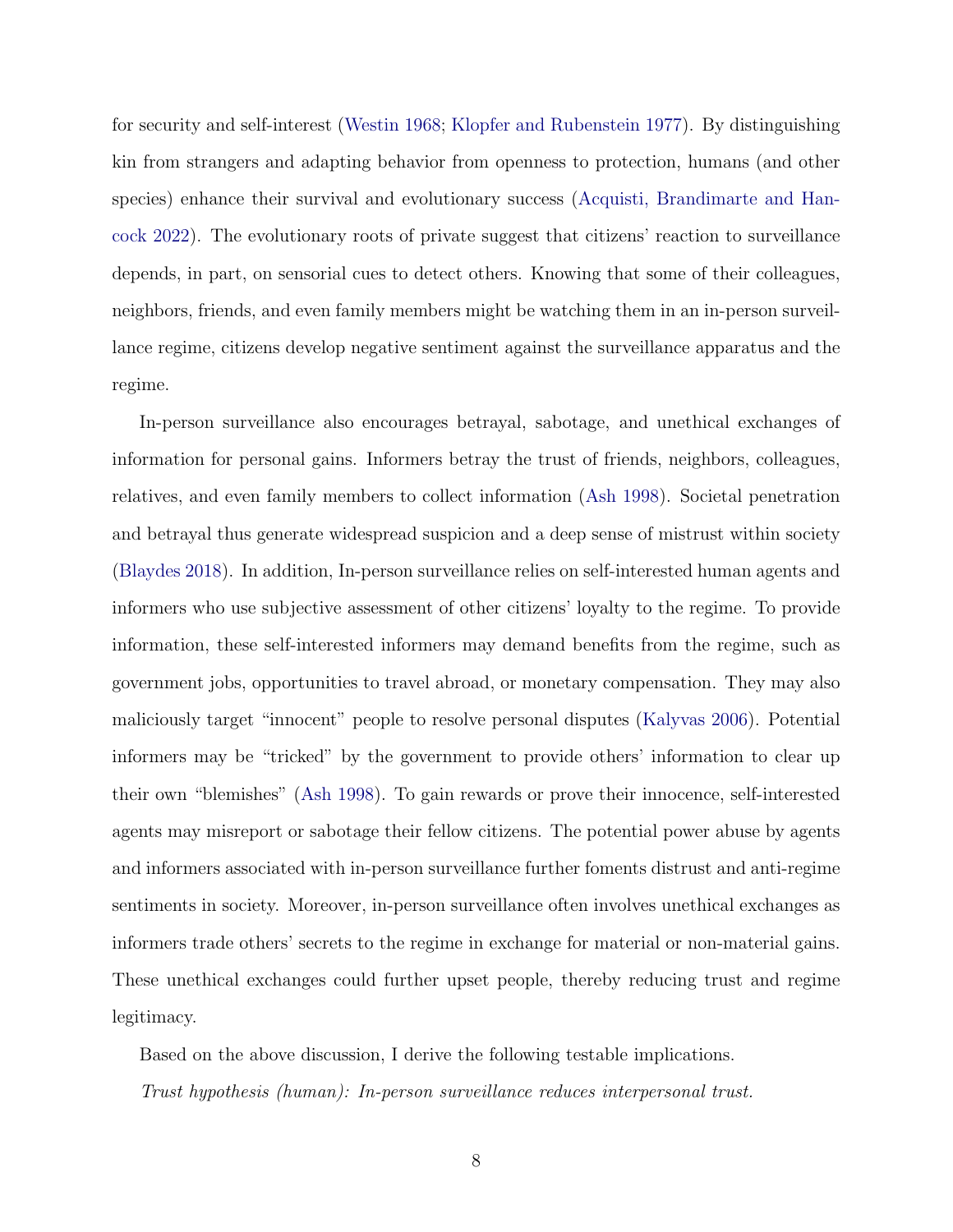for security and self-interest (Westin 1968; Klopfer and Rubenstein 1977). By distinguishing kin from strangers and adapting behavior from openness to protection, humans (and other species) enhance their survival and evolutionary success (Acquisti, Brandimarte and Hancock 2022). The evolutionary roots of private suggest that citizens' reaction to surveillance depends, in part, on sensorial cues to detect others. Knowing that some of their colleagues, neighbors, friends, and even family members might be watching them in an in-person surveillance regime, citizens develop negative sentiment against the surveillance apparatus and the regime.

In-person surveillance also encourages betrayal, sabotage, and unethical exchanges of information for personal gains. Informers betray the trust of friends, neighbors, colleagues, relatives, and even family members to collect information (Ash 1998). Societal penetration and betrayal thus generate widespread suspicion and a deep sense of mistrust within society (Blaydes 2018). In addition, In-person surveillance relies on self-interested human agents and informers who use subjective assessment of other citizens' loyalty to the regime. To provide information, these self-interested informers may demand benefits from the regime, such as government jobs, opportunities to travel abroad, or monetary compensation. They may also maliciously target "innocent" people to resolve personal disputes (Kalyvas 2006). Potential informers may be "tricked" by the government to provide others' information to clear up their own "blemishes" (Ash 1998). To gain rewards or prove their innocence, self-interested agents may misreport or sabotage their fellow citizens. The potential power abuse by agents and informers associated with in-person surveillance further foments distrust and anti-regime sentiments in society. Moreover, in-person surveillance often involves unethical exchanges as informers trade others' secrets to the regime in exchange for material or non-material gains. These unethical exchanges could further upset people, thereby reducing trust and regime legitimacy.

Based on the above discussion, I derive the following testable implications.

*Trust hypothesis (human): In-person surveillance reduces interpersonal trust.*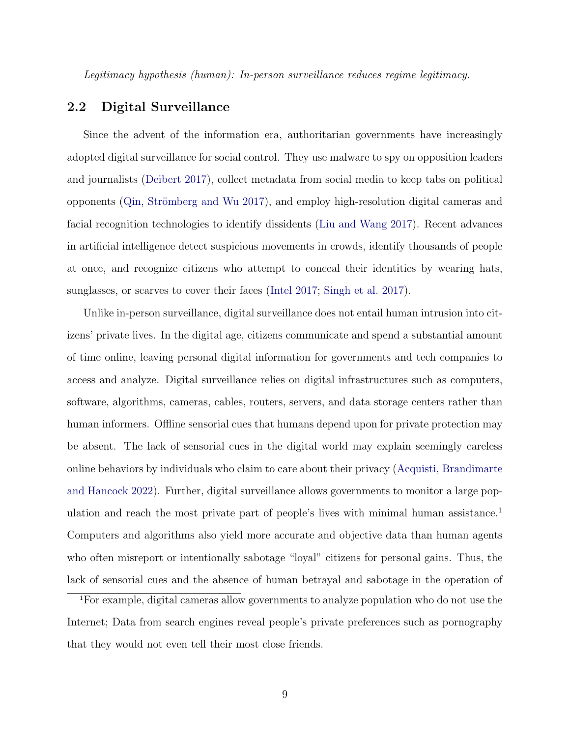*Legitimacy hypothesis (human): In-person surveillance reduces regime legitimacy.*

## 2.2 Digital Surveillance

Since the advent of the information era, authoritarian governments have increasingly adopted digital surveillance for social control. They use malware to spy on opposition leaders and journalists (Deibert 2017), collect metadata from social media to keep tabs on political opponents (Qin, Strömberg and Wu 2017), and employ high-resolution digital cameras and facial recognition technologies to identify dissidents (Liu and Wang 2017). Recent advances in artificial intelligence detect suspicious movements in crowds, identify thousands of people at once, and recognize citizens who attempt to conceal their identities by wearing hats, sunglasses, or scarves to cover their faces (Intel 2017; Singh et al. 2017).

Unlike in-person surveillance, digital surveillance does not entail human intrusion into citizens' private lives. In the digital age, citizens communicate and spend a substantial amount of time online, leaving personal digital information for governments and tech companies to access and analyze. Digital surveillance relies on digital infrastructures such as computers, software, algorithms, cameras, cables, routers, servers, and data storage centers rather than human informers. Offline sensorial cues that humans depend upon for private protection may be absent. The lack of sensorial cues in the digital world may explain seemingly careless online behaviors by individuals who claim to care about their privacy (Acquisti, Brandimarte and Hancock 2022). Further, digital surveillance allows governments to monitor a large population and reach the most private part of people's lives with minimal human assistance.[1] Computers and algorithms also yield more accurate and objective data than human agents who often misreport or intentionally sabotage "loyal" citizens for personal gains. Thus, the lack of sensorial cues and the absence of human betrayal and sabotage in the operation of

[1] For example, digital cameras allow governments to analyze population who do not use the Internet; Data from search engines reveal people's private preferences such as pornography that they would not even tell their most close friends.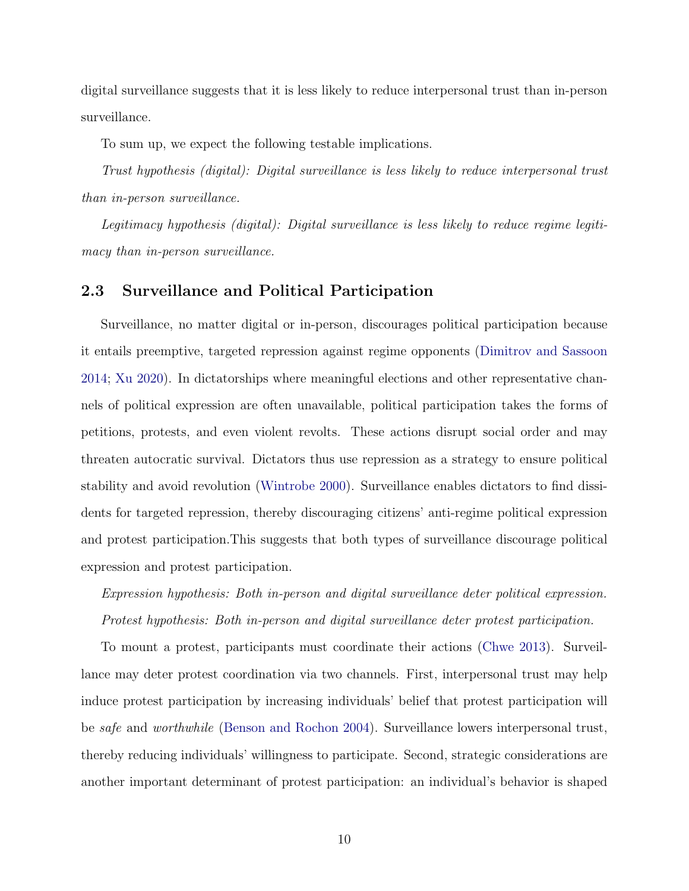digital surveillance suggests that it is less likely to reduce interpersonal trust than in-person surveillance.

To sum up, we expect the following testable implications.

*Trust hypothesis (digital): Digital surveillance is less likely to reduce interpersonal trust than in-person surveillance.*

*Legitimacy hypothesis (digital): Digital surveillance is less likely to reduce regime legitimacy than in-person surveillance.*

## 2.3 Surveillance and Political Participation

Surveillance, no matter digital or in-person, discourages political participation because it entails preemptive, targeted repression against regime opponents (Dimitrov and Sassoon 2014; Xu 2020). In dictatorships where meaningful elections and other representative channels of political expression are often unavailable, political participation takes the forms of petitions, protests, and even violent revolts. These actions disrupt social order and may threaten autocratic survival. Dictators thus use repression as a strategy to ensure political stability and avoid revolution (Wintrobe 2000). Surveillance enables dictators to find dissidents for targeted repression, thereby discouraging citizens' anti-regime political expression and protest participation.This suggests that both types of surveillance discourage political expression and protest participation.

*Expression hypothesis: Both in-person and digital surveillance deter political expression.*

*Protest hypothesis: Both in-person and digital surveillance deter protest participation.*

To mount a protest, participants must coordinate their actions (Chwe 2013). Surveillance may deter protest coordination via two channels. First, interpersonal trust may help induce protest participation by increasing individuals' belief that protest participation will be *safe* and *worthwhile* (Benson and Rochon 2004). Surveillance lowers interpersonal trust, thereby reducing individuals' willingness to participate. Second, strategic considerations are another important determinant of protest participation: an individual's behavior is shaped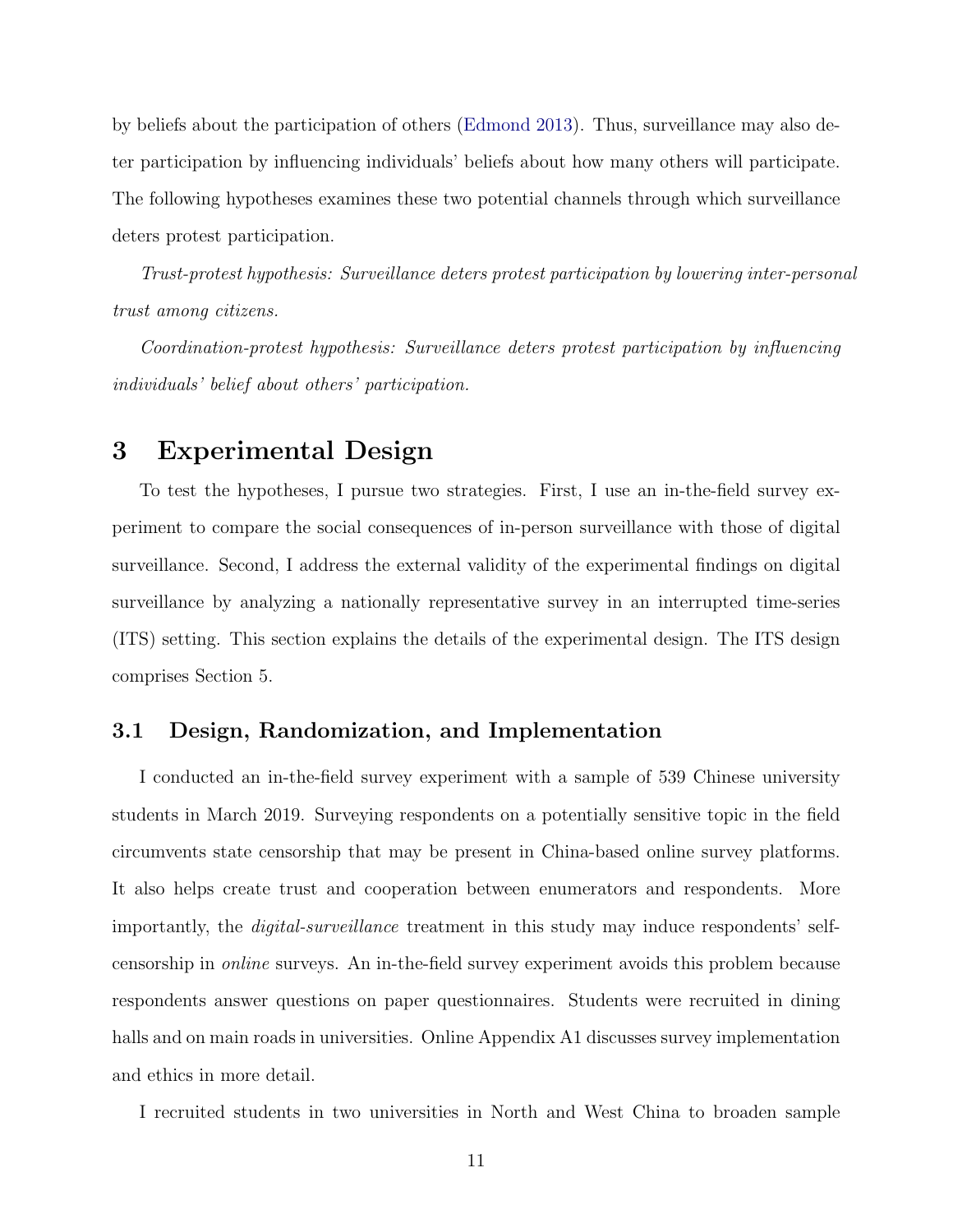by beliefs about the participation of others (Edmond 2013). Thus, surveillance may also deter participation by influencing individuals' beliefs about how many others will participate. The following hypotheses examines these two potential channels through which surveillance deters protest participation.

*Trust-protest hypothesis: Surveillance deters protest participation by lowering inter-personal trust among citizens.*

*Coordination-protest hypothesis: Surveillance deters protest participation by influencing individuals' belief about others' participation.*

# 3 Experimental Design

To test the hypotheses, I pursue two strategies. First, I use an in-the-field survey experiment to compare the social consequences of in-person surveillance with those of digital surveillance. Second, I address the external validity of the experimental findings on digital surveillance by analyzing a nationally representative survey in an interrupted time-series (ITS) setting. This section explains the details of the experimental design. The ITS design comprises Section 5.

## 3.1 Design, Randomization, and Implementation

I conducted an in-the-field survey experiment with a sample of 539 Chinese university students in March 2019. Surveying respondents on a potentially sensitive topic in the field circumvents state censorship that may be present in China-based online survey platforms. It also helps create trust and cooperation between enumerators and respondents. More importantly, the *digital-surveillance* treatment in this study may induce respondents' self-censorship in *online* surveys. An in-the-field survey experiment avoids this problem because respondents answer questions on paper questionnaires. Students were recruited in dining halls and on main roads in universities. Online Appendix A1 discusses survey implementation and ethics in more detail.

I recruited students in two universities in North and West China to broaden sample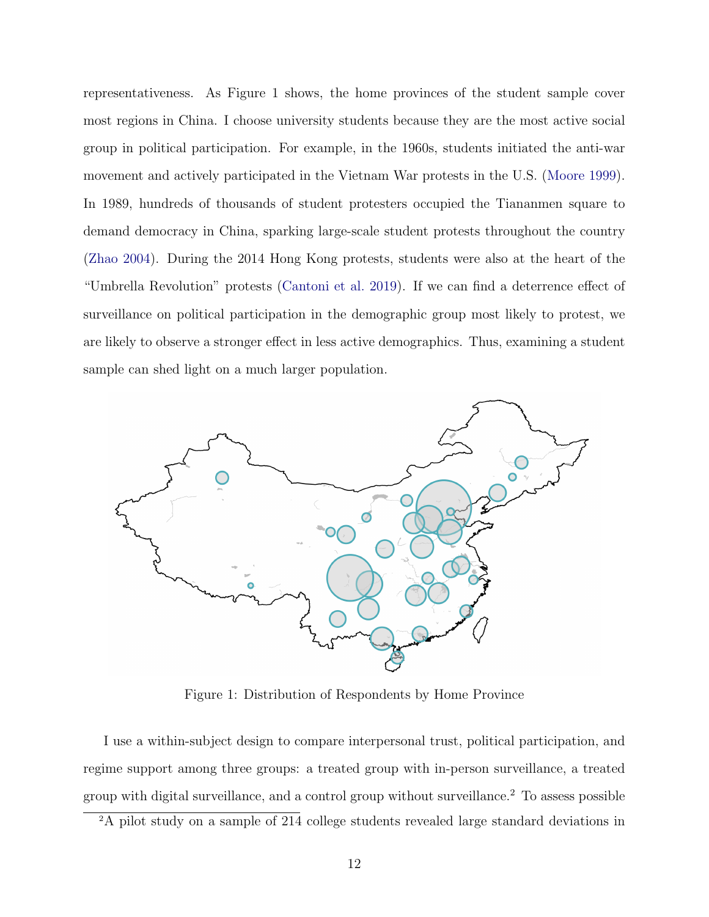representativeness. As Figure 1 shows, the home provinces of the student sample cover most regions in China. I choose university students because they are the most active social group in political participation. For example, in the 1960s, students initiated the anti-war movement and actively participated in the Vietnam War protests in the U.S. (Moore 1999). In 1989, hundreds of thousands of student protesters occupied the Tiananmen square to demand democracy in China, sparking large-scale student protests throughout the country (Zhao 2004). During the 2014 Hong Kong protests, students were also at the heart of the "Umbrella Revolution" protests (Cantoni et al. 2019). If we can find a deterrence effect of surveillance on political participation in the demographic group most likely to protest, we are likely to observe a stronger effect in less active demographics. Thus, examining a student sample can shed light on a much larger population.

Figure 1: Distribution of Respondents by Home Province

I use a within-subject design to compare interpersonal trust, political participation, and regime support among three groups: a treated group with in-person surveillance, a treated group with digital surveillance, and a control group without surveillance.[2] To assess possible

[2] A pilot study on a sample of 214 college students revealed large standard deviations in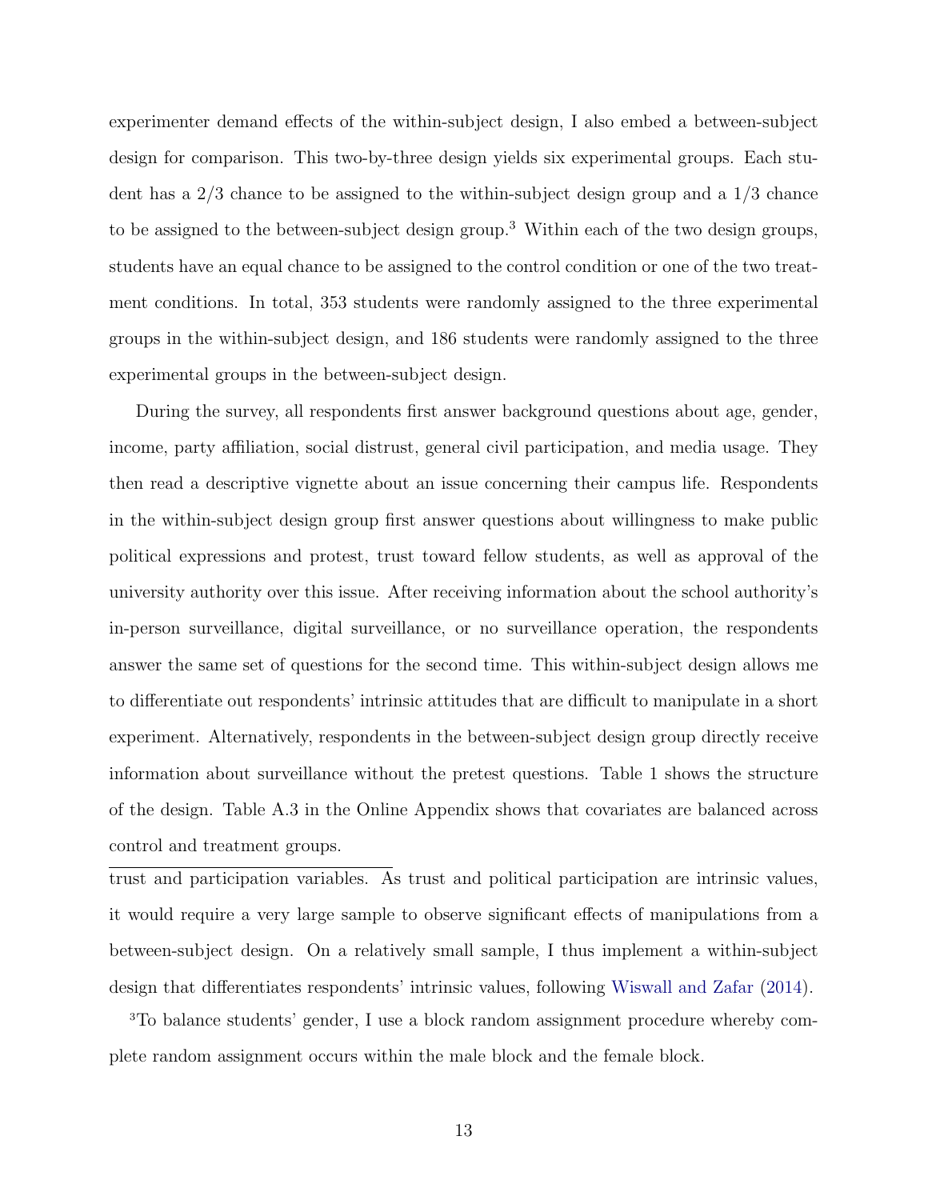experimenter demand effects of the within-subject design, I also embed a between-subject design for comparison. This two-by-three design yields six experimental groups. Each student has a 2/3 chance to be assigned to the within-subject design group and a 1/3 chance to be assigned to the between-subject design group.[3] Within each of the two design groups, students have an equal chance to be assigned to the control condition or one of the two treatment conditions. In total, 353 students were randomly assigned to the three experimental groups in the within-subject design, and 186 students were randomly assigned to the three experimental groups in the between-subject design.

During the survey, all respondents first answer background questions about age, gender, income, party affiliation, social distrust, general civil participation, and media usage. They then read a descriptive vignette about an issue concerning their campus life. Respondents in the within-subject design group first answer questions about willingness to make public political expressions and protest, trust toward fellow students, as well as approval of the university authority over this issue. After receiving information about the school authority's in-person surveillance, digital surveillance, or no surveillance operation, the respondents answer the same set of questions for the second time. This within-subject design allows me to differentiate out respondents' intrinsic attitudes that are difficult to manipulate in a short experiment. Alternatively, respondents in the between-subject design group directly receive information about surveillance without the pretest questions. Table 1 shows the structure of the design. Table A.3 in the Online Appendix shows that covariates are balanced across control and treatment groups.

---

trust and participation variables. As trust and political participation are intrinsic values, it would require a very large sample to observe significant effects of manipulations from a between-subject design. On a relatively small sample, I thus implement a within-subject design that differentiates respondents' intrinsic values, following Wiswall and Zafar (2014).

[3]To balance students' gender, I use a block random assignment procedure whereby complete random assignment occurs within the male block and the female block.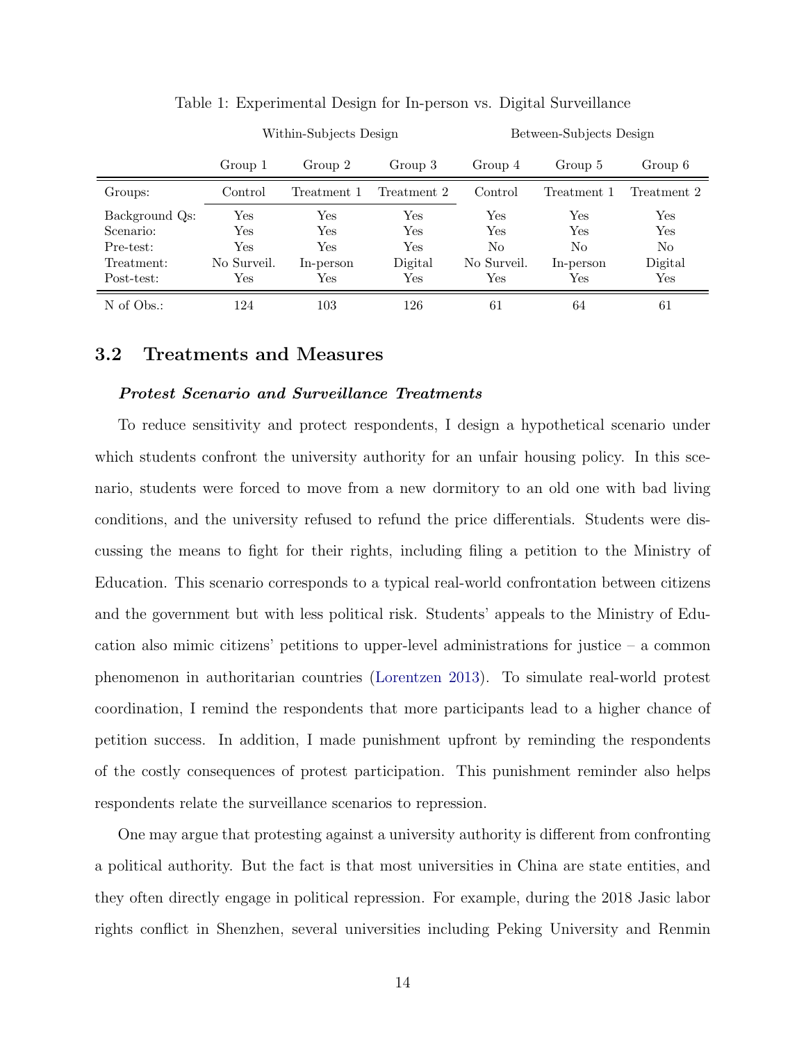Table 1: Experimental Design for In-person vs. Digital Surveillance

| | Within-Subjects Design | | | Between-Subjects Design | | |
|---|---|---|---|---|---|---|
| | Group 1 | Group 2 | Group 3 | Group 4 | Group 5 | Group 6 |
| Groups: | Control | Treatment 1 | Treatment 2 | Control | Treatment 1 | Treatment 2 |
| Background Qs: | Yes | Yes | Yes | Yes | Yes | Yes |
| Scenario: | Yes | Yes | Yes | Yes | Yes | Yes |
| Pre-test: | Yes | Yes | Yes | No | No | No |
| Treatment: | No Surveil. | In-person | Digital | No Surveil. | In-person | Digital |
| Post-test: | Yes | Yes | Yes | Yes | Yes | Yes |
| N of Obs.: | 124 | 103 | 126 | 61 | 64 | 61 |

## 3.2 Treatments and Measures

***Protest Scenario and Surveillance Treatments***

To reduce sensitivity and protect respondents, I design a hypothetical scenario under which students confront the university authority for an unfair housing policy. In this scenario, students were forced to move from a new dormitory to an old one with bad living conditions, and the university refused to refund the price differentials. Students were discussing the means to fight for their rights, including filing a petition to the Ministry of Education. This scenario corresponds to a typical real-world confrontation between citizens and the government but with less political risk. Students' appeals to the Ministry of Education also mimic citizens' petitions to upper-level administrations for justice – a common phenomenon in authoritarian countries (Lorentzen 2013). To simulate real-world protest coordination, I remind the respondents that more participants lead to a higher chance of petition success. In addition, I made punishment upfront by reminding the respondents of the costly consequences of protest participation. This punishment reminder also helps respondents relate the surveillance scenarios to repression.

One may argue that protesting against a university authority is different from confronting a political authority. But the fact is that most universities in China are state entities, and they often directly engage in political repression. For example, during the 2018 Jasic labor rights conflict in Shenzhen, several universities including Peking University and Renmin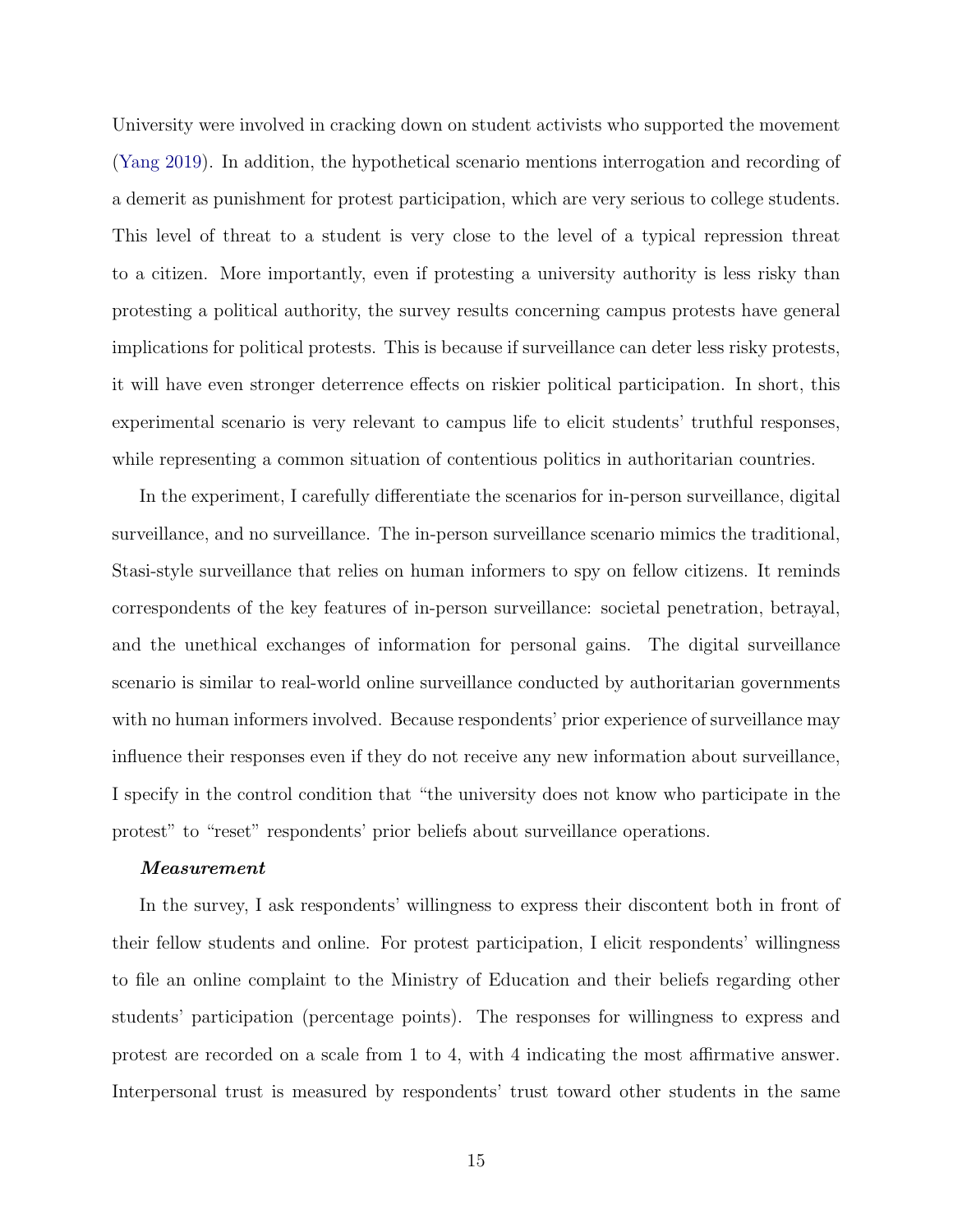University were involved in cracking down on student activists who supported the movement (Yang 2019). In addition, the hypothetical scenario mentions interrogation and recording of a demerit as punishment for protest participation, which are very serious to college students. This level of threat to a student is very close to the level of a typical repression threat to a citizen. More importantly, even if protesting a university authority is less risky than protesting a political authority, the survey results concerning campus protests have general implications for political protests. This is because if surveillance can deter less risky protests, it will have even stronger deterrence effects on riskier political participation. In short, this experimental scenario is very relevant to campus life to elicit students' truthful responses, while representing a common situation of contentious politics in authoritarian countries.

In the experiment, I carefully differentiate the scenarios for in-person surveillance, digital surveillance, and no surveillance. The in-person surveillance scenario mimics the traditional, Stasi-style surveillance that relies on human informers to spy on fellow citizens. It reminds correspondents of the key features of in-person surveillance: societal penetration, betrayal, and the unethical exchanges of information for personal gains. The digital surveillance scenario is similar to real-world online surveillance conducted by authoritarian governments with no human informers involved. Because respondents' prior experience of surveillance may influence their responses even if they do not receive any new information about surveillance, I specify in the control condition that "the university does not know who participate in the protest" to "reset" respondents' prior beliefs about surveillance operations.

***Measurement***

In the survey, I ask respondents' willingness to express their discontent both in front of their fellow students and online. For protest participation, I elicit respondents' willingness to file an online complaint to the Ministry of Education and their beliefs regarding other students' participation (percentage points). The responses for willingness to express and protest are recorded on a scale from 1 to 4, with 4 indicating the most affirmative answer. Interpersonal trust is measured by respondents' trust toward other students in the same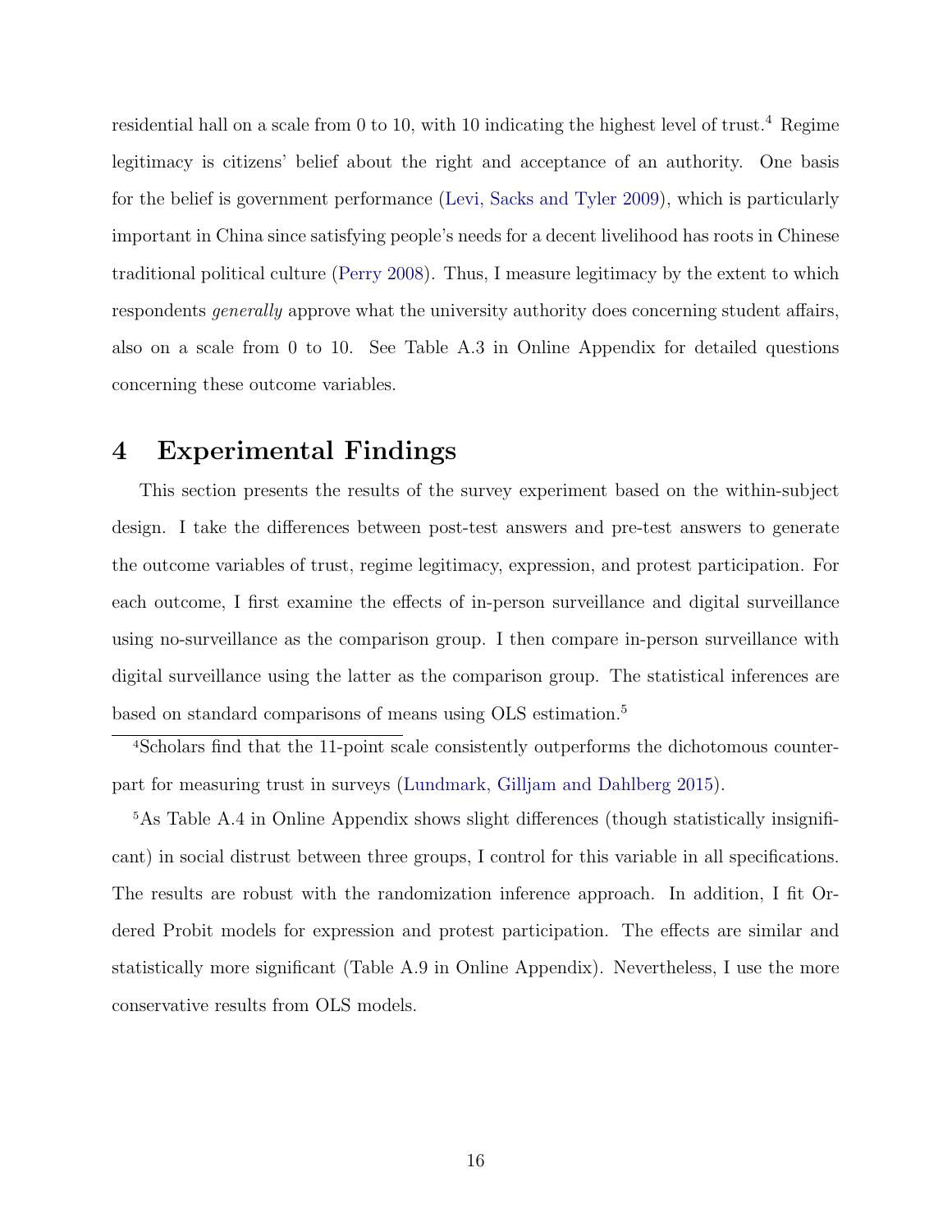residential hall on a scale from 0 to 10, with 10 indicating the highest level of trust.[4] Regime legitimacy is citizens' belief about the right and acceptance of an authority. One basis for the belief is government performance (Levi, Sacks and Tyler 2009), which is particularly important in China since satisfying people's needs for a decent livelihood has roots in Chinese traditional political culture (Perry 2008). Thus, I measure legitimacy by the extent to which respondents *generally* approve what the university authority does concerning student affairs, also on a scale from 0 to 10. See Table A.3 in Online Appendix for detailed questions concerning these outcome variables.

## 4 Experimental Findings

This section presents the results of the survey experiment based on the within-subject design. I take the differences between post-test answers and pre-test answers to generate the outcome variables of trust, regime legitimacy, expression, and protest participation. For each outcome, I first examine the effects of in-person surveillance and digital surveillance using no-surveillance as the comparison group. I then compare in-person surveillance with digital surveillance using the latter as the comparison group. The statistical inferences are based on standard comparisons of means using OLS estimation.[5]

[4]Scholars find that the 11-point scale consistently outperforms the dichotomous counterpart for measuring trust in surveys (Lundmark, Gilljam and Dahlberg 2015).

[5]As Table A.4 in Online Appendix shows slight differences (though statistically insignificant) in social distrust between three groups, I control for this variable in all specifications. The results are robust with the randomization inference approach. In addition, I fit Ordered Probit models for expression and protest participation. The effects are similar and statistically more significant (Table A.9 in Online Appendix). Nevertheless, I use the more conservative results from OLS models.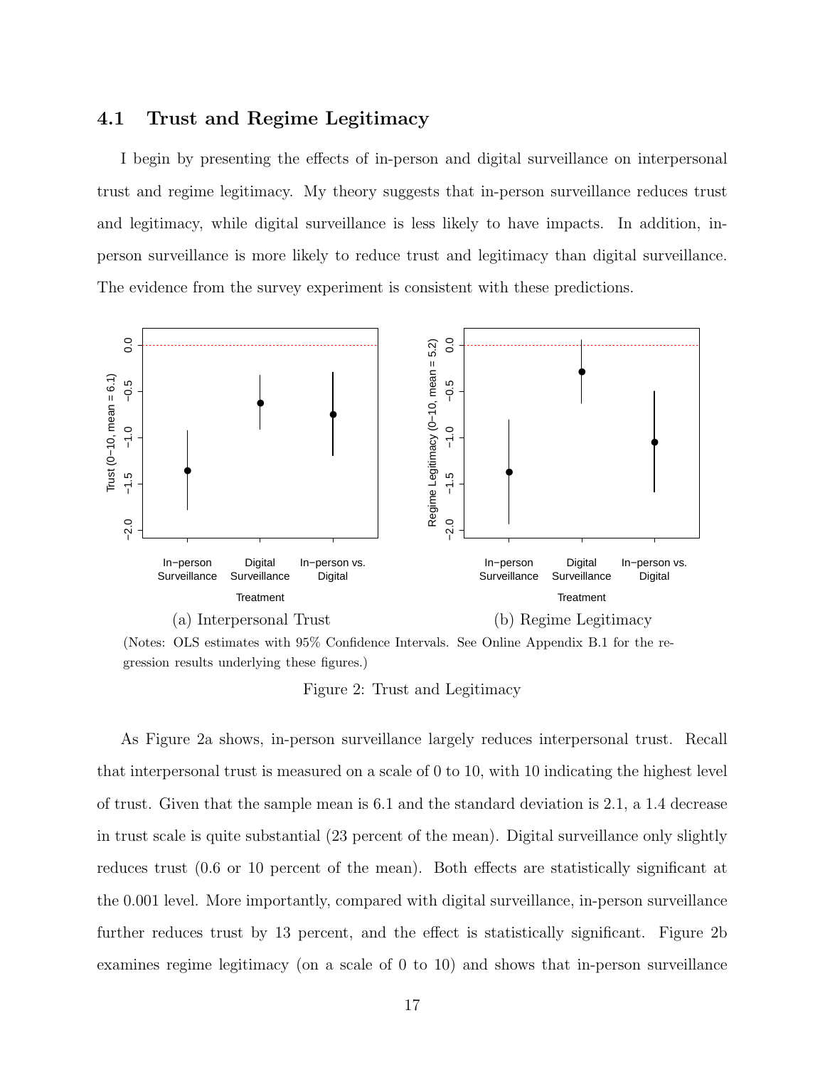## 4.1 Trust and Regime Legitimacy

I begin by presenting the effects of in-person and digital surveillance on interpersonal trust and regime legitimacy. My theory suggests that in-person surveillance reduces trust and legitimacy, while digital surveillance is less likely to have impacts. In addition, in-person surveillance is more likely to reduce trust and legitimacy than digital surveillance. The evidence from the survey experiment is consistent with these predictions.

(a) Interpersonal Trust

(b) Regime Legitimacy

(Notes: OLS estimates with 95% Confidence Intervals. See Online Appendix B.1 for the regression results underlying these figures.)

Figure 2: Trust and Legitimacy

As Figure 2a shows, in-person surveillance largely reduces interpersonal trust. Recall that interpersonal trust is measured on a scale of 0 to 10, with 10 indicating the highest level of trust. Given that the sample mean is 6.1 and the standard deviation is 2.1, a 1.4 decrease in trust scale is quite substantial (23 percent of the mean). Digital surveillance only slightly reduces trust (0.6 or 10 percent of the mean). Both effects are statistically significant at the 0.001 level. More importantly, compared with digital surveillance, in-person surveillance further reduces trust by 13 percent, and the effect is statistically significant. Figure 2b examines regime legitimacy (on a scale of 0 to 10) and shows that in-person surveillance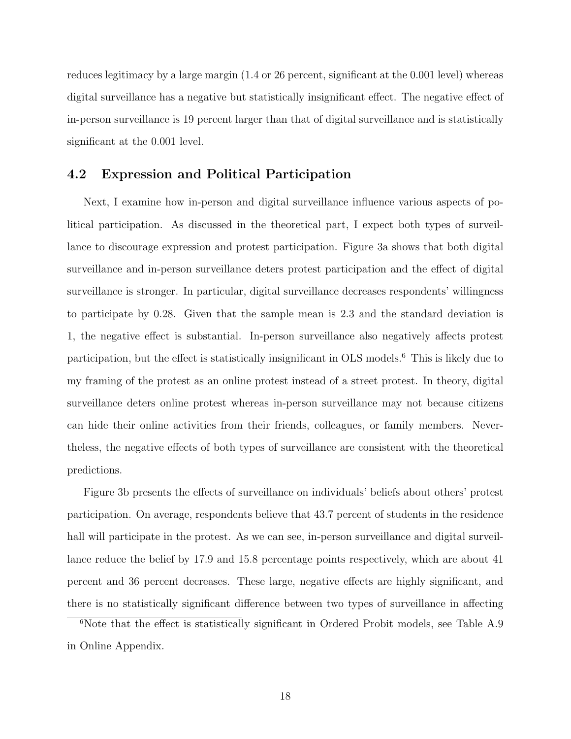reduces legitimacy by a large margin (1.4 or 26 percent, significant at the 0.001 level) whereas digital surveillance has a negative but statistically insignificant effect. The negative effect of in-person surveillance is 19 percent larger than that of digital surveillance and is statistically significant at the 0.001 level.

## 4.2 Expression and Political Participation

Next, I examine how in-person and digital surveillance influence various aspects of political participation. As discussed in the theoretical part, I expect both types of surveillance to discourage expression and protest participation. Figure 3a shows that both digital surveillance and in-person surveillance deters protest participation and the effect of digital surveillance is stronger. In particular, digital surveillance decreases respondents' willingness to participate by 0.28. Given that the sample mean is 2.3 and the standard deviation is 1, the negative effect is substantial. In-person surveillance also negatively affects protest participation, but the effect is statistically insignificant in OLS models.[6] This is likely due to my framing of the protest as an online protest instead of a street protest. In theory, digital surveillance deters online protest whereas in-person surveillance may not because citizens can hide their online activities from their friends, colleagues, or family members. Nevertheless, the negative effects of both types of surveillance are consistent with the theoretical predictions.

Figure 3b presents the effects of surveillance on individuals' beliefs about others' protest participation. On average, respondents believe that 43.7 percent of students in the residence hall will participate in the protest. As we can see, in-person surveillance and digital surveillance reduce the belief by 17.9 and 15.8 percentage points respectively, which are about 41 percent and 36 percent decreases. These large, negative effects are highly significant, and there is no statistically significant difference between two types of surveillance in affecting

[6] Note that the effect is statistically significant in Ordered Probit models, see Table A.9 in Online Appendix.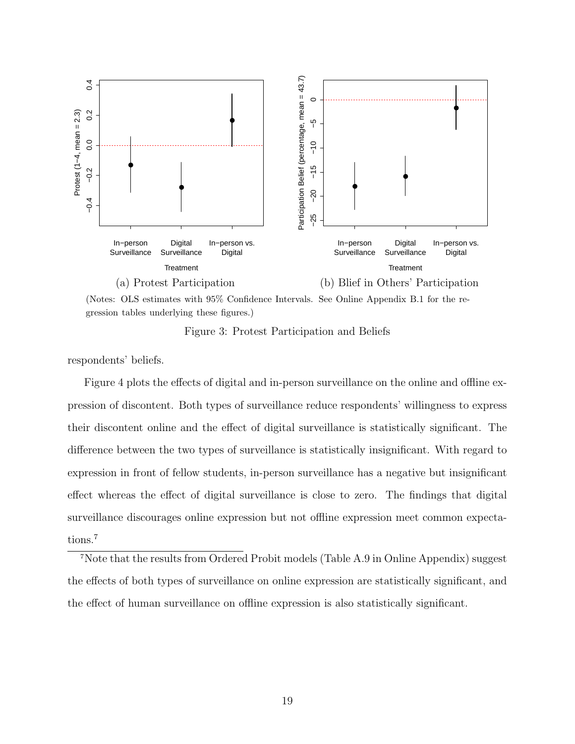(a) Protest Participation

(b) Blief in Others' Participation

(Notes: OLS estimates with 95% Confidence Intervals. See Online Appendix B.1 for the regression tables underlying these figures.)

Figure 3: Protest Participation and Beliefs

respondents' beliefs.

Figure 4 plots the effects of digital and in-person surveillance on the online and offline expression of discontent. Both types of surveillance reduce respondents' willingness to express their discontent online and the effect of digital surveillance is statistically significant. The difference between the two types of surveillance is statistically insignificant. With regard to expression in front of fellow students, in-person surveillance has a negative but insignificant effect whereas the effect of digital surveillance is close to zero. The findings that digital surveillance discourages online expression but not offline expression meet common expectations.[7]

[7] Note that the results from Ordered Probit models (Table A.9 in Online Appendix) suggest the effects of both types of surveillance on online expression are statistically significant, and the effect of human surveillance on offline expression is also statistically significant.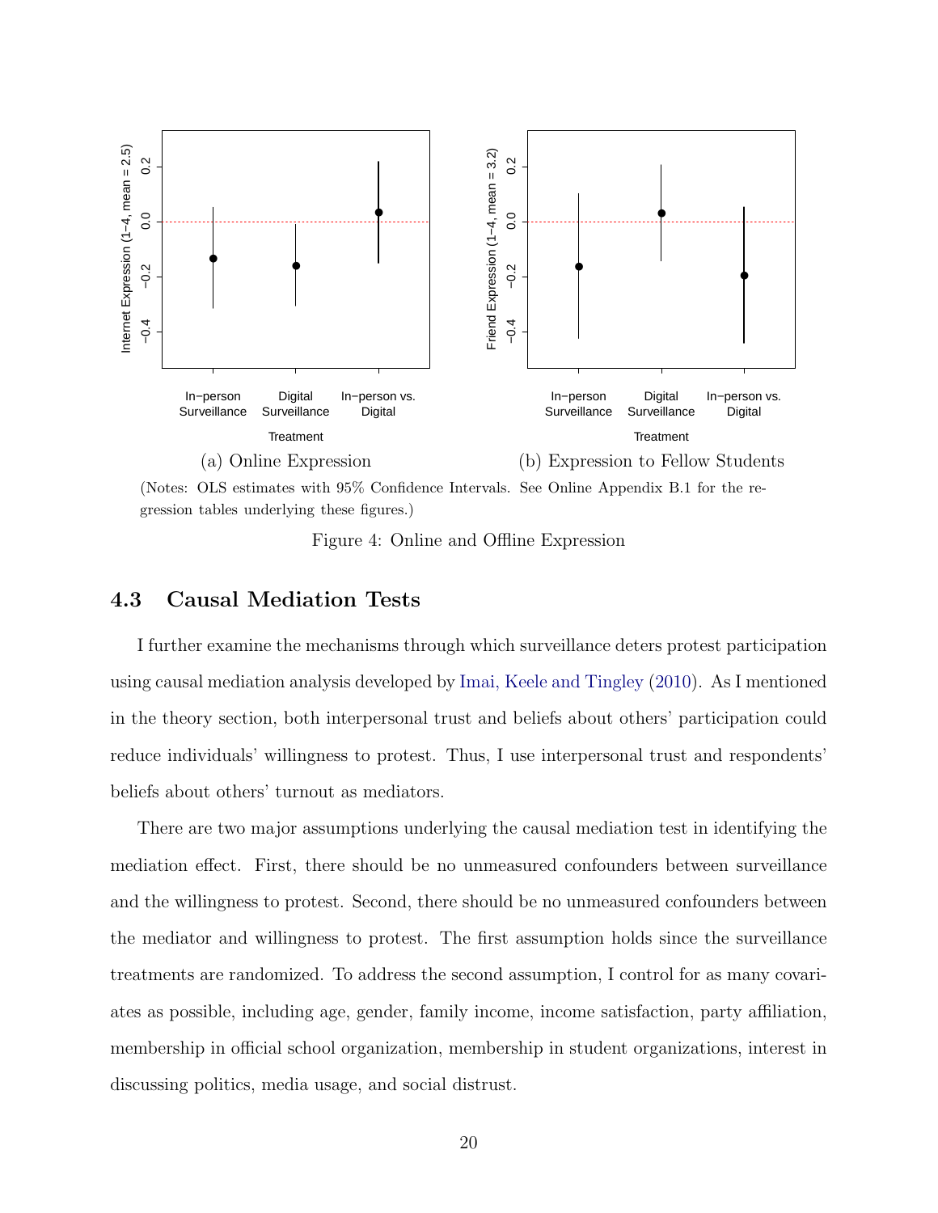(a) Online Expression

(b) Expression to Fellow Students

(Notes: OLS estimates with 95% Confidence Intervals. See Online Appendix B.1 for the regression tables underlying these figures.)

Figure 4: Online and Offline Expression

### 4.3 Causal Mediation Tests

I further examine the mechanisms through which surveillance deters protest participation using causal mediation analysis developed by Imai, Keele and Tingley (2010). As I mentioned in the theory section, both interpersonal trust and beliefs about others' participation could reduce individuals' willingness to protest. Thus, I use interpersonal trust and respondents' beliefs about others' turnout as mediators.

There are two major assumptions underlying the causal mediation test in identifying the mediation effect. First, there should be no unmeasured confounders between surveillance and the willingness to protest. Second, there should be no unmeasured confounders between the mediator and willingness to protest. The first assumption holds since the surveillance treatments are randomized. To address the second assumption, I control for as many covariates as possible, including age, gender, family income, income satisfaction, party affiliation, membership in official school organization, membership in student organizations, interest in discussing politics, media usage, and social distrust.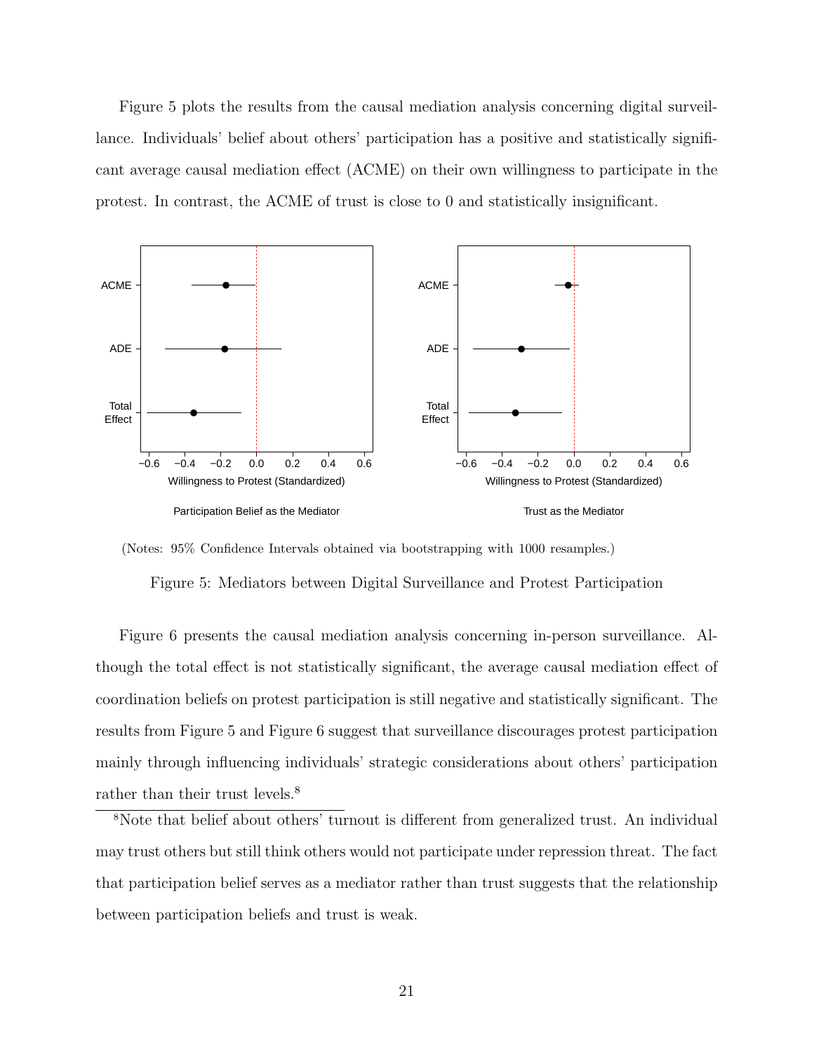Figure 5 plots the results from the causal mediation analysis concerning digital surveillance. Individuals' belief about others' participation has a positive and statistically significant average causal mediation effect (ACME) on their own willingness to participate in the protest. In contrast, the ACME of trust is close to 0 and statistically insignificant.

(Notes: 95% Confidence Intervals obtained via bootstrapping with 1000 resamples.)

Figure 5: Mediators between Digital Surveillance and Protest Participation

Figure 6 presents the causal mediation analysis concerning in-person surveillance. Although the total effect is not statistically significant, the average causal mediation effect of coordination beliefs on protest participation is still negative and statistically significant. The results from Figure 5 and Figure 6 suggest that surveillance discourages protest participation mainly through influencing individuals' strategic considerations about others' participation rather than their trust levels.[8]

[8]Note that belief about others' turnout is different from generalized trust. An individual may trust others but still think others would not participate under repression threat. The fact that participation belief serves as a mediator rather than trust suggests that the relationship between participation beliefs and trust is weak.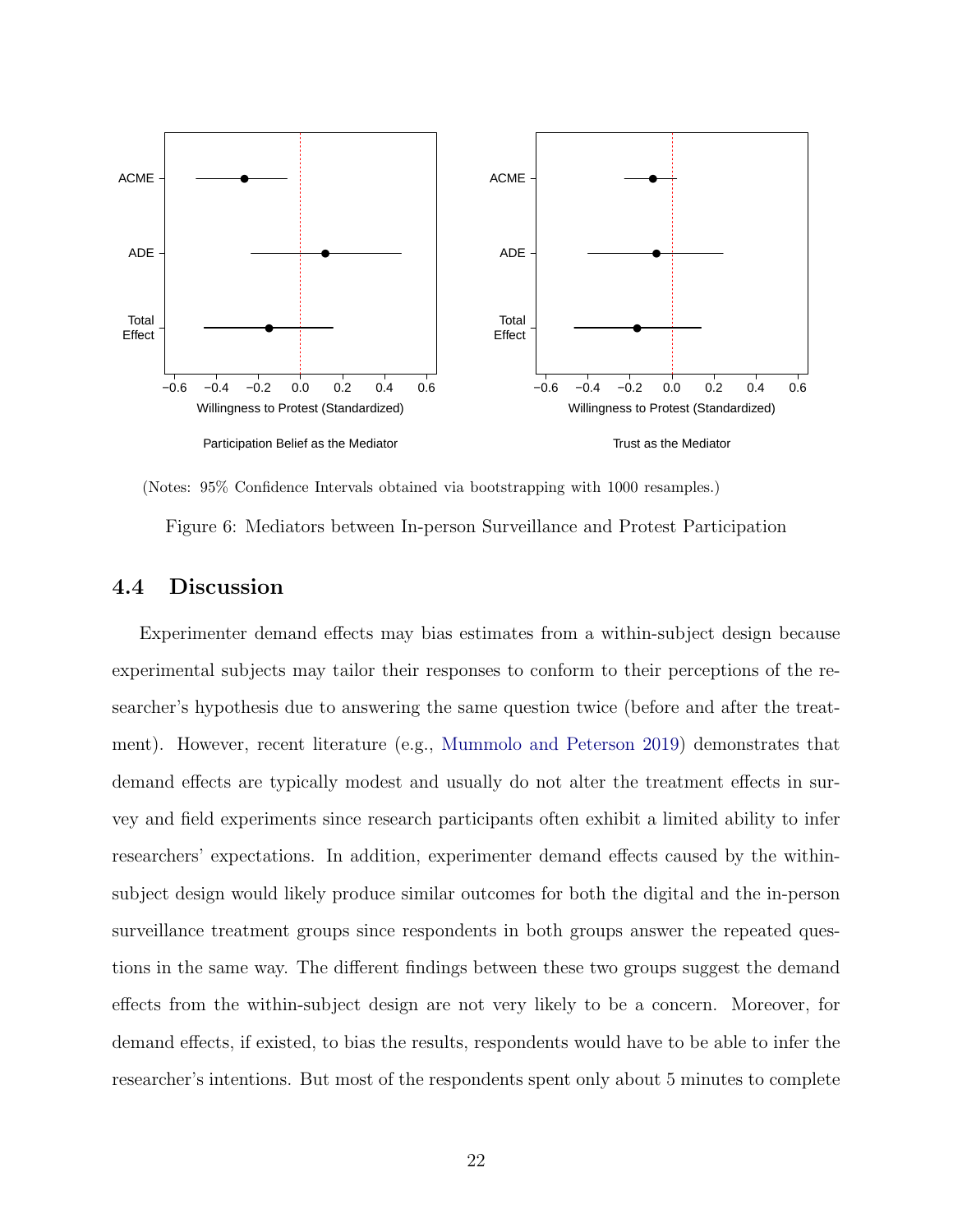(Notes: 95% Confidence Intervals obtained via bootstrapping with 1000 resamples.)

Figure 6: Mediators between In-person Surveillance and Protest Participation

### 4.4 Discussion

Experimenter demand effects may bias estimates from a within-subject design because experimental subjects may tailor their responses to conform to their perceptions of the researcher's hypothesis due to answering the same question twice (before and after the treatment). However, recent literature (e.g., Mummolo and Peterson 2019) demonstrates that demand effects are typically modest and usually do not alter the treatment effects in survey and field experiments since research participants often exhibit a limited ability to infer researchers' expectations. In addition, experimenter demand effects caused by the within-subject design would likely produce similar outcomes for both the digital and the in-person surveillance treatment groups since respondents in both groups answer the repeated questions in the same way. The different findings between these two groups suggest the demand effects from the within-subject design are not very likely to be a concern. Moreover, for demand effects, if existed, to bias the results, respondents would have to be able to infer the researcher's intentions. But most of the respondents spent only about 5 minutes to complete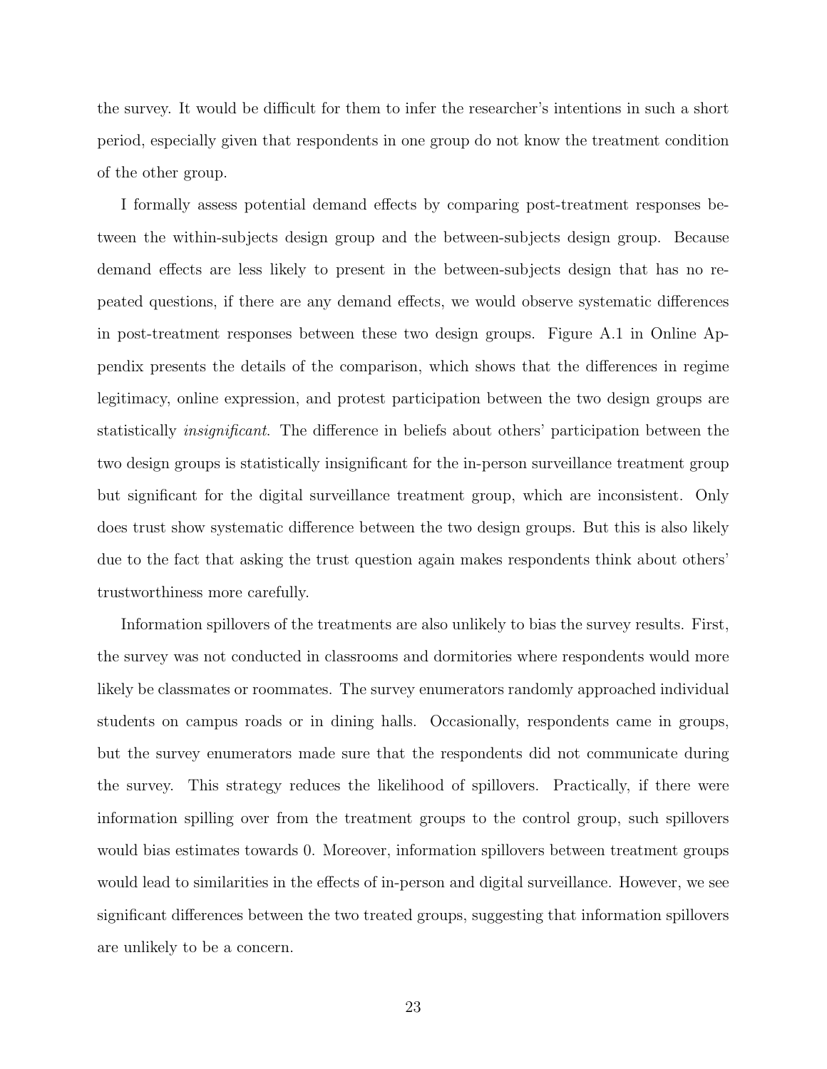the survey. It would be difficult for them to infer the researcher's intentions in such a short period, especially given that respondents in one group do not know the treatment condition of the other group.

I formally assess potential demand effects by comparing post-treatment responses between the within-subjects design group and the between-subjects design group. Because demand effects are less likely to present in the between-subjects design that has no repeated questions, if there are any demand effects, we would observe systematic differences in post-treatment responses between these two design groups. Figure A.1 in Online Appendix presents the details of the comparison, which shows that the differences in regime legitimacy, online expression, and protest participation between the two design groups are statistically *insignificant*. The difference in beliefs about others' participation between the two design groups is statistically insignificant for the in-person surveillance treatment group but significant for the digital surveillance treatment group, which are inconsistent. Only does trust show systematic difference between the two design groups. But this is also likely due to the fact that asking the trust question again makes respondents think about others' trustworthiness more carefully.

Information spillovers of the treatments are also unlikely to bias the survey results. First, the survey was not conducted in classrooms and dormitories where respondents would more likely be classmates or roommates. The survey enumerators randomly approached individual students on campus roads or in dining halls. Occasionally, respondents came in groups, but the survey enumerators made sure that the respondents did not communicate during the survey. This strategy reduces the likelihood of spillovers. Practically, if there were information spilling over from the treatment groups to the control group, such spillovers would bias estimates towards 0. Moreover, information spillovers between treatment groups would lead to similarities in the effects of in-person and digital surveillance. However, we see significant differences between the two treated groups, suggesting that information spillovers are unlikely to be a concern.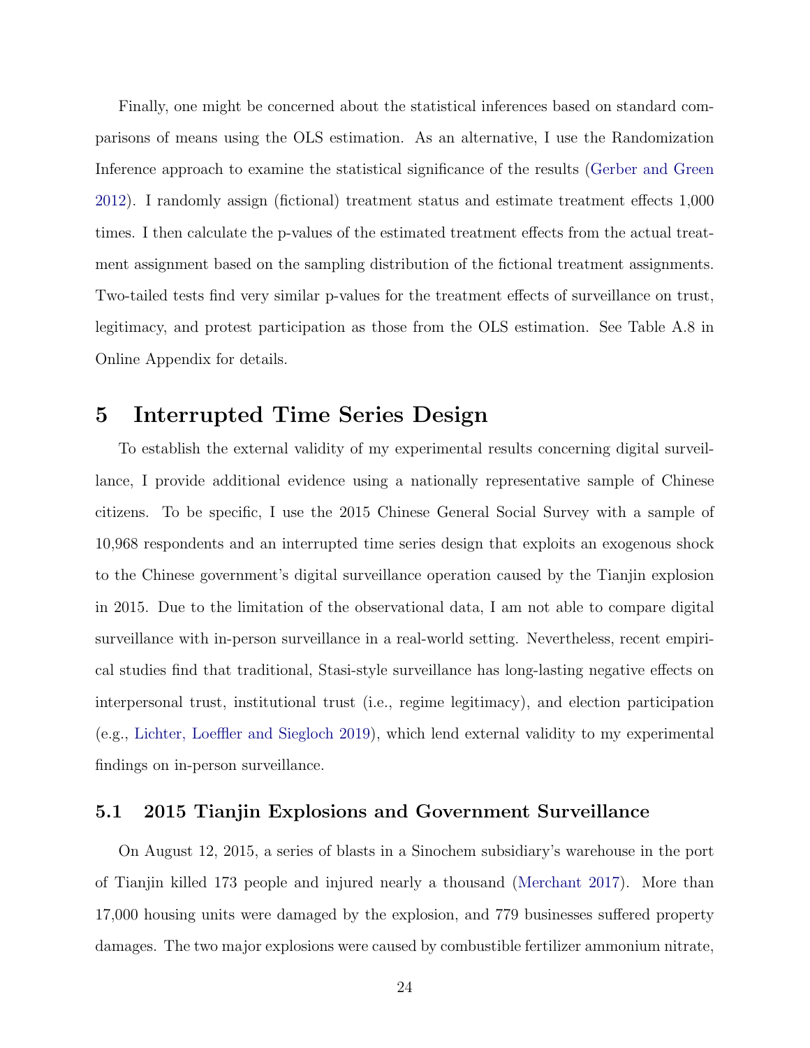Finally, one might be concerned about the statistical inferences based on standard comparisons of means using the OLS estimation. As an alternative, I use the Randomization Inference approach to examine the statistical significance of the results (Gerber and Green 2012). I randomly assign (fictional) treatment status and estimate treatment effects 1,000 times. I then calculate the p-values of the estimated treatment effects from the actual treatment assignment based on the sampling distribution of the fictional treatment assignments. Two-tailed tests find very similar p-values for the treatment effects of surveillance on trust, legitimacy, and protest participation as those from the OLS estimation. See Table A.8 in Online Appendix for details.

# 5 Interrupted Time Series Design

To establish the external validity of my experimental results concerning digital surveillance, I provide additional evidence using a nationally representative sample of Chinese citizens. To be specific, I use the 2015 Chinese General Social Survey with a sample of 10,968 respondents and an interrupted time series design that exploits an exogenous shock to the Chinese government's digital surveillance operation caused by the Tianjin explosion in 2015. Due to the limitation of the observational data, I am not able to compare digital surveillance with in-person surveillance in a real-world setting. Nevertheless, recent empirical studies find that traditional, Stasi-style surveillance has long-lasting negative effects on interpersonal trust, institutional trust (i.e., regime legitimacy), and election participation (e.g., Lichter, Loeffler and Siegloch 2019), which lend external validity to my experimental findings on in-person surveillance.

## 5.1 2015 Tianjin Explosions and Government Surveillance

On August 12, 2015, a series of blasts in a Sinochem subsidiary's warehouse in the port of Tianjin killed 173 people and injured nearly a thousand (Merchant 2017). More than 17,000 housing units were damaged by the explosion, and 779 businesses suffered property damages. The two major explosions were caused by combustible fertilizer ammonium nitrate,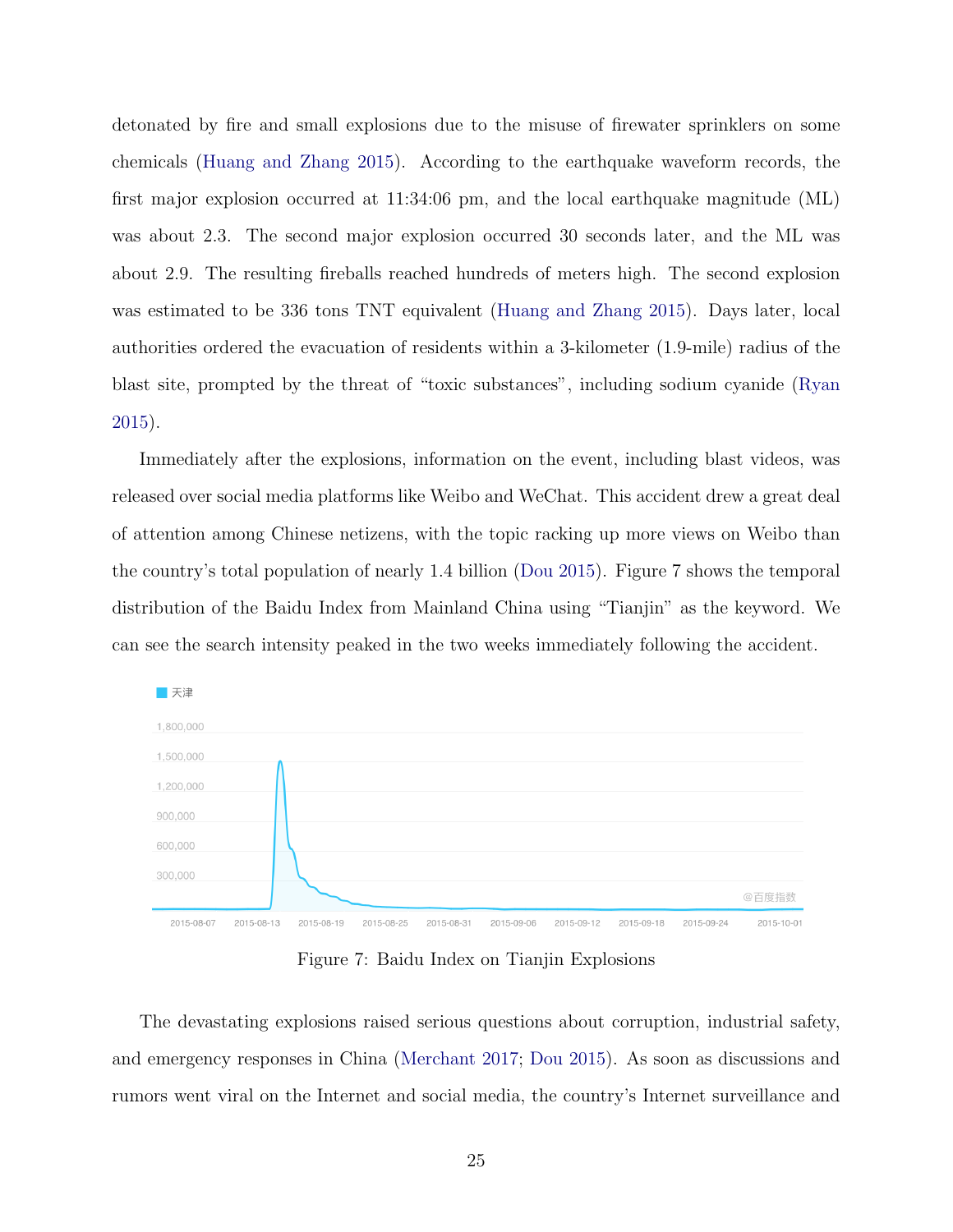detonated by fire and small explosions due to the misuse of firewater sprinklers on some chemicals (Huang and Zhang 2015). According to the earthquake waveform records, the first major explosion occurred at 11:34:06 pm, and the local earthquake magnitude (ML) was about 2.3. The second major explosion occurred 30 seconds later, and the ML was about 2.9. The resulting fireballs reached hundreds of meters high. The second explosion was estimated to be 336 tons TNT equivalent (Huang and Zhang 2015). Days later, local authorities ordered the evacuation of residents within a 3-kilometer (1.9-mile) radius of the blast site, prompted by the threat of "toxic substances", including sodium cyanide (Ryan 2015).

Immediately after the explosions, information on the event, including blast videos, was released over social media platforms like Weibo and WeChat. This accident drew a great deal of attention among Chinese netizens, with the topic racking up more views on Weibo than the country's total population of nearly 1.4 billion (Dou 2015). Figure 7 shows the temporal distribution of the Baidu Index from Mainland China using "Tianjin" as the keyword. We can see the search intensity peaked in the two weeks immediately following the accident.

Figure 7: Baidu Index on Tianjin Explosions

The devastating explosions raised serious questions about corruption, industrial safety, and emergency responses in China (Merchant 2017; Dou 2015). As soon as discussions and rumors went viral on the Internet and social media, the country's Internet surveillance and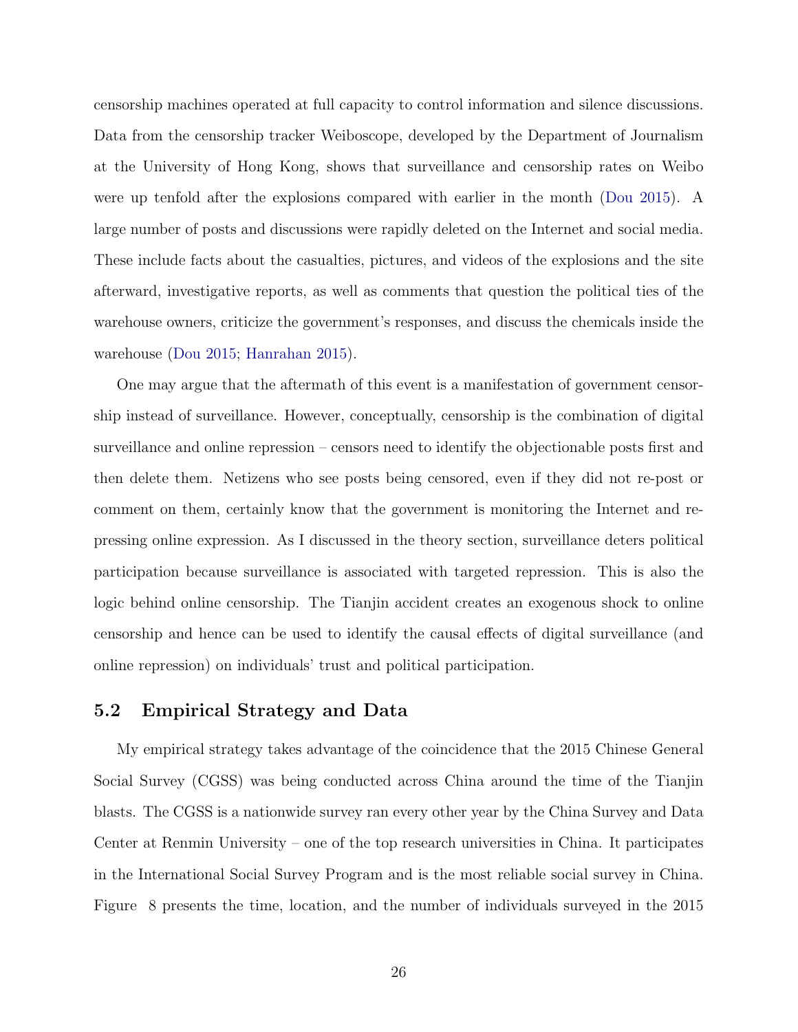censorship machines operated at full capacity to control information and silence discussions. Data from the censorship tracker Weiboscope, developed by the Department of Journalism at the University of Hong Kong, shows that surveillance and censorship rates on Weibo were up tenfold after the explosions compared with earlier in the month (Dou 2015). A large number of posts and discussions were rapidly deleted on the Internet and social media. These include facts about the casualties, pictures, and videos of the explosions and the site afterward, investigative reports, as well as comments that question the political ties of the warehouse owners, criticize the government's responses, and discuss the chemicals inside the warehouse (Dou 2015; Hanrahan 2015).

One may argue that the aftermath of this event is a manifestation of government censorship instead of surveillance. However, conceptually, censorship is the combination of digital surveillance and online repression – censors need to identify the objectionable posts first and then delete them. Netizens who see posts being censored, even if they did not re-post or comment on them, certainly know that the government is monitoring the Internet and repressing online expression. As I discussed in the theory section, surveillance deters political participation because surveillance is associated with targeted repression. This is also the logic behind online censorship. The Tianjin accident creates an exogenous shock to online censorship and hence can be used to identify the causal effects of digital surveillance (and online repression) on individuals' trust and political participation.

## 5.2 Empirical Strategy and Data

My empirical strategy takes advantage of the coincidence that the 2015 Chinese General Social Survey (CGSS) was being conducted across China around the time of the Tianjin blasts. The CGSS is a nationwide survey ran every other year by the China Survey and Data Center at Renmin University – one of the top research universities in China. It participates in the International Social Survey Program and is the most reliable social survey in China. Figure 8 presents the time, location, and the number of individuals surveyed in the 2015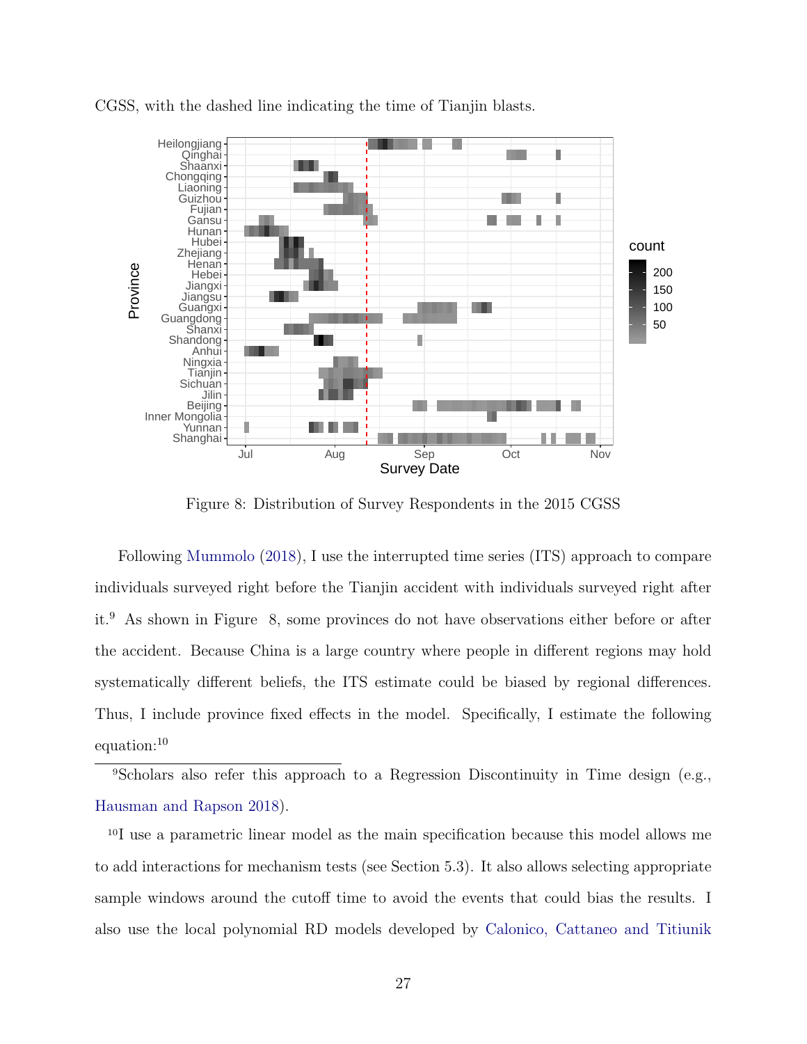CGSS, with the dashed line indicating the time of Tianjin blasts.

Figure 8: Distribution of Survey Respondents in the 2015 CGSS

Following Mummolo (2018), I use the interrupted time series (ITS) approach to compare individuals surveyed right before the Tianjin accident with individuals surveyed right after it.[9] As shown in Figure 8, some provinces do not have observations either before or after the accident. Because China is a large country where people in different regions may hold systematically different beliefs, the ITS estimate could be biased by regional differences. Thus, I include province fixed effects in the model. Specifically, I estimate the following equation:[10]

[9] Scholars also refer this approach to a Regression Discontinuity in Time design (e.g., Hausman and Rapson 2018).

[10] I use a parametric linear model as the main specification because this model allows me to add interactions for mechanism tests (see Section 5.3). It also allows selecting appropriate sample windows around the cutoff time to avoid the events that could bias the results. I also use the local polynomial RD models developed by Calonico, Cattaneo and Titiunik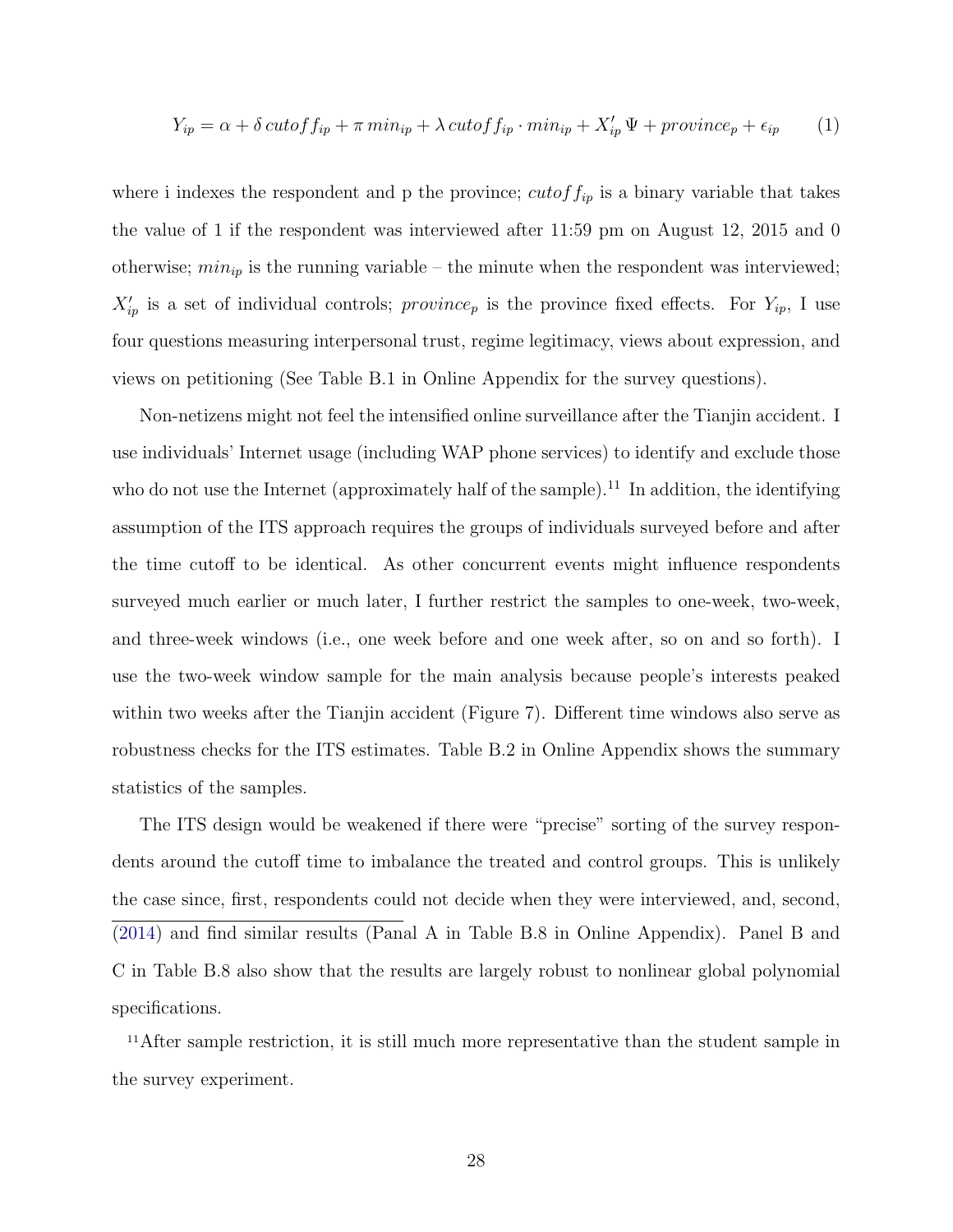$$Y_{ip} = \alpha + \delta\, cutoff_{ip} + \pi\, min_{ip} + \lambda\, cutoff_{ip} \cdot min_{ip} + X'_{ip}\,\Psi + province_p + \epsilon_{ip} \qquad (1)$$

where i indexes the respondent and p the province; $cutoff_{ip}$ is a binary variable that takes the value of 1 if the respondent was interviewed after 11:59 pm on August 12, 2015 and 0 otherwise; $min_{ip}$ is the running variable – the minute when the respondent was interviewed; $X'_{ip}$ is a set of individual controls; $province_p$ is the province fixed effects. For $Y_{ip}$, I use four questions measuring interpersonal trust, regime legitimacy, views about expression, and views on petitioning (See Table B.1 in Online Appendix for the survey questions).

Non-netizens might not feel the intensified online surveillance after the Tianjin accident. I use individuals' Internet usage (including WAP phone services) to identify and exclude those who do not use the Internet (approximately half of the sample).[11] In addition, the identifying assumption of the ITS approach requires the groups of individuals surveyed before and after the time cutoff to be identical. As other concurrent events might influence respondents surveyed much earlier or much later, I further restrict the samples to one-week, two-week, and three-week windows (i.e., one week before and one week after, so on and so forth). I use the two-week window sample for the main analysis because people's interests peaked within two weeks after the Tianjin accident (Figure 7). Different time windows also serve as robustness checks for the ITS estimates. Table B.2 in Online Appendix shows the summary statistics of the samples.

The ITS design would be weakened if there were "precise" sorting of the survey respondents around the cutoff time to imbalance the treated and control groups. This is unlikely the case since, first, respondents could not decide when they were interviewed, and, second,

(2014) and find similar results (Panal A in Table B.8 in Online Appendix). Panel B and C in Table B.8 also show that the results are largely robust to nonlinear global polynomial specifications.

[11] After sample restriction, it is still much more representative than the student sample in the survey experiment.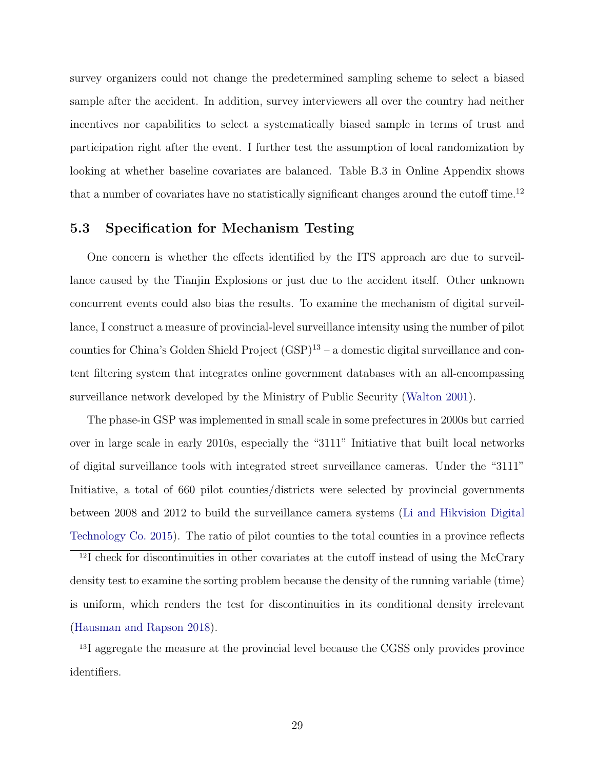survey organizers could not change the predetermined sampling scheme to select a biased sample after the accident. In addition, survey interviewers all over the country had neither incentives nor capabilities to select a systematically biased sample in terms of trust and participation right after the event. I further test the assumption of local randomization by looking at whether baseline covariates are balanced. Table B.3 in Online Appendix shows that a number of covariates have no statistically significant changes around the cutoff time.[12]

## 5.3 Specification for Mechanism Testing

One concern is whether the effects identified by the ITS approach are due to surveillance caused by the Tianjin Explosions or just due to the accident itself. Other unknown concurrent events could also bias the results. To examine the mechanism of digital surveillance, I construct a measure of provincial-level surveillance intensity using the number of pilot counties for China's Golden Shield Project (GSP)[13] – a domestic digital surveillance and content filtering system that integrates online government databases with an all-encompassing surveillance network developed by the Ministry of Public Security (Walton 2001).

The phase-in GSP was implemented in small scale in some prefectures in 2000s but carried over in large scale in early 2010s, especially the "3111" Initiative that built local networks of digital surveillance tools with integrated street surveillance cameras. Under the "3111" Initiative, a total of 660 pilot counties/districts were selected by provincial governments between 2008 and 2012 to build the surveillance camera systems (Li and Hikvision Digital Technology Co. 2015). The ratio of pilot counties to the total counties in a province reflects

[12] I check for discontinuities in other covariates at the cutoff instead of using the McCrary density test to examine the sorting problem because the density of the running variable (time) is uniform, which renders the test for discontinuities in its conditional density irrelevant (Hausman and Rapson 2018).

[13] I aggregate the measure at the provincial level because the CGSS only provides province identifiers.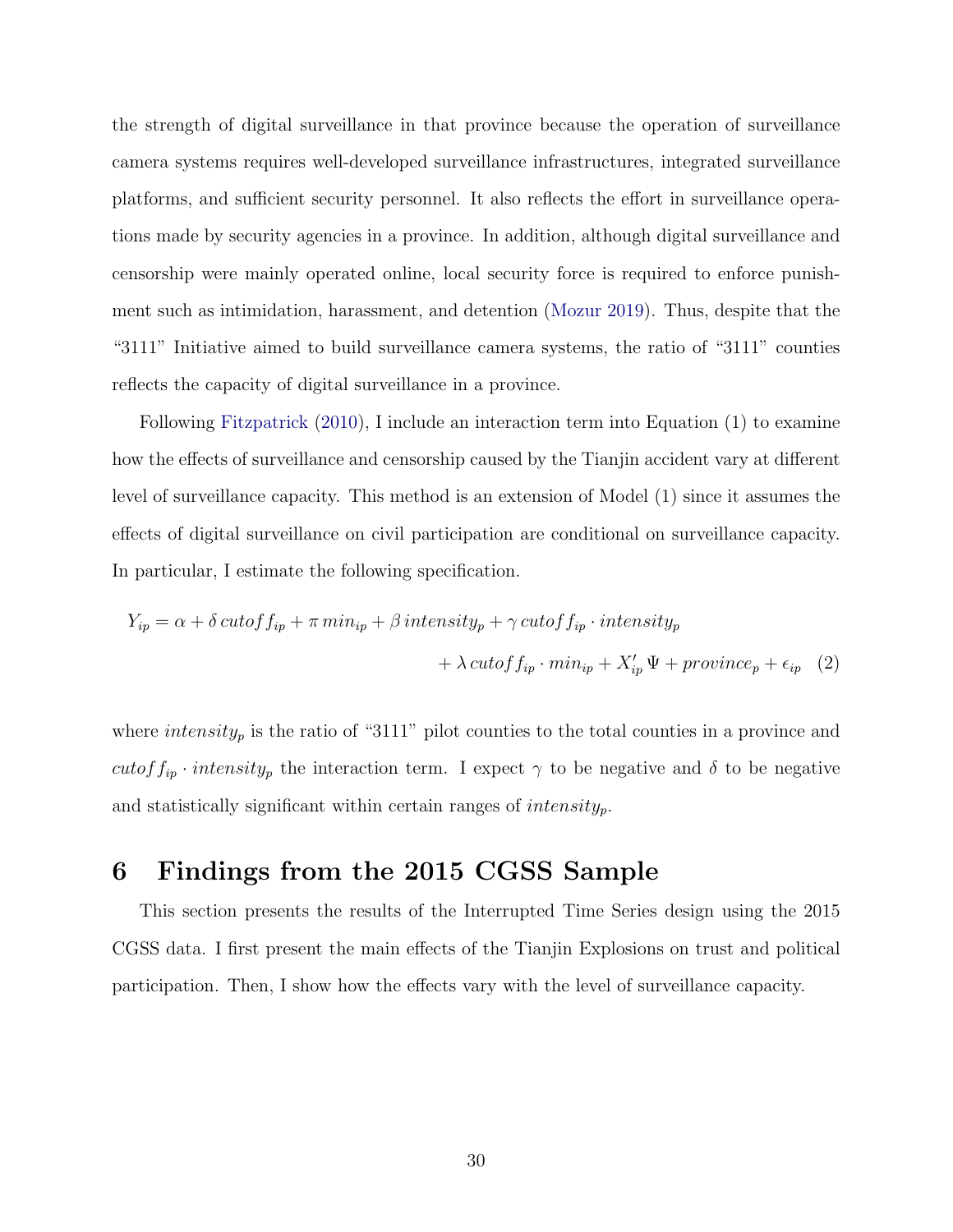the strength of digital surveillance in that province because the operation of surveillance camera systems requires well-developed surveillance infrastructures, integrated surveillance platforms, and sufficient security personnel. It also reflects the effort in surveillance operations made by security agencies in a province. In addition, although digital surveillance and censorship were mainly operated online, local security force is required to enforce punishment such as intimidation, harassment, and detention (Mozur 2019). Thus, despite that the "3111" Initiative aimed to build surveillance camera systems, the ratio of "3111" counties reflects the capacity of digital surveillance in a province.

Following Fitzpatrick (2010), I include an interaction term into Equation (1) to examine how the effects of surveillance and censorship caused by the Tianjin accident vary at different level of surveillance capacity. This method is an extension of Model (1) since it assumes the effects of digital surveillance on civil participation are conditional on surveillance capacity. In particular, I estimate the following specification.

$$Y_{ip} = \alpha + \delta\, cutoff_{ip} + \pi\, min_{ip} + \beta\, intensity_p + \gamma\, cutoff_{ip} \cdot intensity_p + \lambda\, cutoff_{ip} \cdot min_{ip} + X'_{ip}\, \Psi + province_p + \epsilon_{ip} \quad (2)$$

where $intensity_p$ is the ratio of "3111" pilot counties to the total counties in a province and $cutoff_{ip} \cdot intensity_p$ the interaction term. I expect $\gamma$ to be negative and $\delta$ to be negative and statistically significant within certain ranges of $intensity_p$.

# 6 Findings from the 2015 CGSS Sample

This section presents the results of the Interrupted Time Series design using the 2015 CGSS data. I first present the main effects of the Tianjin Explosions on trust and political participation. Then, I show how the effects vary with the level of surveillance capacity.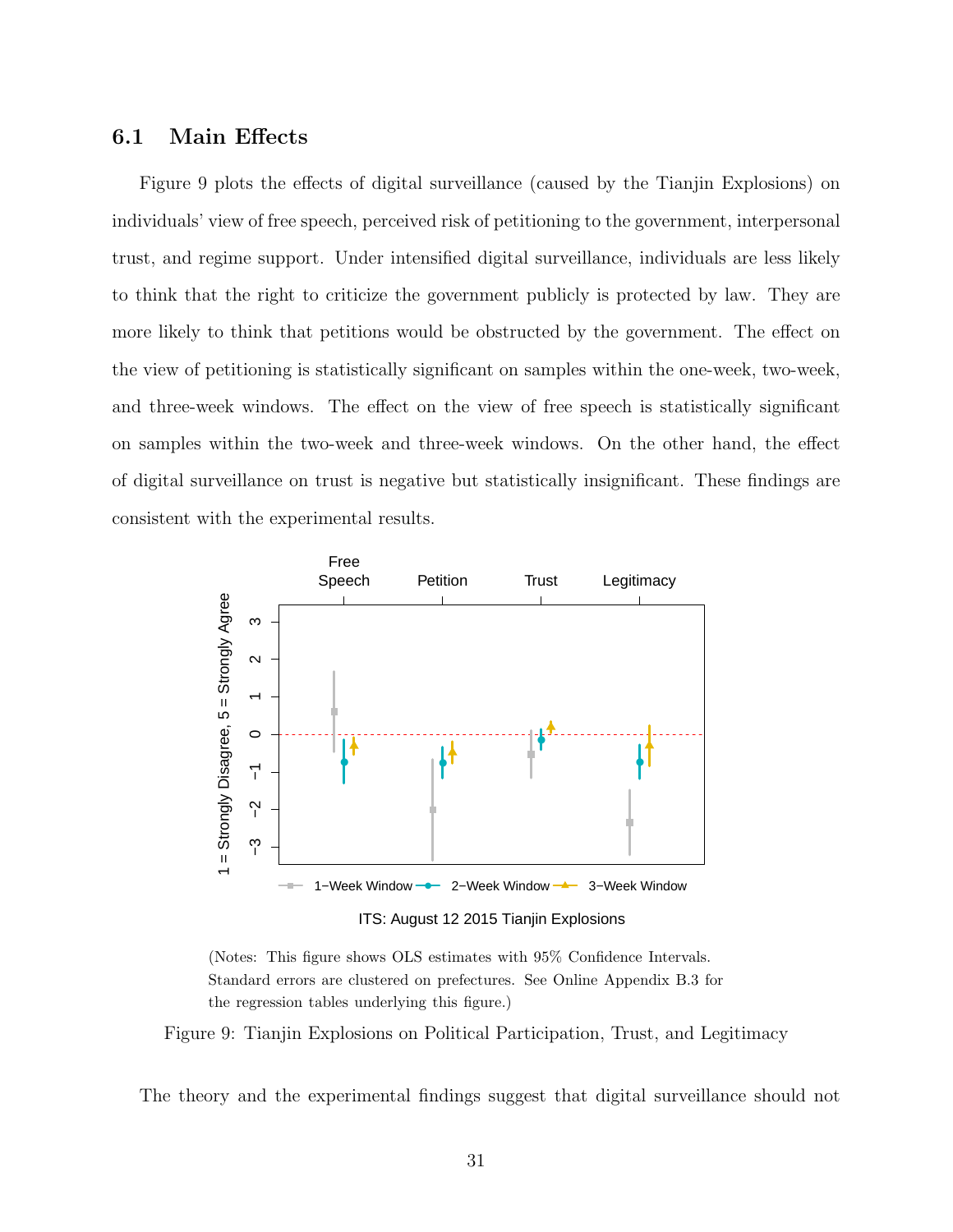### 6.1 Main Effects

Figure 9 plots the effects of digital surveillance (caused by the Tianjin Explosions) on individuals' view of free speech, perceived risk of petitioning to the government, interpersonal trust, and regime support. Under intensified digital surveillance, individuals are less likely to think that the right to criticize the government publicly is protected by law. They are more likely to think that petitions would be obstructed by the government. The effect on the view of petitioning is statistically significant on samples within the one-week, two-week, and three-week windows. The effect on the view of free speech is statistically significant on samples within the two-week and three-week windows. On the other hand, the effect of digital surveillance on trust is negative but statistically insignificant. These findings are consistent with the experimental results.

(Notes: This figure shows OLS estimates with 95% Confidence Intervals. Standard errors are clustered on prefectures. See Online Appendix B.3 for the regression tables underlying this figure.)

Figure 9: Tianjin Explosions on Political Participation, Trust, and Legitimacy

The theory and the experimental findings suggest that digital surveillance should not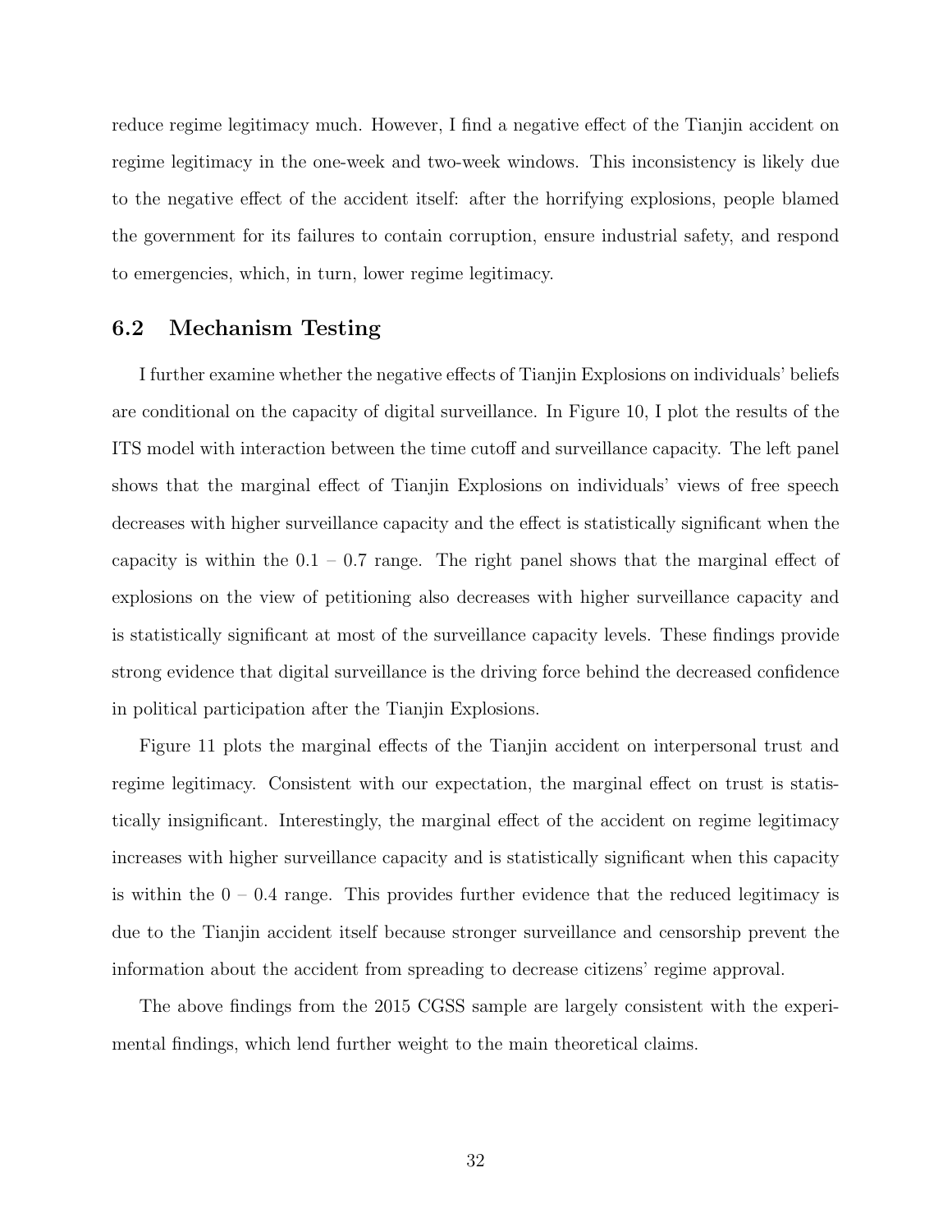reduce regime legitimacy much. However, I find a negative effect of the Tianjin accident on regime legitimacy in the one-week and two-week windows. This inconsistency is likely due to the negative effect of the accident itself: after the horrifying explosions, people blamed the government for its failures to contain corruption, ensure industrial safety, and respond to emergencies, which, in turn, lower regime legitimacy.

## 6.2 Mechanism Testing

I further examine whether the negative effects of Tianjin Explosions on individuals' beliefs are conditional on the capacity of digital surveillance. In Figure 10, I plot the results of the ITS model with interaction between the time cutoff and surveillance capacity. The left panel shows that the marginal effect of Tianjin Explosions on individuals' views of free speech decreases with higher surveillance capacity and the effect is statistically significant when the capacity is within the 0.1 – 0.7 range. The right panel shows that the marginal effect of explosions on the view of petitioning also decreases with higher surveillance capacity and is statistically significant at most of the surveillance capacity levels. These findings provide strong evidence that digital surveillance is the driving force behind the decreased confidence in political participation after the Tianjin Explosions.

Figure 11 plots the marginal effects of the Tianjin accident on interpersonal trust and regime legitimacy. Consistent with our expectation, the marginal effect on trust is statistically insignificant. Interestingly, the marginal effect of the accident on regime legitimacy increases with higher surveillance capacity and is statistically significant when this capacity is within the 0 – 0.4 range. This provides further evidence that the reduced legitimacy is due to the Tianjin accident itself because stronger surveillance and censorship prevent the information about the accident from spreading to decrease citizens' regime approval.

The above findings from the 2015 CGSS sample are largely consistent with the experimental findings, which lend further weight to the main theoretical claims.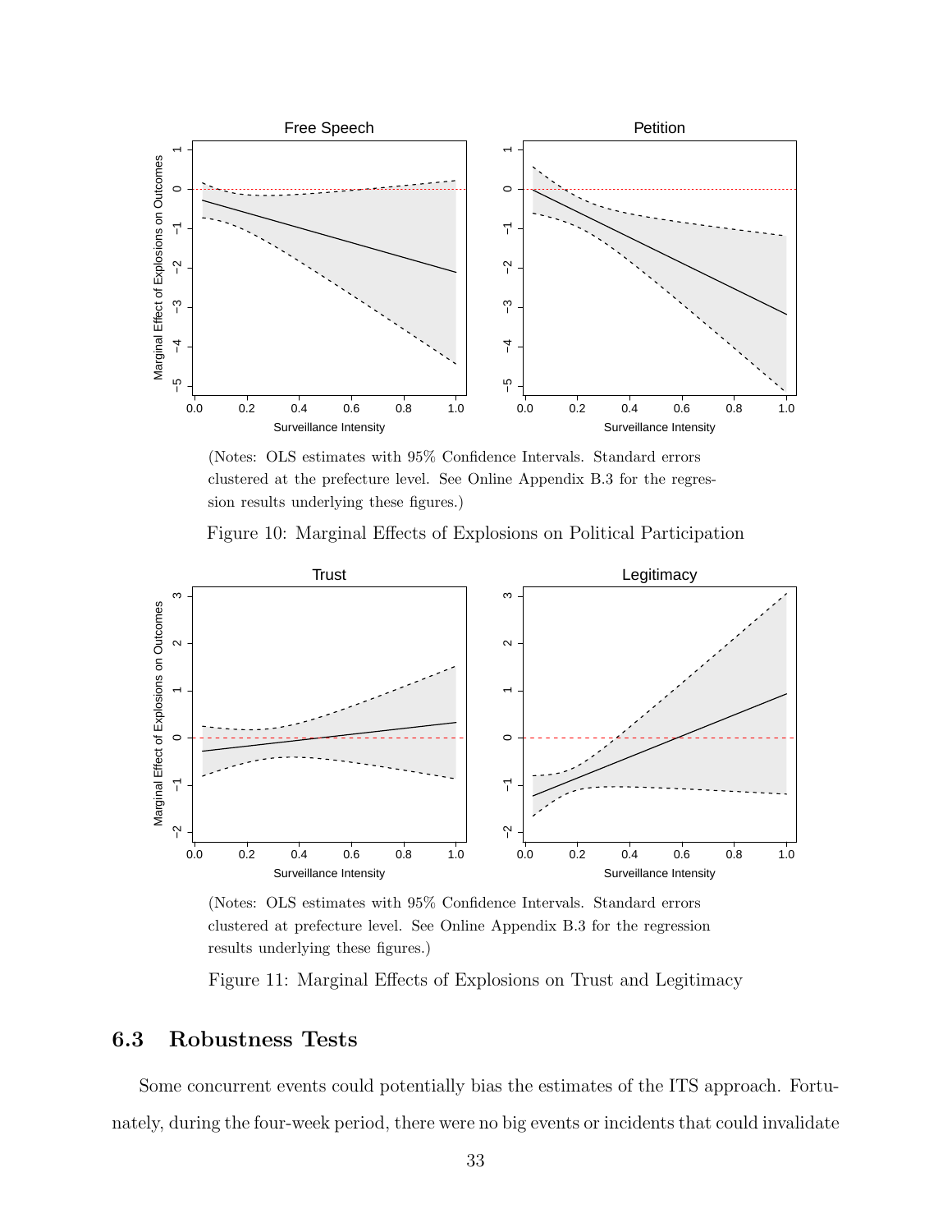(Notes: OLS estimates with 95% Confidence Intervals. Standard errors clustered at the prefecture level. See Online Appendix B.3 for the regression results underlying these figures.)

Figure 10: Marginal Effects of Explosions on Political Participation

(Notes: OLS estimates with 95% Confidence Intervals. Standard errors clustered at prefecture level. See Online Appendix B.3 for the regression results underlying these figures.)

Figure 11: Marginal Effects of Explosions on Trust and Legitimacy

## 6.3 Robustness Tests

Some concurrent events could potentially bias the estimates of the ITS approach. Fortunately, during the four-week period, there were no big events or incidents that could invalidate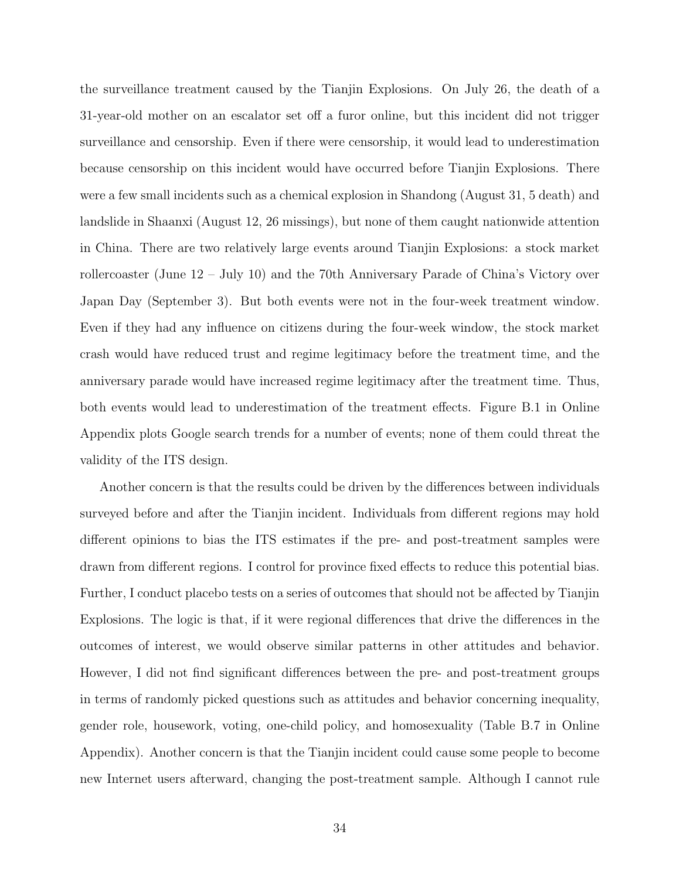the surveillance treatment caused by the Tianjin Explosions. On July 26, the death of a 31-year-old mother on an escalator set off a furor online, but this incident did not trigger surveillance and censorship. Even if there were censorship, it would lead to underestimation because censorship on this incident would have occurred before Tianjin Explosions. There were a few small incidents such as a chemical explosion in Shandong (August 31, 5 death) and landslide in Shaanxi (August 12, 26 missings), but none of them caught nationwide attention in China. There are two relatively large events around Tianjin Explosions: a stock market rollercoaster (June 12 – July 10) and the 70th Anniversary Parade of China's Victory over Japan Day (September 3). But both events were not in the four-week treatment window. Even if they had any influence on citizens during the four-week window, the stock market crash would have reduced trust and regime legitimacy before the treatment time, and the anniversary parade would have increased regime legitimacy after the treatment time. Thus, both events would lead to underestimation of the treatment effects. Figure B.1 in Online Appendix plots Google search trends for a number of events; none of them could threat the validity of the ITS design.

Another concern is that the results could be driven by the differences between individuals surveyed before and after the Tianjin incident. Individuals from different regions may hold different opinions to bias the ITS estimates if the pre- and post-treatment samples were drawn from different regions. I control for province fixed effects to reduce this potential bias. Further, I conduct placebo tests on a series of outcomes that should not be affected by Tianjin Explosions. The logic is that, if it were regional differences that drive the differences in the outcomes of interest, we would observe similar patterns in other attitudes and behavior. However, I did not find significant differences between the pre- and post-treatment groups in terms of randomly picked questions such as attitudes and behavior concerning inequality, gender role, housework, voting, one-child policy, and homosexuality (Table B.7 in Online Appendix). Another concern is that the Tianjin incident could cause some people to become new Internet users afterward, changing the post-treatment sample. Although I cannot rule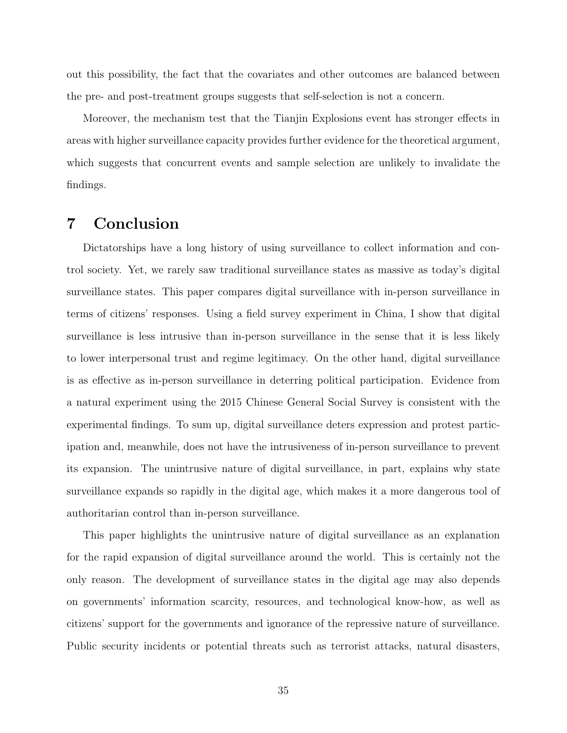out this possibility, the fact that the covariates and other outcomes are balanced between the pre- and post-treatment groups suggests that self-selection is not a concern.

Moreover, the mechanism test that the Tianjin Explosions event has stronger effects in areas with higher surveillance capacity provides further evidence for the theoretical argument, which suggests that concurrent events and sample selection are unlikely to invalidate the findings.

# 7 Conclusion

Dictatorships have a long history of using surveillance to collect information and control society. Yet, we rarely saw traditional surveillance states as massive as today's digital surveillance states. This paper compares digital surveillance with in-person surveillance in terms of citizens' responses. Using a field survey experiment in China, I show that digital surveillance is less intrusive than in-person surveillance in the sense that it is less likely to lower interpersonal trust and regime legitimacy. On the other hand, digital surveillance is as effective as in-person surveillance in deterring political participation. Evidence from a natural experiment using the 2015 Chinese General Social Survey is consistent with the experimental findings. To sum up, digital surveillance deters expression and protest participation and, meanwhile, does not have the intrusiveness of in-person surveillance to prevent its expansion. The unintrusive nature of digital surveillance, in part, explains why state surveillance expands so rapidly in the digital age, which makes it a more dangerous tool of authoritarian control than in-person surveillance.

This paper highlights the unintrusive nature of digital surveillance as an explanation for the rapid expansion of digital surveillance around the world. This is certainly not the only reason. The development of surveillance states in the digital age may also depends on governments' information scarcity, resources, and technological know-how, as well as citizens' support for the governments and ignorance of the repressive nature of surveillance. Public security incidents or potential threats such as terrorist attacks, natural disasters,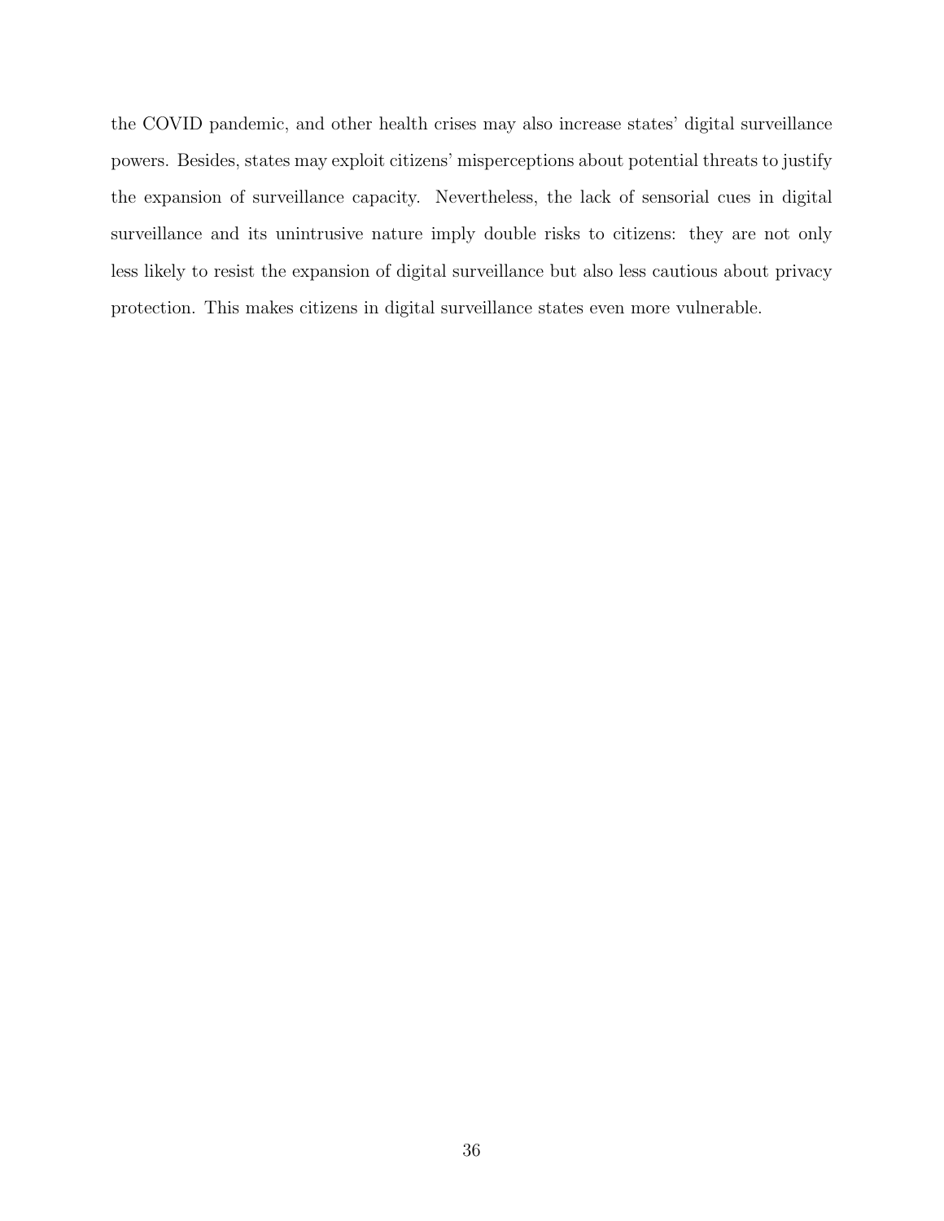the COVID pandemic, and other health crises may also increase states' digital surveillance powers. Besides, states may exploit citizens' misperceptions about potential threats to justify the expansion of surveillance capacity. Nevertheless, the lack of sensorial cues in digital surveillance and its unintrusive nature imply double risks to citizens: they are not only less likely to resist the expansion of digital surveillance but also less cautious about privacy protection. This makes citizens in digital surveillance states even more vulnerable.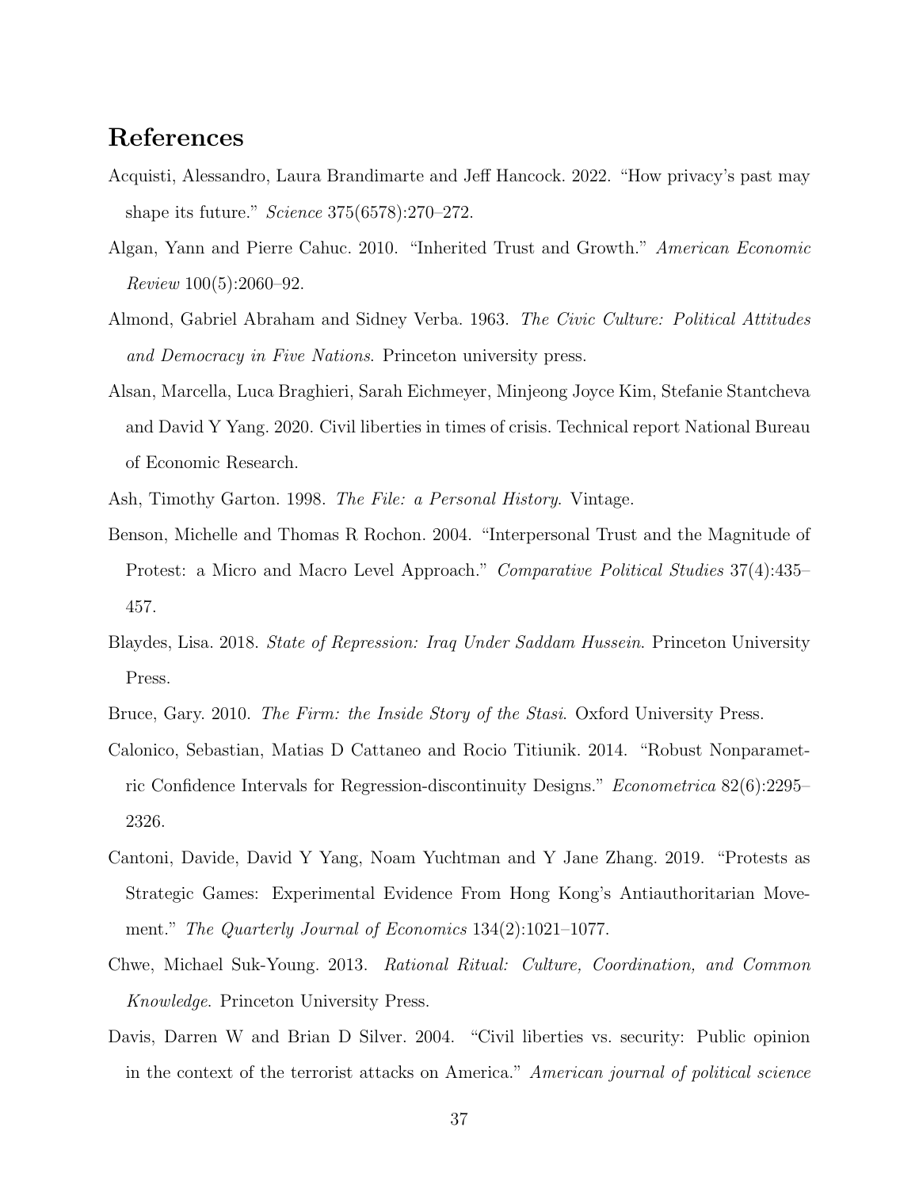# References

Acquisti, Alessandro, Laura Brandimarte and Jeff Hancock. 2022. "How privacy's past may shape its future." *Science* 375(6578):270–272.

Algan, Yann and Pierre Cahuc. 2010. "Inherited Trust and Growth." *American Economic Review* 100(5):2060–92.

Almond, Gabriel Abraham and Sidney Verba. 1963. *The Civic Culture: Political Attitudes and Democracy in Five Nations*. Princeton university press.

Alsan, Marcella, Luca Braghieri, Sarah Eichmeyer, Minjeong Joyce Kim, Stefanie Stantcheva and David Y Yang. 2020. Civil liberties in times of crisis. Technical report National Bureau of Economic Research.

Ash, Timothy Garton. 1998. *The File: a Personal History*. Vintage.

Benson, Michelle and Thomas R Rochon. 2004. "Interpersonal Trust and the Magnitude of Protest: a Micro and Macro Level Approach." *Comparative Political Studies* 37(4):435–457.

Blaydes, Lisa. 2018. *State of Repression: Iraq Under Saddam Hussein*. Princeton University Press.

Bruce, Gary. 2010. *The Firm: the Inside Story of the Stasi*. Oxford University Press.

Calonico, Sebastian, Matias D Cattaneo and Rocio Titiunik. 2014. "Robust Nonparametric Confidence Intervals for Regression-discontinuity Designs." *Econometrica* 82(6):2295–2326.

Cantoni, Davide, David Y Yang, Noam Yuchtman and Y Jane Zhang. 2019. "Protests as Strategic Games: Experimental Evidence From Hong Kong's Antiauthoritarian Movement." *The Quarterly Journal of Economics* 134(2):1021–1077.

Chwe, Michael Suk-Young. 2013. *Rational Ritual: Culture, Coordination, and Common Knowledge*. Princeton University Press.

Davis, Darren W and Brian D Silver. 2004. "Civil liberties vs. security: Public opinion in the context of the terrorist attacks on America." *American journal of political science*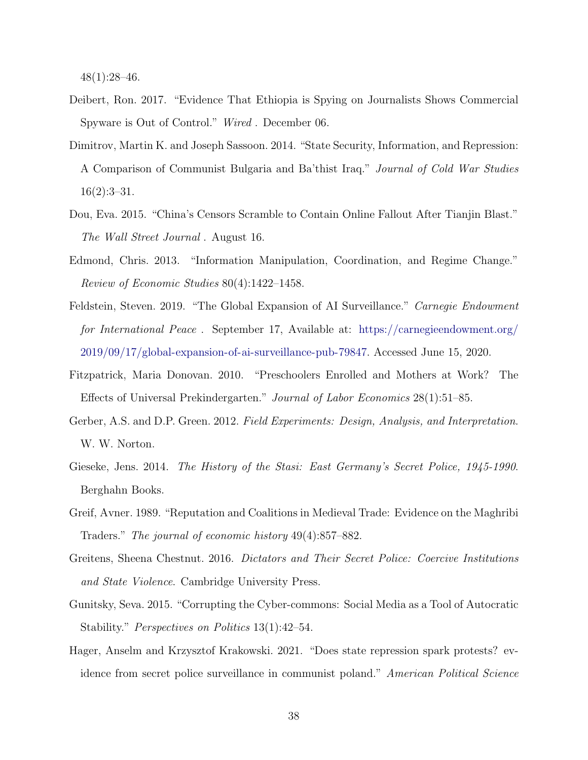48(1):28–46.

Deibert, Ron. 2017. "Evidence That Ethiopia is Spying on Journalists Shows Commercial Spyware is Out of Control." *Wired* . December 06.

Dimitrov, Martin K. and Joseph Sassoon. 2014. "State Security, Information, and Repression: A Comparison of Communist Bulgaria and Ba'thist Iraq." *Journal of Cold War Studies* 16(2):3–31.

Dou, Eva. 2015. "China's Censors Scramble to Contain Online Fallout After Tianjin Blast." *The Wall Street Journal* . August 16.

Edmond, Chris. 2013. "Information Manipulation, Coordination, and Regime Change." *Review of Economic Studies* 80(4):1422–1458.

Feldstein, Steven. 2019. "The Global Expansion of AI Surveillance." *Carnegie Endowment for International Peace* . September 17, Available at: https://carnegieendowment.org/2019/09/17/global-expansion-of-ai-surveillance-pub-79847. Accessed June 15, 2020.

Fitzpatrick, Maria Donovan. 2010. "Preschoolers Enrolled and Mothers at Work? The Effects of Universal Prekindergarten." *Journal of Labor Economics* 28(1):51–85.

Gerber, A.S. and D.P. Green. 2012. *Field Experiments: Design, Analysis, and Interpretation*. W. W. Norton.

Gieseke, Jens. 2014. *The History of the Stasi: East Germany's Secret Police, 1945-1990*. Berghahn Books.

Greif, Avner. 1989. "Reputation and Coalitions in Medieval Trade: Evidence on the Maghribi Traders." *The journal of economic history* 49(4):857–882.

Greitens, Sheena Chestnut. 2016. *Dictators and Their Secret Police: Coercive Institutions and State Violence*. Cambridge University Press.

Gunitsky, Seva. 2015. "Corrupting the Cyber-commons: Social Media as a Tool of Autocratic Stability." *Perspectives on Politics* 13(1):42–54.

Hager, Anselm and Krzysztof Krakowski. 2021. "Does state repression spark protests? evidence from secret police surveillance in communist poland." *American Political Science*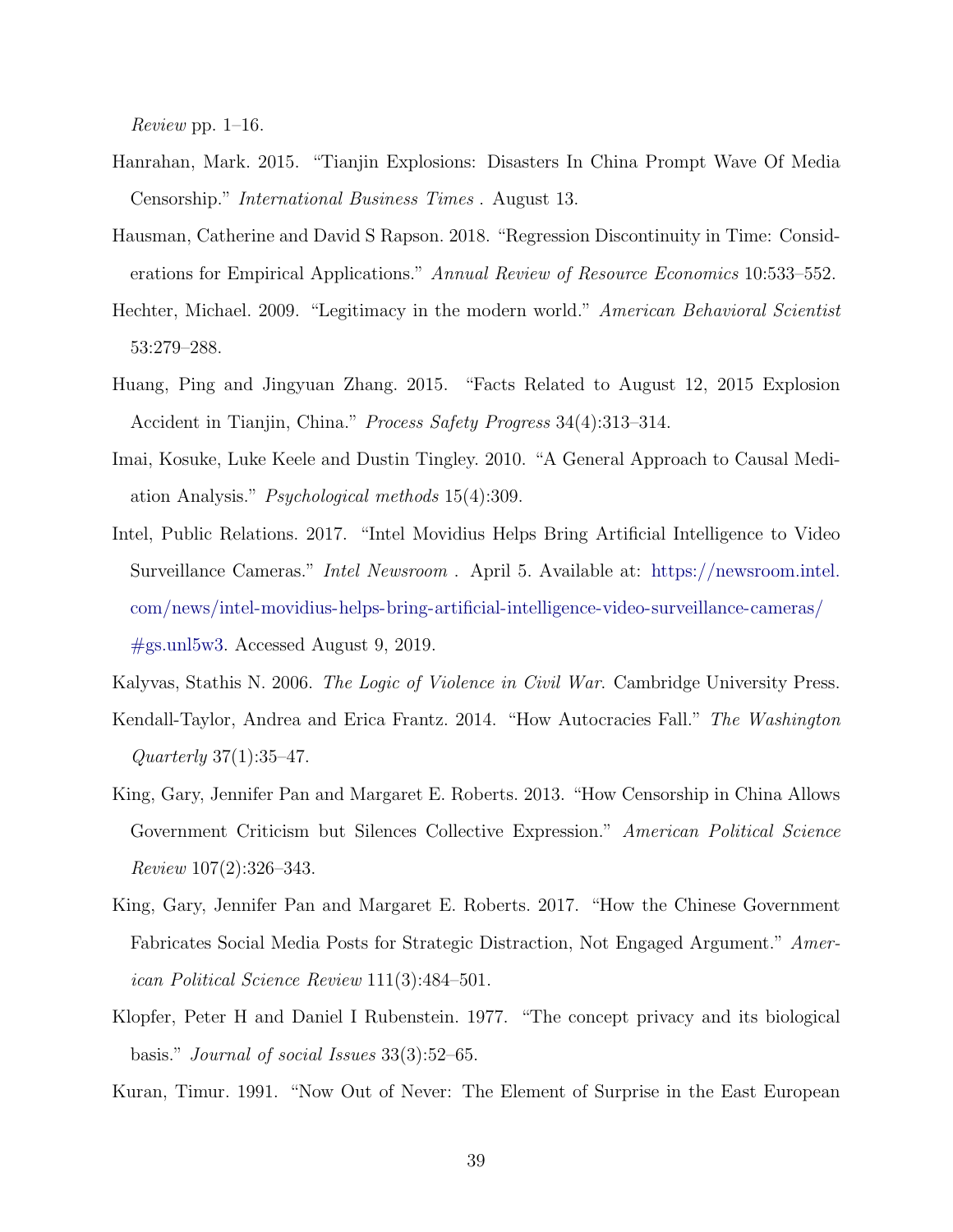*Review* pp. 1–16.

Hanrahan, Mark. 2015. "Tianjin Explosions: Disasters In China Prompt Wave Of Media Censorship." *International Business Times* . August 13.

Hausman, Catherine and David S Rapson. 2018. "Regression Discontinuity in Time: Considerations for Empirical Applications." *Annual Review of Resource Economics* 10:533–552.

Hechter, Michael. 2009. "Legitimacy in the modern world." *American Behavioral Scientist* 53:279–288.

Huang, Ping and Jingyuan Zhang. 2015. "Facts Related to August 12, 2015 Explosion Accident in Tianjin, China." *Process Safety Progress* 34(4):313–314.

Imai, Kosuke, Luke Keele and Dustin Tingley. 2010. "A General Approach to Causal Mediation Analysis." *Psychological methods* 15(4):309.

Intel, Public Relations. 2017. "Intel Movidius Helps Bring Artificial Intelligence to Video Surveillance Cameras." *Intel Newsroom* . April 5. Available at: https://newsroom.intel.com/news/intel-movidius-helps-bring-artificial-intelligence-video-surveillance-cameras/#gs.unl5w3. Accessed August 9, 2019.

Kalyvas, Stathis N. 2006. *The Logic of Violence in Civil War*. Cambridge University Press.

Kendall-Taylor, Andrea and Erica Frantz. 2014. "How Autocracies Fall." *The Washington Quarterly* 37(1):35–47.

King, Gary, Jennifer Pan and Margaret E. Roberts. 2013. "How Censorship in China Allows Government Criticism but Silences Collective Expression." *American Political Science Review* 107(2):326–343.

King, Gary, Jennifer Pan and Margaret E. Roberts. 2017. "How the Chinese Government Fabricates Social Media Posts for Strategic Distraction, Not Engaged Argument." *American Political Science Review* 111(3):484–501.

Klopfer, Peter H and Daniel I Rubenstein. 1977. "The concept privacy and its biological basis." *Journal of social Issues* 33(3):52–65.

Kuran, Timur. 1991. "Now Out of Never: The Element of Surprise in the East European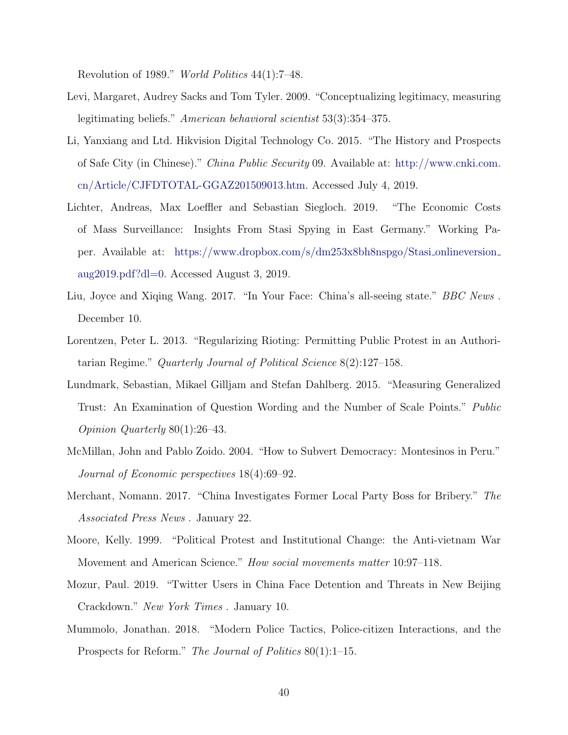Revolution of 1989." *World Politics* 44(1):7–48.

Levi, Margaret, Audrey Sacks and Tom Tyler. 2009. "Conceptualizing legitimacy, measuring legitimating beliefs." *American behavioral scientist* 53(3):354–375.

Li, Yanxiang and Ltd. Hikvision Digital Technology Co. 2015. "The History and Prospects of Safe City (in Chinese)." *China Public Security* 09. Available at: http://www.cnki.com.cn/Article/CJFDTOTAL-GGAZ201509013.htm. Accessed July 4, 2019.

Lichter, Andreas, Max Loeffler and Sebastian Siegloch. 2019. "The Economic Costs of Mass Surveillance: Insights From Stasi Spying in East Germany." Working Paper. Available at: https://www.dropbox.com/s/dm253x8bh8nspgo/Stasi_onlineversion_aug2019.pdf?dl=0. Accessed August 3, 2019.

Liu, Joyce and Xiqing Wang. 2017. "In Your Face: China's all-seeing state." *BBC News*. December 10.

Lorentzen, Peter L. 2013. "Regularizing Rioting: Permitting Public Protest in an Authoritarian Regime." *Quarterly Journal of Political Science* 8(2):127–158.

Lundmark, Sebastian, Mikael Gilljam and Stefan Dahlberg. 2015. "Measuring Generalized Trust: An Examination of Question Wording and the Number of Scale Points." *Public Opinion Quarterly* 80(1):26–43.

McMillan, John and Pablo Zoido. 2004. "How to Subvert Democracy: Montesinos in Peru." *Journal of Economic perspectives* 18(4):69–92.

Merchant, Nomann. 2017. "China Investigates Former Local Party Boss for Bribery." *The Associated Press News*. January 22.

Moore, Kelly. 1999. "Political Protest and Institutional Change: the Anti-vietnam War Movement and American Science." *How social movements matter* 10:97–118.

Mozur, Paul. 2019. "Twitter Users in China Face Detention and Threats in New Beijing Crackdown." *New York Times*. January 10.

Mummolo, Jonathan. 2018. "Modern Police Tactics, Police-citizen Interactions, and the Prospects for Reform." *The Journal of Politics* 80(1):1–15.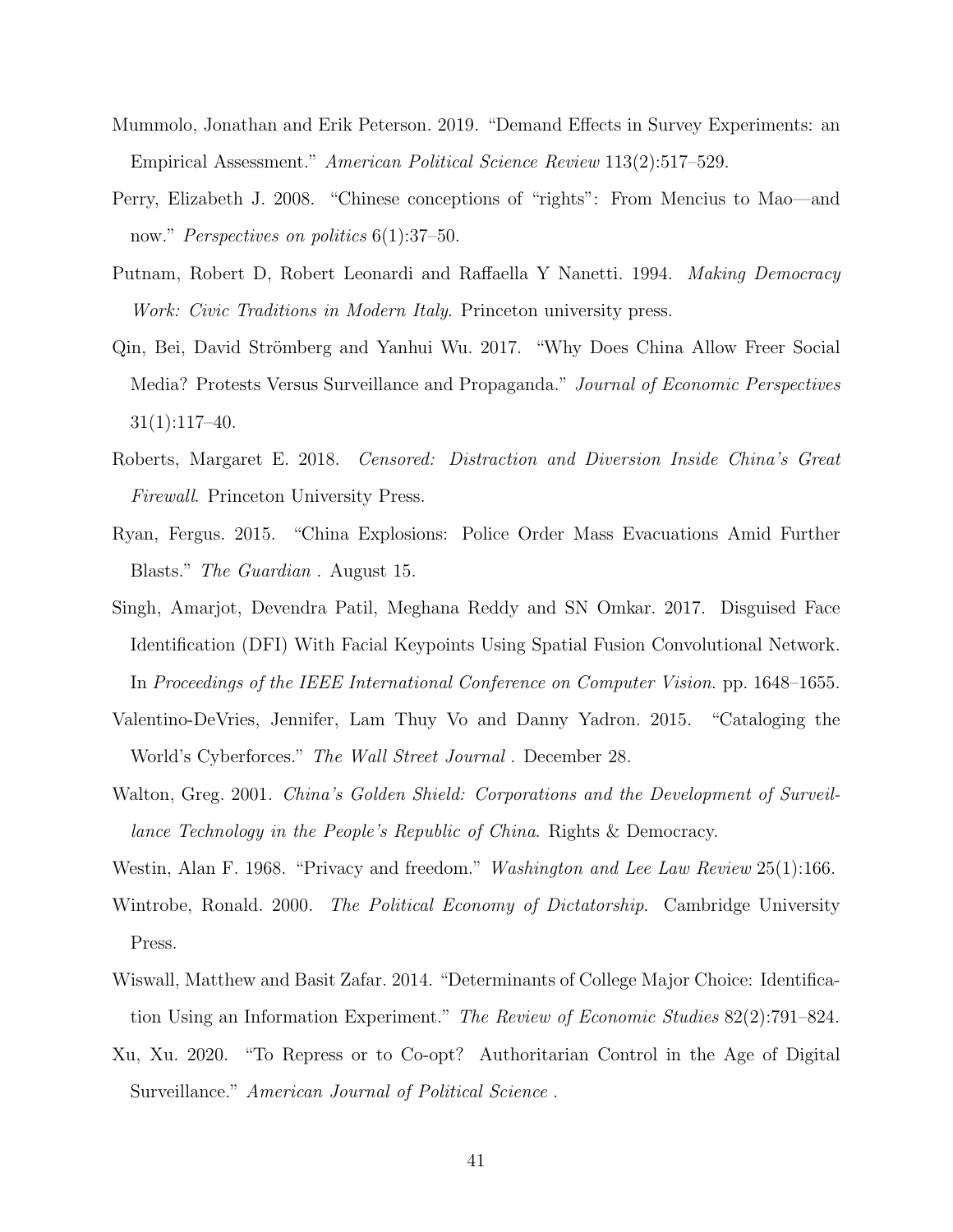Mummolo, Jonathan and Erik Peterson. 2019. "Demand Effects in Survey Experiments: an Empirical Assessment." *American Political Science Review* 113(2):517–529.

Perry, Elizabeth J. 2008. "Chinese conceptions of "rights": From Mencius to Mao—and now." *Perspectives on politics* 6(1):37–50.

Putnam, Robert D, Robert Leonardi and Raffaella Y Nanetti. 1994. *Making Democracy Work: Civic Traditions in Modern Italy*. Princeton university press.

Qin, Bei, David Strömberg and Yanhui Wu. 2017. "Why Does China Allow Freer Social Media? Protests Versus Surveillance and Propaganda." *Journal of Economic Perspectives* 31(1):117–40.

Roberts, Margaret E. 2018. *Censored: Distraction and Diversion Inside China's Great Firewall*. Princeton University Press.

Ryan, Fergus. 2015. "China Explosions: Police Order Mass Evacuations Amid Further Blasts." *The Guardian* . August 15.

Singh, Amarjot, Devendra Patil, Meghana Reddy and SN Omkar. 2017. Disguised Face Identification (DFI) With Facial Keypoints Using Spatial Fusion Convolutional Network. In *Proceedings of the IEEE International Conference on Computer Vision*. pp. 1648–1655.

Valentino-DeVries, Jennifer, Lam Thuy Vo and Danny Yadron. 2015. "Cataloging the World's Cyberforces." *The Wall Street Journal* . December 28.

Walton, Greg. 2001. *China's Golden Shield: Corporations and the Development of Surveillance Technology in the People's Republic of China*. Rights & Democracy.

Westin, Alan F. 1968. "Privacy and freedom." *Washington and Lee Law Review* 25(1):166.

Wintrobe, Ronald. 2000. *The Political Economy of Dictatorship*. Cambridge University Press.

Wiswall, Matthew and Basit Zafar. 2014. "Determinants of College Major Choice: Identification Using an Information Experiment." *The Review of Economic Studies* 82(2):791–824.

Xu, Xu. 2020. "To Repress or to Co-opt? Authoritarian Control in the Age of Digital Surveillance." *American Journal of Political Science* .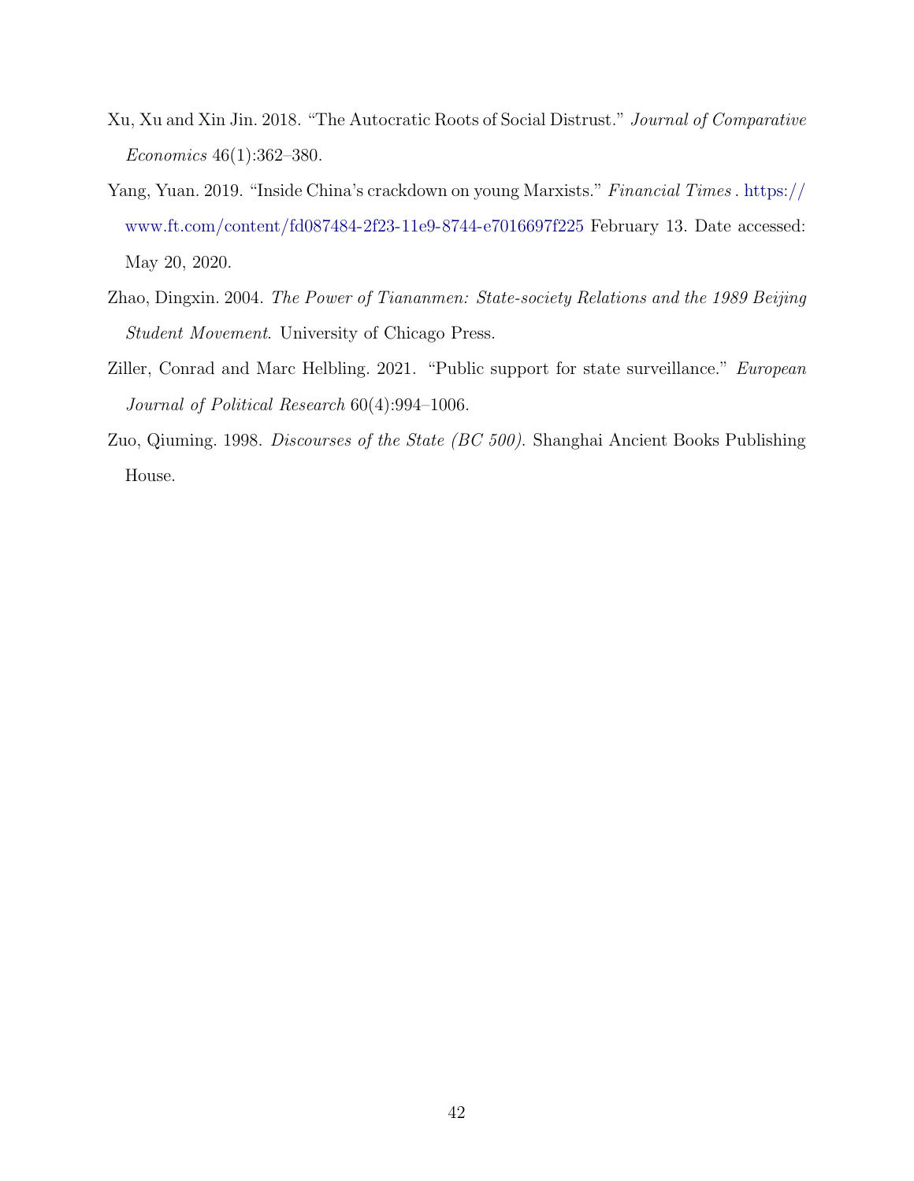Xu, Xu and Xin Jin. 2018. "The Autocratic Roots of Social Distrust." *Journal of Comparative Economics* 46(1):362–380.

Yang, Yuan. 2019. "Inside China's crackdown on young Marxists." *Financial Times* . https://www.ft.com/content/fd087484-2f23-11e9-8744-e7016697f225 February 13. Date accessed: May 20, 2020.

Zhao, Dingxin. 2004. *The Power of Tiananmen: State-society Relations and the 1989 Beijing Student Movement*. University of Chicago Press.

Ziller, Conrad and Marc Helbling. 2021. "Public support for state surveillance." *European Journal of Political Research* 60(4):994–1006.

Zuo, Qiuming. 1998. *Discourses of the State (BC 500)*. Shanghai Ancient Books Publishing House.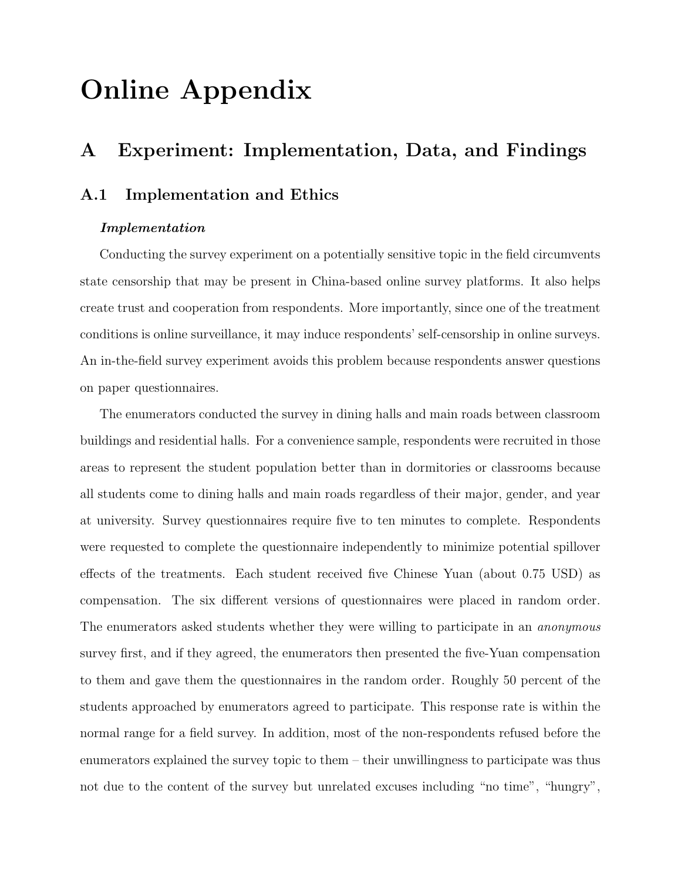# Online Appendix

## A Experiment: Implementation, Data, and Findings

### A.1 Implementation and Ethics

***Implementation***

Conducting the survey experiment on a potentially sensitive topic in the field circumvents state censorship that may be present in China-based online survey platforms. It also helps create trust and cooperation from respondents. More importantly, since one of the treatment conditions is online surveillance, it may induce respondents' self-censorship in online surveys. An in-the-field survey experiment avoids this problem because respondents answer questions on paper questionnaires.

The enumerators conducted the survey in dining halls and main roads between classroom buildings and residential halls. For a convenience sample, respondents were recruited in those areas to represent the student population better than in dormitories or classrooms because all students come to dining halls and main roads regardless of their major, gender, and year at university. Survey questionnaires require five to ten minutes to complete. Respondents were requested to complete the questionnaire independently to minimize potential spillover effects of the treatments. Each student received five Chinese Yuan (about 0.75 USD) as compensation. The six different versions of questionnaires were placed in random order. The enumerators asked students whether they were willing to participate in an *anonymous* survey first, and if they agreed, the enumerators then presented the five-Yuan compensation to them and gave them the questionnaires in the random order. Roughly 50 percent of the students approached by enumerators agreed to participate. This response rate is within the normal range for a field survey. In addition, most of the non-respondents refused before the enumerators explained the survey topic to them – their unwillingness to participate was thus not due to the content of the survey but unrelated excuses including "no time", "hungry",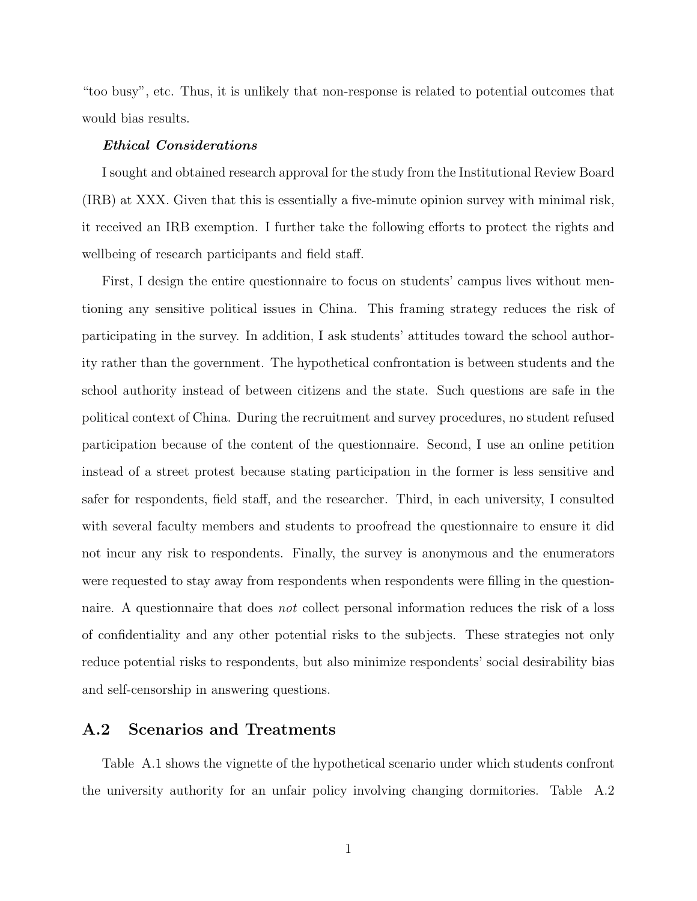"too busy", etc. Thus, it is unlikely that non-response is related to potential outcomes that would bias results.

***Ethical Considerations***

I sought and obtained research approval for the study from the Institutional Review Board (IRB) at XXX. Given that this is essentially a five-minute opinion survey with minimal risk, it received an IRB exemption. I further take the following efforts to protect the rights and wellbeing of research participants and field staff.

First, I design the entire questionnaire to focus on students' campus lives without mentioning any sensitive political issues in China. This framing strategy reduces the risk of participating in the survey. In addition, I ask students' attitudes toward the school authority rather than the government. The hypothetical confrontation is between students and the school authority instead of between citizens and the state. Such questions are safe in the political context of China. During the recruitment and survey procedures, no student refused participation because of the content of the questionnaire. Second, I use an online petition instead of a street protest because stating participation in the former is less sensitive and safer for respondents, field staff, and the researcher. Third, in each university, I consulted with several faculty members and students to proofread the questionnaire to ensure it did not incur any risk to respondents. Finally, the survey is anonymous and the enumerators were requested to stay away from respondents when respondents were filling in the questionnaire. A questionnaire that does *not* collect personal information reduces the risk of a loss of confidentiality and any other potential risks to the subjects. These strategies not only reduce potential risks to respondents, but also minimize respondents' social desirability bias and self-censorship in answering questions.

## A.2 Scenarios and Treatments

Table A.1 shows the vignette of the hypothetical scenario under which students confront the university authority for an unfair policy involving changing dormitories. Table A.2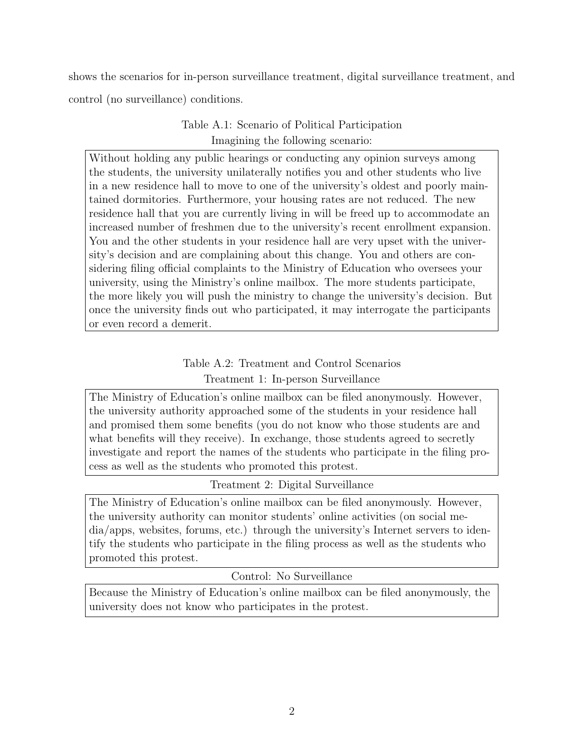shows the scenarios for in-person surveillance treatment, digital surveillance treatment, and control (no surveillance) conditions.

Table A.1: Scenario of Political Participation

Imagining the following scenario:

| |
|---|
| Without holding any public hearings or conducting any opinion surveys among the students, the university unilaterally notifies you and other students who live in a new residence hall to move to one of the university's oldest and poorly maintained dormitories. Furthermore, your housing rates are not reduced. The new residence hall that you are currently living in will be freed up to accommodate an increased number of freshmen due to the university's recent enrollment expansion. You and the other students in your residence hall are very upset with the university's decision and are complaining about this change. You and others are considering filing official complaints to the Ministry of Education who oversees your university, using the Ministry's online mailbox. The more students participate, the more likely you will push the ministry to change the university's decision. But once the university finds out who participated, it may interrogate the participants or even record a demerit. |

Table A.2: Treatment and Control Scenarios

| Treatment 1: In-person Surveillance |
|---|
| The Ministry of Education's online mailbox can be filed anonymously. However, the university authority approached some of the students in your residence hall and promised them some benefits (you do not know who those students are and what benefits will they receive). In exchange, those students agreed to secretly investigate and report the names of the students who participate in the filing process as well as the students who promoted this protest. |
| **Treatment 2: Digital Surveillance** |
| The Ministry of Education's online mailbox can be filed anonymously. However, the university authority can monitor students' online activities (on social media/apps, websites, forums, etc.) through the university's Internet servers to identify the students who participate in the filing process as well as the students who promoted this protest. |
| **Control: No Surveillance** |
| Because the Ministry of Education's online mailbox can be filed anonymously, the university does not know who participates in the protest. |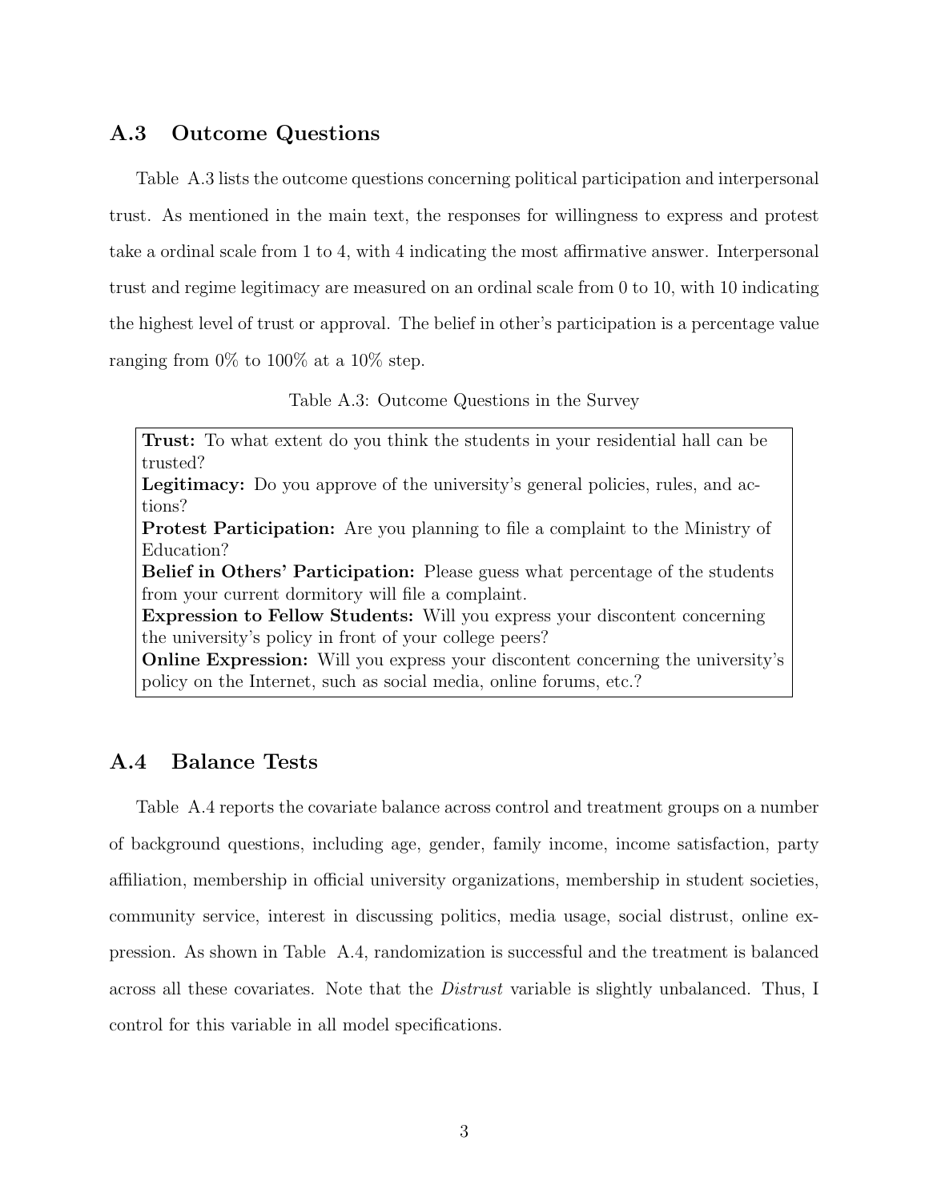## A.3 Outcome Questions

Table A.3 lists the outcome questions concerning political participation and interpersonal trust. As mentioned in the main text, the responses for willingness to express and protest take a ordinal scale from 1 to 4, with 4 indicating the most affirmative answer. Interpersonal trust and regime legitimacy are measured on an ordinal scale from 0 to 10, with 10 indicating the highest level of trust or approval. The belief in other's participation is a percentage value ranging from 0% to 100% at a 10% step.

Table A.3: Outcome Questions in the Survey

| |
|---|
| **Trust:** To what extent do you think the students in your residential hall can be trusted? |
| **Legitimacy:** Do you approve of the university's general policies, rules, and actions? |
| **Protest Participation:** Are you planning to file a complaint to the Ministry of Education? |
| **Belief in Others' Participation:** Please guess what percentage of the students from your current dormitory will file a complaint. |
| **Expression to Fellow Students:** Will you express your discontent concerning the university's policy in front of your college peers? |
| **Online Expression:** Will you express your discontent concerning the university's policy on the Internet, such as social media, online forums, etc.? |

## A.4 Balance Tests

Table A.4 reports the covariate balance across control and treatment groups on a number of background questions, including age, gender, family income, income satisfaction, party affiliation, membership in official university organizations, membership in student societies, community service, interest in discussing politics, media usage, social distrust, online expression. As shown in Table A.4, randomization is successful and the treatment is balanced across all these covariates. Note that the *Distrust* variable is slightly unbalanced. Thus, I control for this variable in all model specifications.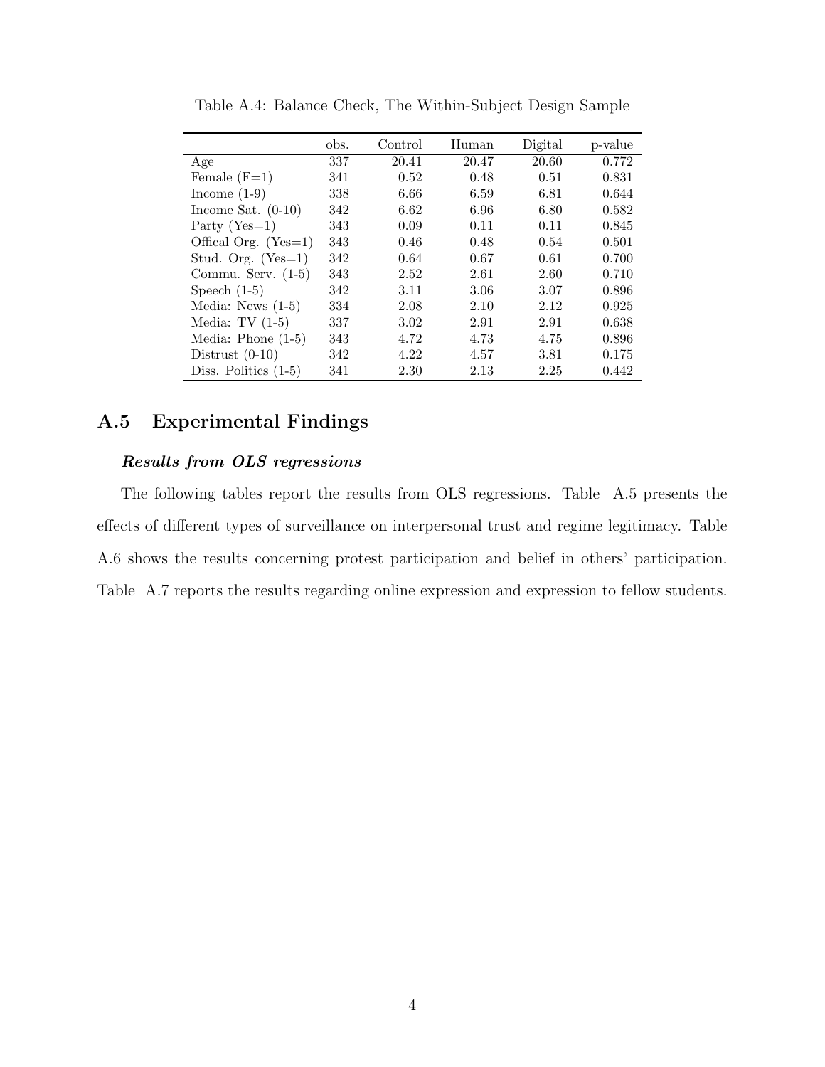Table A.4: Balance Check, The Within-Subject Design Sample

| | obs. | Control | Human | Digital | p-value |
|---|---|---|---|---|---|
| Age | 337 | 20.41 | 20.47 | 20.60 | 0.772 |
| Female (F=1) | 341 | 0.52 | 0.48 | 0.51 | 0.831 |
| Income (1-9) | 338 | 6.66 | 6.59 | 6.81 | 0.644 |
| Income Sat. (0-10) | 342 | 6.62 | 6.96 | 6.80 | 0.582 |
| Party (Yes=1) | 343 | 0.09 | 0.11 | 0.11 | 0.845 |
| Offical Org. (Yes=1) | 343 | 0.46 | 0.48 | 0.54 | 0.501 |
| Stud. Org. (Yes=1) | 342 | 0.64 | 0.67 | 0.61 | 0.700 |
| Commu. Serv. (1-5) | 343 | 2.52 | 2.61 | 2.60 | 0.710 |
| Speech (1-5) | 342 | 3.11 | 3.06 | 3.07 | 0.896 |
| Media: News (1-5) | 334 | 2.08 | 2.10 | 2.12 | 0.925 |
| Media: TV (1-5) | 337 | 3.02 | 2.91 | 2.91 | 0.638 |
| Media: Phone (1-5) | 343 | 4.72 | 4.73 | 4.75 | 0.896 |
| Distrust (0-10) | 342 | 4.22 | 4.57 | 3.81 | 0.175 |
| Diss. Politics (1-5) | 341 | 2.30 | 2.13 | 2.25 | 0.442 |

## A.5 Experimental Findings

***Results from OLS regressions***

The following tables report the results from OLS regressions. Table A.5 presents the effects of different types of surveillance on interpersonal trust and regime legitimacy. Table A.6 shows the results concerning protest participation and belief in others' participation. Table A.7 reports the results regarding online expression and expression to fellow students.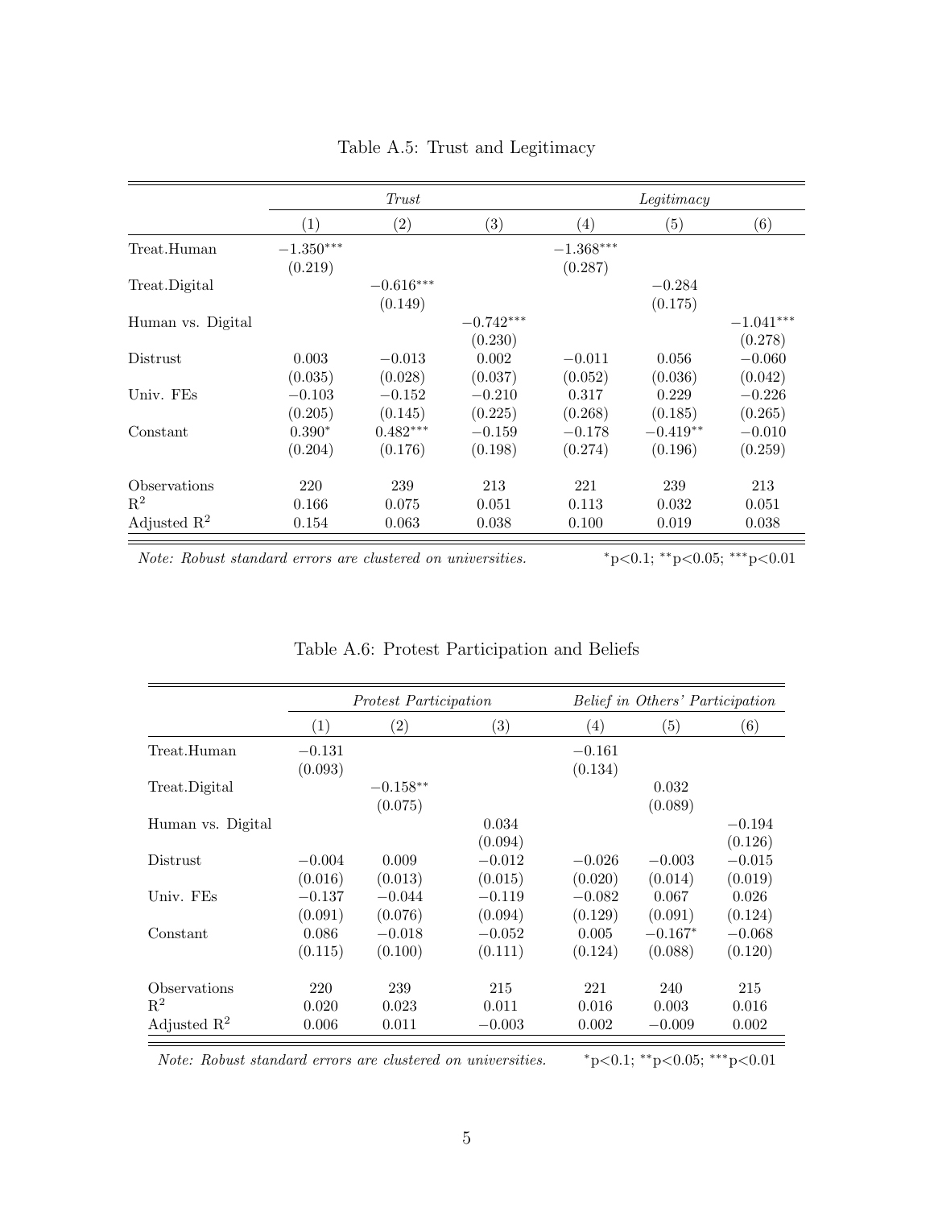Table A.5: Trust and Legitimacy

| | *Trust* | | | *Legitimacy* | | |
|---|---|---|---|---|---|---|
| | (1) | (2) | (3) | (4) | (5) | (6) |
| Treat.Human | $-1.350^{***}$ | | | $-1.368^{***}$ | | |
| | (0.219) | | | (0.287) | | |
| Treat.Digital | | $-0.616^{***}$ | | | $-0.284$ | |
| | | (0.149) | | | (0.175) | |
| Human vs. Digital | | | $-0.742^{***}$ | | | $-1.041^{***}$ |
| | | | (0.230) | | | (0.278) |
| Distrust | 0.003 | $-0.013$ | 0.002 | $-0.011$ | 0.056 | $-0.060$ |
| | (0.035) | (0.028) | (0.037) | (0.052) | (0.036) | (0.042) |
| Univ. FEs | $-0.103$ | $-0.152$ | $-0.210$ | 0.317 | 0.229 | $-0.226$ |
| | (0.205) | (0.145) | (0.225) | (0.268) | (0.185) | (0.265) |
| Constant | $0.390^{*}$ | $0.482^{***}$ | $-0.159$ | $-0.178$ | $-0.419^{**}$ | $-0.010$ |
| | (0.204) | (0.176) | (0.198) | (0.274) | (0.196) | (0.259) |
| Observations | 220 | 239 | 213 | 221 | 239 | 213 |
| $R^2$ | 0.166 | 0.075 | 0.051 | 0.113 | 0.032 | 0.051 |
| Adjusted $R^2$ | 0.154 | 0.063 | 0.038 | 0.100 | 0.019 | 0.038 |

*Note: Robust standard errors are clustered on universities.* $^{*}$p<0.1; $^{**}$p<0.05; $^{***}$p<0.01

Table A.6: Protest Participation and Beliefs

| | *Protest Participation* | | | *Belief in Others' Participation* | | |
|---|---|---|---|---|---|---|
| | (1) | (2) | (3) | (4) | (5) | (6) |
| Treat.Human | $-0.131$ | | | $-0.161$ | | |
| | (0.093) | | | (0.134) | | |
| Treat.Digital | | $-0.158^{**}$ | | | 0.032 | |
| | | (0.075) | | | (0.089) | |
| Human vs. Digital | | | 0.034 | | | $-0.194$ |
| | | | (0.094) | | | (0.126) |
| Distrust | $-0.004$ | 0.009 | $-0.012$ | $-0.026$ | $-0.003$ | $-0.015$ |
| | (0.016) | (0.013) | (0.015) | (0.020) | (0.014) | (0.019) |
| Univ. FEs | $-0.137$ | $-0.044$ | $-0.119$ | $-0.082$ | 0.067 | 0.026 |
| | (0.091) | (0.076) | (0.094) | (0.129) | (0.091) | (0.124) |
| Constant | 0.086 | $-0.018$ | $-0.052$ | 0.005 | $-0.167^{*}$ | $-0.068$ |
| | (0.115) | (0.100) | (0.111) | (0.124) | (0.088) | (0.120) |
| Observations | 220 | 239 | 215 | 221 | 240 | 215 |
| $R^2$ | 0.020 | 0.023 | 0.011 | 0.016 | 0.003 | 0.016 |
| Adjusted $R^2$ | 0.006 | 0.011 | $-0.003$ | 0.002 | $-0.009$ | 0.002 |

*Note: Robust standard errors are clustered on universities.* $^{*}$p<0.1; $^{**}$p<0.05; $^{***}$p<0.01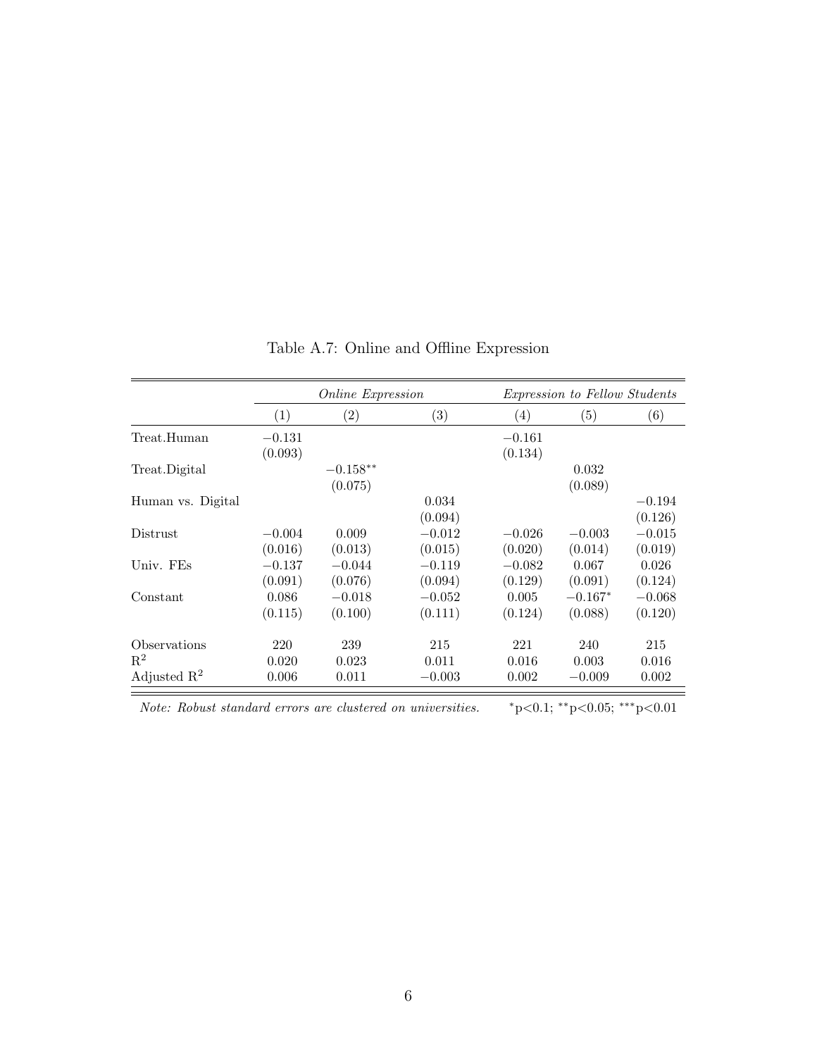Table A.7: Online and Offline Expression

| | *Online Expression* | | | *Expression to Fellow Students* | | |
|---|---|---|---|---|---|---|
| | (1) | (2) | (3) | (4) | (5) | (6) |
| Treat.Human | −0.131 | | | −0.161 | | |
| | (0.093) | | | (0.134) | | |
| Treat.Digital | | −0.158** | | | 0.032 | |
| | | (0.075) | | | (0.089) | |
| Human vs. Digital | | | 0.034 | | | −0.194 |
| | | | (0.094) | | | (0.126) |
| Distrust | −0.004 | 0.009 | −0.012 | −0.026 | −0.003 | −0.015 |
| | (0.016) | (0.013) | (0.015) | (0.020) | (0.014) | (0.019) |
| Univ. FEs | −0.137 | −0.044 | −0.119 | −0.082 | 0.067 | 0.026 |
| | (0.091) | (0.076) | (0.094) | (0.129) | (0.091) | (0.124) |
| Constant | 0.086 | −0.018 | −0.052 | 0.005 | −0.167* | −0.068 |
| | (0.115) | (0.100) | (0.111) | (0.124) | (0.088) | (0.120) |
| Observations | 220 | 239 | 215 | 221 | 240 | 215 |
| $R^2$ | 0.020 | 0.023 | 0.011 | 0.016 | 0.003 | 0.016 |
| Adjusted $R^2$ | 0.006 | 0.011 | −0.003 | 0.002 | −0.009 | 0.002 |

*Note: Robust standard errors are clustered on universities.* *p<0.1; **p<0.05; ***p<0.01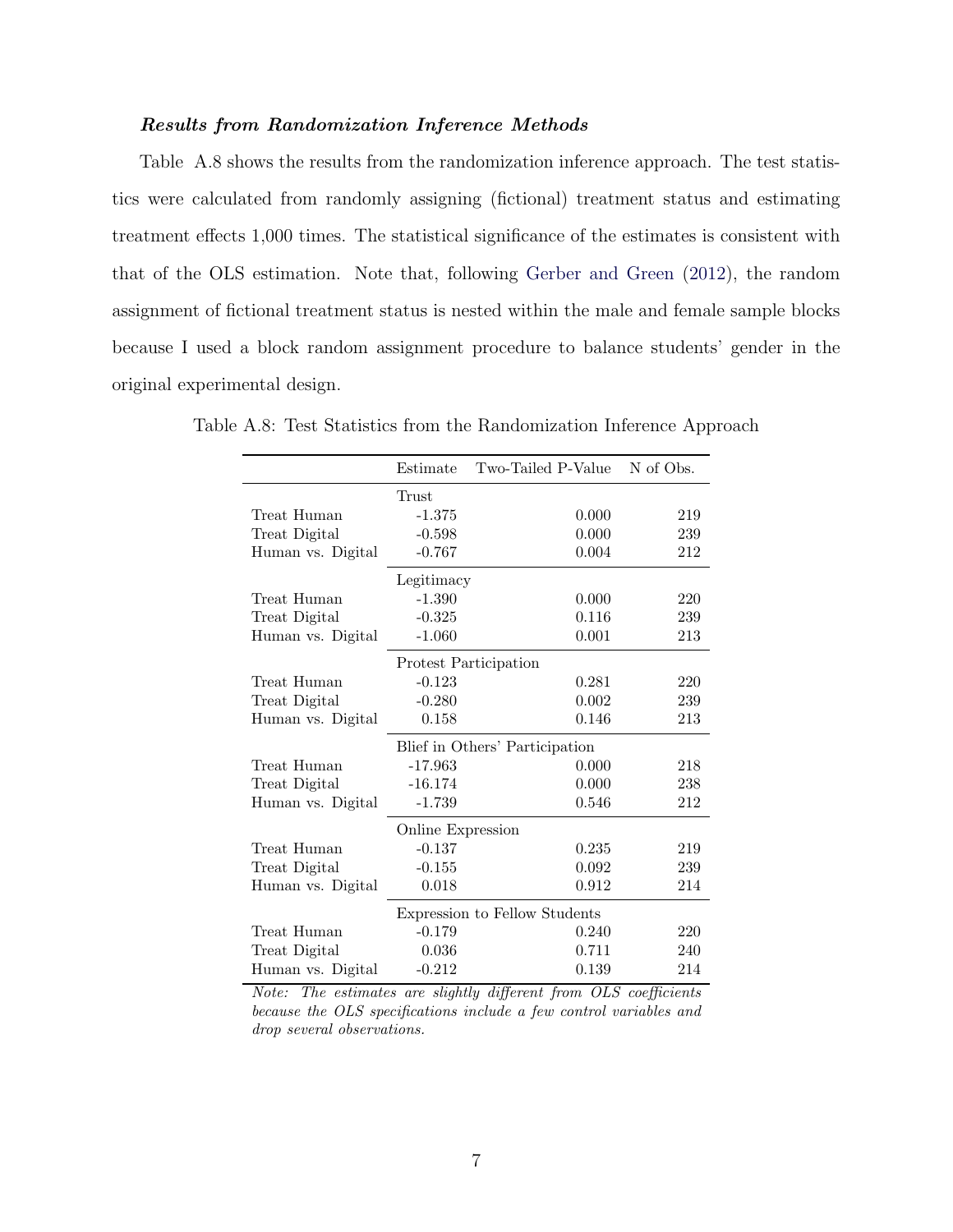***Results from Randomization Inference Methods***

Table A.8 shows the results from the randomization inference approach. The test statistics were calculated from randomly assigning (fictional) treatment status and estimating treatment effects 1,000 times. The statistical significance of the estimates is consistent with that of the OLS estimation. Note that, following Gerber and Green (2012), the random assignment of fictional treatment status is nested within the male and female sample blocks because I used a block random assignment procedure to balance students' gender in the original experimental design.

Table A.8: Test Statistics from the Randomization Inference Approach

| | Estimate | Two-Tailed P-Value | N of Obs. |
|---|---|---|---|
| | Trust | | |
| Treat Human | -1.375 | 0.000 | 219 |
| Treat Digital | -0.598 | 0.000 | 239 |
| Human vs. Digital | -0.767 | 0.004 | 212 |
| | Legitimacy | | |
| Treat Human | -1.390 | 0.000 | 220 |
| Treat Digital | -0.325 | 0.116 | 239 |
| Human vs. Digital | -1.060 | 0.001 | 213 |
| | Protest Participation | | |
| Treat Human | -0.123 | 0.281 | 220 |
| Treat Digital | -0.280 | 0.002 | 239 |
| Human vs. Digital | 0.158 | 0.146 | 213 |
| | Blief in Others' Participation | | |
| Treat Human | -17.963 | 0.000 | 218 |
| Treat Digital | -16.174 | 0.000 | 238 |
| Human vs. Digital | -1.739 | 0.546 | 212 |
| | Online Expression | | |
| Treat Human | -0.137 | 0.235 | 219 |
| Treat Digital | -0.155 | 0.092 | 239 |
| Human vs. Digital | 0.018 | 0.912 | 214 |
| | Expression to Fellow Students | | |
| Treat Human | -0.179 | 0.240 | 220 |
| Treat Digital | 0.036 | 0.711 | 240 |
| Human vs. Digital | -0.212 | 0.139 | 214 |

*Note: The estimates are slightly different from OLS coefficients because the OLS specifications include a few control variables and drop several observations.*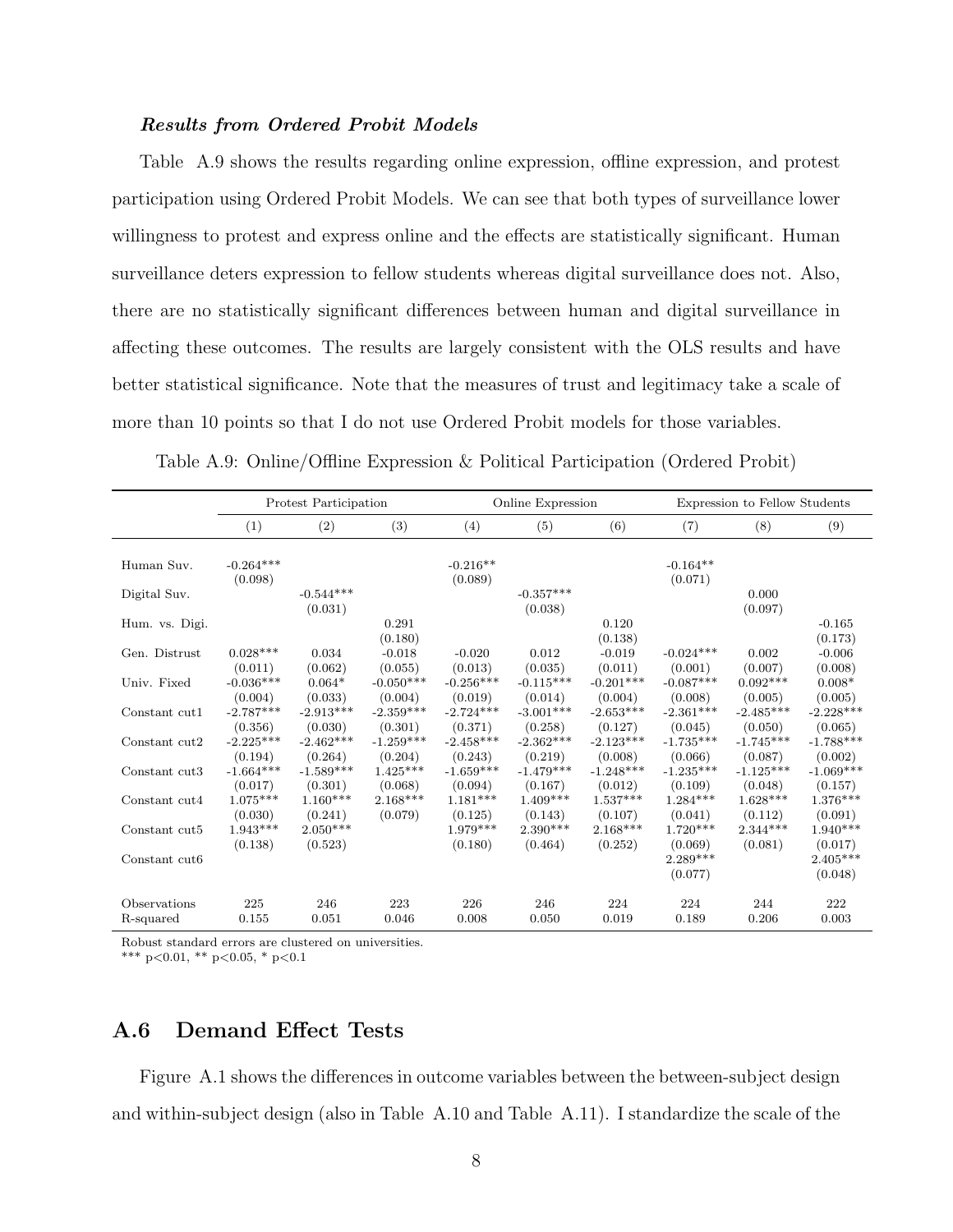***Results from Ordered Probit Models***

Table A.9 shows the results regarding online expression, offline expression, and protest participation using Ordered Probit Models. We can see that both types of surveillance lower willingness to protest and express online and the effects are statistically significant. Human surveillance deters expression to fellow students whereas digital surveillance does not. Also, there are no statistically significant differences between human and digital surveillance in affecting these outcomes. The results are largely consistent with the OLS results and have better statistical significance. Note that the measures of trust and legitimacy take a scale of more than 10 points so that I do not use Ordered Probit models for those variables.

Table A.9: Online/Offline Expression & Political Participation (Ordered Probit)

| | Protest Participation | | | Online Expression | | | Expression to Fellow Students | | |
|---|---|---|---|---|---|---|---|---|---|
| | (1) | (2) | (3) | (4) | (5) | (6) | (7) | (8) | (9) |
| Human Suv. | -0.264*** | | | -0.216** | | | -0.164** | | |
| | (0.098) | | | (0.089) | | | (0.071) | | |
| Digital Suv. | | -0.544*** | | | -0.357*** | | | 0.000 | |
| | | (0.031) | | | (0.038) | | | (0.097) | |
| Hum. vs. Digi. | | | 0.291 | | | 0.120 | | | -0.165 |
| | | | (0.180) | | | (0.138) | | | (0.173) |
| Gen. Distrust | 0.028*** | 0.034 | -0.018 | -0.020 | 0.012 | -0.019 | -0.024*** | 0.002 | -0.006 |
| | (0.011) | (0.062) | (0.055) | (0.013) | (0.035) | (0.011) | (0.001) | (0.007) | (0.008) |
| Univ. Fixed | -0.036*** | 0.064* | -0.050*** | -0.256*** | -0.115*** | -0.201*** | -0.087*** | 0.092*** | 0.008* |
| | (0.004) | (0.033) | (0.004) | (0.019) | (0.014) | (0.004) | (0.008) | (0.005) | (0.005) |
| Constant cut1 | -2.787*** | -2.913*** | -2.359*** | -2.724*** | -3.001*** | -2.653*** | -2.361*** | -2.485*** | -2.228*** |
| | (0.356) | (0.030) | (0.301) | (0.371) | (0.258) | (0.127) | (0.045) | (0.050) | (0.065) |
| Constant cut2 | -2.225*** | -2.462*** | -1.259*** | -2.458*** | -2.362*** | -2.123*** | -1.735*** | -1.745*** | -1.788*** |
| | (0.194) | (0.264) | (0.204) | (0.243) | (0.219) | (0.008) | (0.066) | (0.087) | (0.002) |
| Constant cut3 | -1.664*** | -1.589*** | 1.425*** | -1.659*** | -1.479*** | -1.248*** | -1.235*** | -1.125*** | -1.069*** |
| | (0.017) | (0.301) | (0.068) | (0.094) | (0.167) | (0.012) | (0.109) | (0.048) | (0.157) |
| Constant cut4 | 1.075*** | 1.160*** | 2.168*** | 1.181*** | 1.409*** | 1.537*** | 1.284*** | 1.628*** | 1.376*** |
| | (0.030) | (0.241) | (0.079) | (0.125) | (0.143) | (0.107) | (0.041) | (0.112) | (0.091) |
| Constant cut5 | 1.943*** | 2.050*** | | 1.979*** | 2.390*** | 2.168*** | 1.720*** | 2.344*** | 1.940*** |
| | (0.138) | (0.523) | | (0.180) | (0.464) | (0.252) | (0.069) | (0.081) | (0.017) |
| Constant cut6 | | | | | | | 2.289*** | | 2.405*** |
| | | | | | | | (0.077) | | (0.048) |
| Observations | 225 | 246 | 223 | 226 | 246 | 224 | 224 | 244 | 222 |
| R-squared | 0.155 | 0.051 | 0.046 | 0.008 | 0.050 | 0.019 | 0.189 | 0.206 | 0.003 |

Robust standard errors are clustered on universities.
*** p<0.01, ** p<0.05, * p<0.1

## A.6 Demand Effect Tests

Figure A.1 shows the differences in outcome variables between the between-subject design and within-subject design (also in Table A.10 and Table A.11). I standardize the scale of the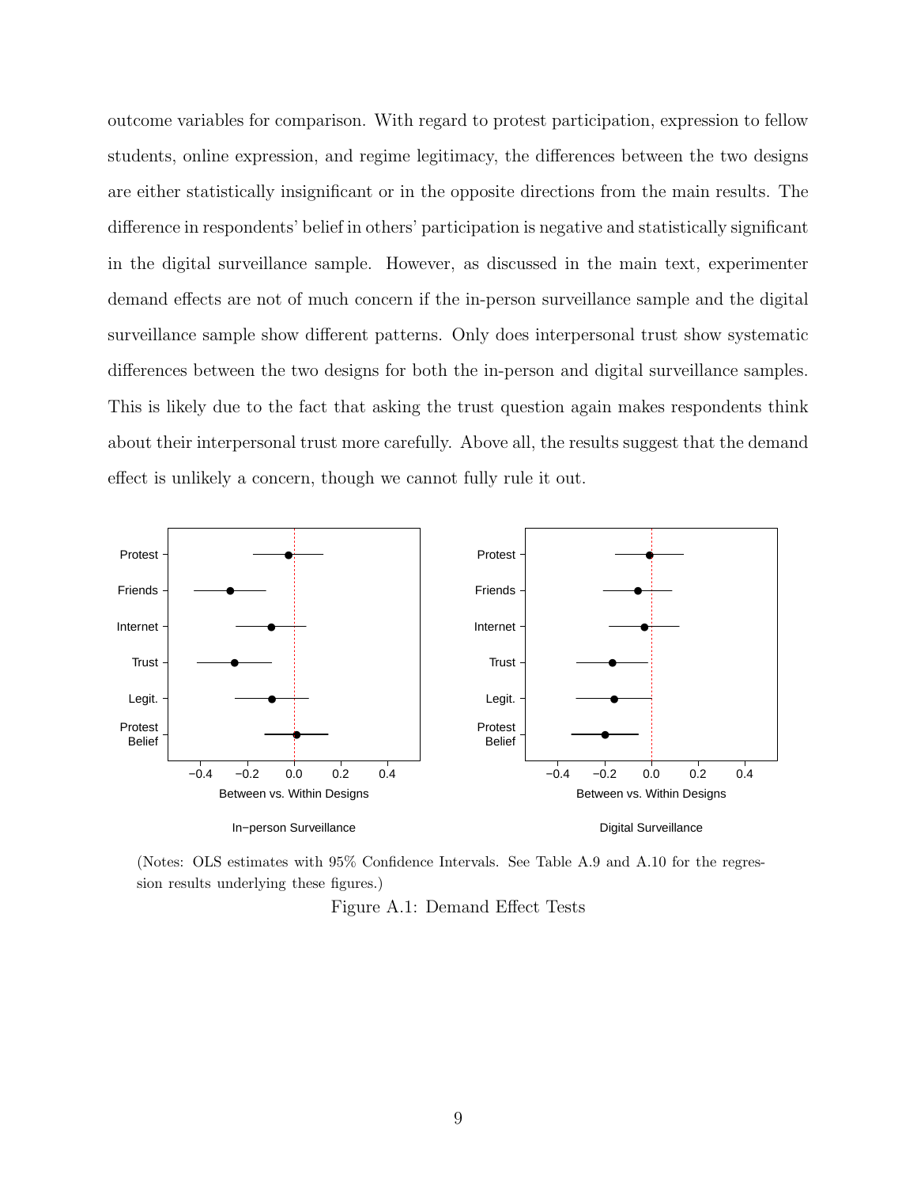outcome variables for comparison. With regard to protest participation, expression to fellow students, online expression, and regime legitimacy, the differences between the two designs are either statistically insignificant or in the opposite directions from the main results. The difference in respondents' belief in others' participation is negative and statistically significant in the digital surveillance sample. However, as discussed in the main text, experimenter demand effects are not of much concern if the in-person surveillance sample and the digital surveillance sample show different patterns. Only does interpersonal trust show systematic differences between the two designs for both the in-person and digital surveillance samples. This is likely due to the fact that asking the trust question again makes respondents think about their interpersonal trust more carefully. Above all, the results suggest that the demand effect is unlikely a concern, though we cannot fully rule it out.

(Notes: OLS estimates with 95% Confidence Intervals. See Table A.9 and A.10 for the regression results underlying these figures.)

Figure A.1: Demand Effect Tests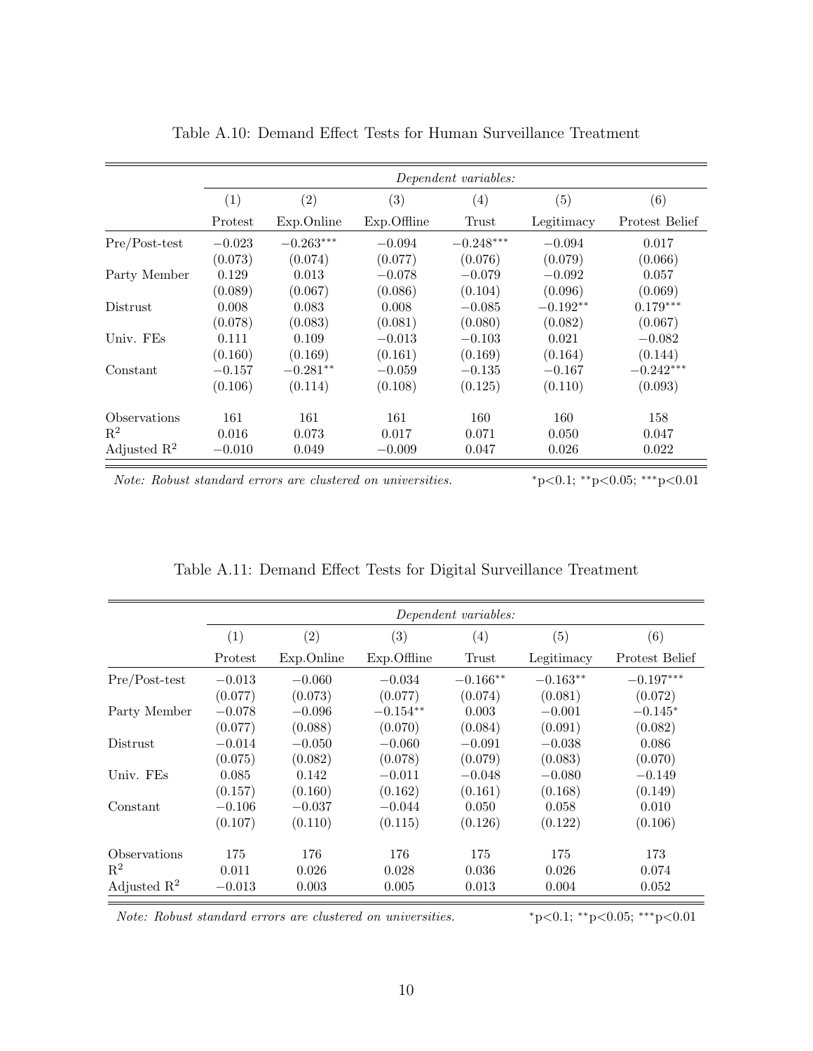Table A.10: Demand Effect Tests for Human Surveillance Treatment

| | *Dependent variables:* | | | | | |
|---|---|---|---|---|---|---|
| | (1) | (2) | (3) | (4) | (5) | (6) |
| | Protest | Exp.Online | Exp.Offline | Trust | Legitimacy | Protest Belief |
| Pre/Post-test | $-0.023$ | $-0.263^{***}$ | $-0.094$ | $-0.248^{***}$ | $-0.094$ | $0.017$ |
| | (0.073) | (0.074) | (0.077) | (0.076) | (0.079) | (0.066) |
| Party Member | $0.129$ | $0.013$ | $-0.078$ | $-0.079$ | $-0.092$ | $0.057$ |
| | (0.089) | (0.067) | (0.086) | (0.104) | (0.096) | (0.069) |
| Distrust | $0.008$ | $0.083$ | $0.008$ | $-0.085$ | $-0.192^{**}$ | $0.179^{***}$ |
| | (0.078) | (0.083) | (0.081) | (0.080) | (0.082) | (0.067) |
| Univ. FEs | $0.111$ | $0.109$ | $-0.013$ | $-0.103$ | $0.021$ | $-0.082$ |
| | (0.160) | (0.169) | (0.161) | (0.169) | (0.164) | (0.144) |
| Constant | $-0.157$ | $-0.281^{**}$ | $-0.059$ | $-0.135$ | $-0.167$ | $-0.242^{***}$ |
| | (0.106) | (0.114) | (0.108) | (0.125) | (0.110) | (0.093) |
| Observations | 161 | 161 | 161 | 160 | 160 | 158 |
| $R^2$ | 0.016 | 0.073 | 0.017 | 0.071 | 0.050 | 0.047 |
| Adjusted $R^2$ | $-0.010$ | 0.049 | $-0.009$ | 0.047 | 0.026 | 0.022 |

*Note: Robust standard errors are clustered on universities.* $^{*}$p<0.1; $^{**}$p<0.05; $^{***}$p<0.01

Table A.11: Demand Effect Tests for Digital Surveillance Treatment

| | *Dependent variables:* | | | | | |
|---|---|---|---|---|---|---|
| | (1) | (2) | (3) | (4) | (5) | (6) |
| | Protest | Exp.Online | Exp.Offline | Trust | Legitimacy | Protest Belief |
| Pre/Post-test | $-0.013$ | $-0.060$ | $-0.034$ | $-0.166^{**}$ | $-0.163^{**}$ | $-0.197^{***}$ |
| | (0.077) | (0.073) | (0.077) | (0.074) | (0.081) | (0.072) |
| Party Member | $-0.078$ | $-0.096$ | $-0.154^{**}$ | $0.003$ | $-0.001$ | $-0.145^{*}$ |
| | (0.077) | (0.088) | (0.070) | (0.084) | (0.091) | (0.082) |
| Distrust | $-0.014$ | $-0.050$ | $-0.060$ | $-0.091$ | $-0.038$ | $0.086$ |
| | (0.075) | (0.082) | (0.078) | (0.079) | (0.083) | (0.070) |
| Univ. FEs | $0.085$ | $0.142$ | $-0.011$ | $-0.048$ | $-0.080$ | $-0.149$ |
| | (0.157) | (0.160) | (0.162) | (0.161) | (0.168) | (0.149) |
| Constant | $-0.106$ | $-0.037$ | $-0.044$ | $0.050$ | $0.058$ | $0.010$ |
| | (0.107) | (0.110) | (0.115) | (0.126) | (0.122) | (0.106) |
| Observations | 175 | 176 | 176 | 175 | 175 | 173 |
| $R^2$ | 0.011 | 0.026 | 0.028 | 0.036 | 0.026 | 0.074 |
| Adjusted $R^2$ | $-0.013$ | 0.003 | 0.005 | 0.013 | 0.004 | 0.052 |

*Note: Robust standard errors are clustered on universities.* $^{*}$p<0.1; $^{**}$p<0.05; $^{***}$p<0.01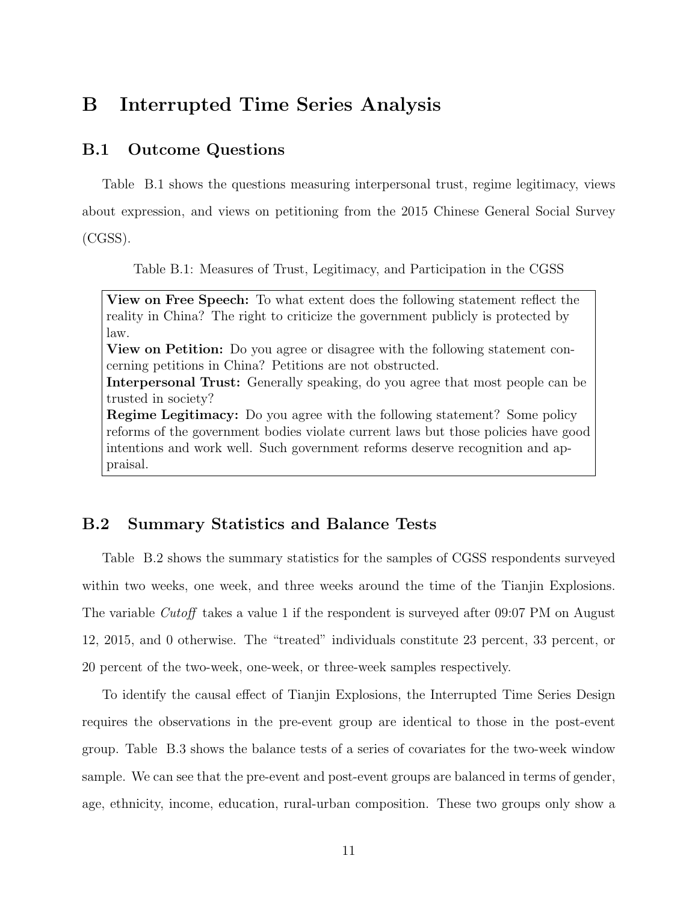# B Interrupted Time Series Analysis

## B.1 Outcome Questions

Table B.1 shows the questions measuring interpersonal trust, regime legitimacy, views about expression, and views on petitioning from the 2015 Chinese General Social Survey (CGSS).

Table B.1: Measures of Trust, Legitimacy, and Participation in the CGSS

**View on Free Speech:** To what extent does the following statement reflect the reality in China? The right to criticize the government publicly is protected by law.
**View on Petition:** Do you agree or disagree with the following statement concerning petitions in China? Petitions are not obstructed.
**Interpersonal Trust:** Generally speaking, do you agree that most people can be trusted in society?
**Regime Legitimacy:** Do you agree with the following statement? Some policy reforms of the government bodies violate current laws but those policies have good intentions and work well. Such government reforms deserve recognition and appraisal.

## B.2 Summary Statistics and Balance Tests

Table B.2 shows the summary statistics for the samples of CGSS respondents surveyed within two weeks, one week, and three weeks around the time of the Tianjin Explosions. The variable *Cutoff* takes a value 1 if the respondent is surveyed after 09:07 PM on August 12, 2015, and 0 otherwise. The "treated" individuals constitute 23 percent, 33 percent, or 20 percent of the two-week, one-week, or three-week samples respectively.

To identify the causal effect of Tianjin Explosions, the Interrupted Time Series Design requires the observations in the pre-event group are identical to those in the post-event group. Table B.3 shows the balance tests of a series of covariates for the two-week window sample. We can see that the pre-event and post-event groups are balanced in terms of gender, age, ethnicity, income, education, rural-urban composition. These two groups only show a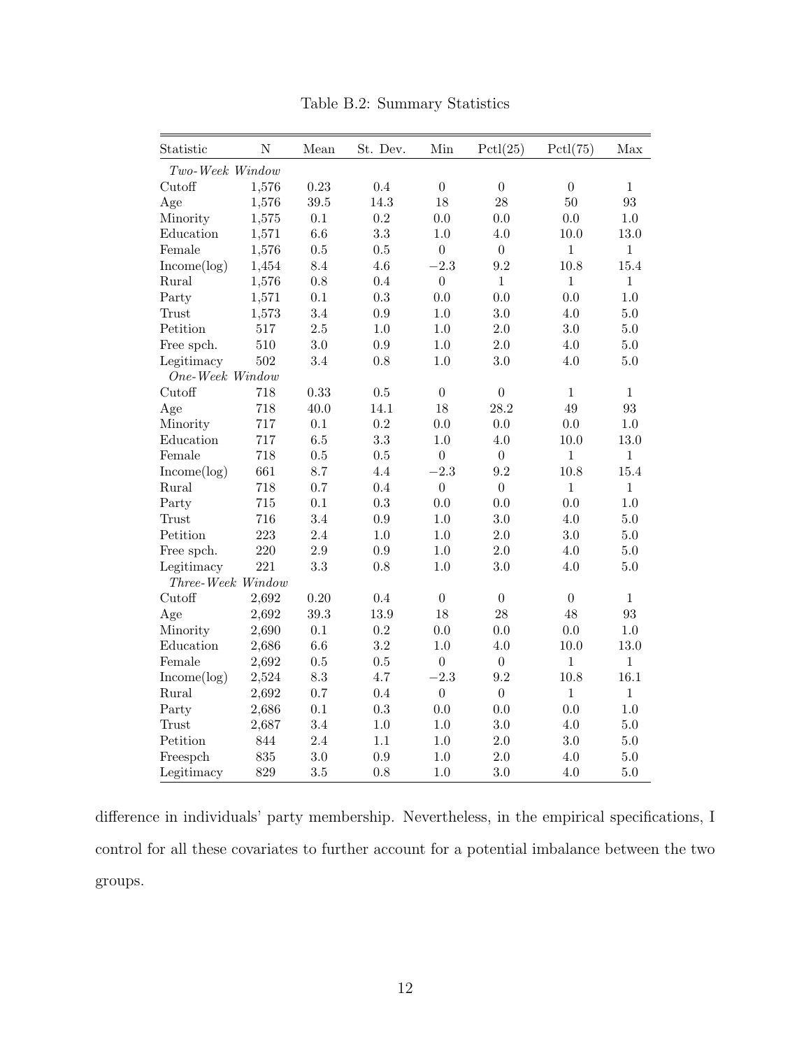Table B.2: Summary Statistics

| Statistic | N | Mean | St. Dev. | Min | Pctl(25) | Pctl(75) | Max |
|---|---|---|---|---|---|---|---|
| *Two-Week Window* | | | | | | | |
| Cutoff | 1,576 | 0.23 | 0.4 | 0 | 0 | 0 | 1 |
| Age | 1,576 | 39.5 | 14.3 | 18 | 28 | 50 | 93 |
| Minority | 1,575 | 0.1 | 0.2 | 0.0 | 0.0 | 0.0 | 1.0 |
| Education | 1,571 | 6.6 | 3.3 | 1.0 | 4.0 | 10.0 | 13.0 |
| Female | 1,576 | 0.5 | 0.5 | 0 | 0 | 1 | 1 |
| Income(log) | 1,454 | 8.4 | 4.6 | −2.3 | 9.2 | 10.8 | 15.4 |
| Rural | 1,576 | 0.8 | 0.4 | 0 | 1 | 1 | 1 |
| Party | 1,571 | 0.1 | 0.3 | 0.0 | 0.0 | 0.0 | 1.0 |
| Trust | 1,573 | 3.4 | 0.9 | 1.0 | 3.0 | 4.0 | 5.0 |
| Petition | 517 | 2.5 | 1.0 | 1.0 | 2.0 | 3.0 | 5.0 |
| Free spch. | 510 | 3.0 | 0.9 | 1.0 | 2.0 | 4.0 | 5.0 |
| Legitimacy | 502 | 3.4 | 0.8 | 1.0 | 3.0 | 4.0 | 5.0 |
| *One-Week Window* | | | | | | | |
| Cutoff | 718 | 0.33 | 0.5 | 0 | 0 | 1 | 1 |
| Age | 718 | 40.0 | 14.1 | 18 | 28.2 | 49 | 93 |
| Minority | 717 | 0.1 | 0.2 | 0.0 | 0.0 | 0.0 | 1.0 |
| Education | 717 | 6.5 | 3.3 | 1.0 | 4.0 | 10.0 | 13.0 |
| Female | 718 | 0.5 | 0.5 | 0 | 0 | 1 | 1 |
| Income(log) | 661 | 8.7 | 4.4 | −2.3 | 9.2 | 10.8 | 15.4 |
| Rural | 718 | 0.7 | 0.4 | 0 | 0 | 1 | 1 |
| Party | 715 | 0.1 | 0.3 | 0.0 | 0.0 | 0.0 | 1.0 |
| Trust | 716 | 3.4 | 0.9 | 1.0 | 3.0 | 4.0 | 5.0 |
| Petition | 223 | 2.4 | 1.0 | 1.0 | 2.0 | 3.0 | 5.0 |
| Free spch. | 220 | 2.9 | 0.9 | 1.0 | 2.0 | 4.0 | 5.0 |
| Legitimacy | 221 | 3.3 | 0.8 | 1.0 | 3.0 | 4.0 | 5.0 |
| *Three-Week Window* | | | | | | | |
| Cutoff | 2,692 | 0.20 | 0.4 | 0 | 0 | 0 | 1 |
| Age | 2,692 | 39.3 | 13.9 | 18 | 28 | 48 | 93 |
| Minority | 2,690 | 0.1 | 0.2 | 0.0 | 0.0 | 0.0 | 1.0 |
| Education | 2,686 | 6.6 | 3.2 | 1.0 | 4.0 | 10.0 | 13.0 |
| Female | 2,692 | 0.5 | 0.5 | 0 | 0 | 1 | 1 |
| Income(log) | 2,524 | 8.3 | 4.7 | −2.3 | 9.2 | 10.8 | 16.1 |
| Rural | 2,692 | 0.7 | 0.4 | 0 | 0 | 1 | 1 |
| Party | 2,686 | 0.1 | 0.3 | 0.0 | 0.0 | 0.0 | 1.0 |
| Trust | 2,687 | 3.4 | 1.0 | 1.0 | 3.0 | 4.0 | 5.0 |
| Petition | 844 | 2.4 | 1.1 | 1.0 | 2.0 | 3.0 | 5.0 |
| Freespch | 835 | 3.0 | 0.9 | 1.0 | 2.0 | 4.0 | 5.0 |
| Legitimacy | 829 | 3.5 | 0.8 | 1.0 | 3.0 | 4.0 | 5.0 |

difference in individuals' party membership. Nevertheless, in the empirical specifications, I control for all these covariates to further account for a potential imbalance between the two groups.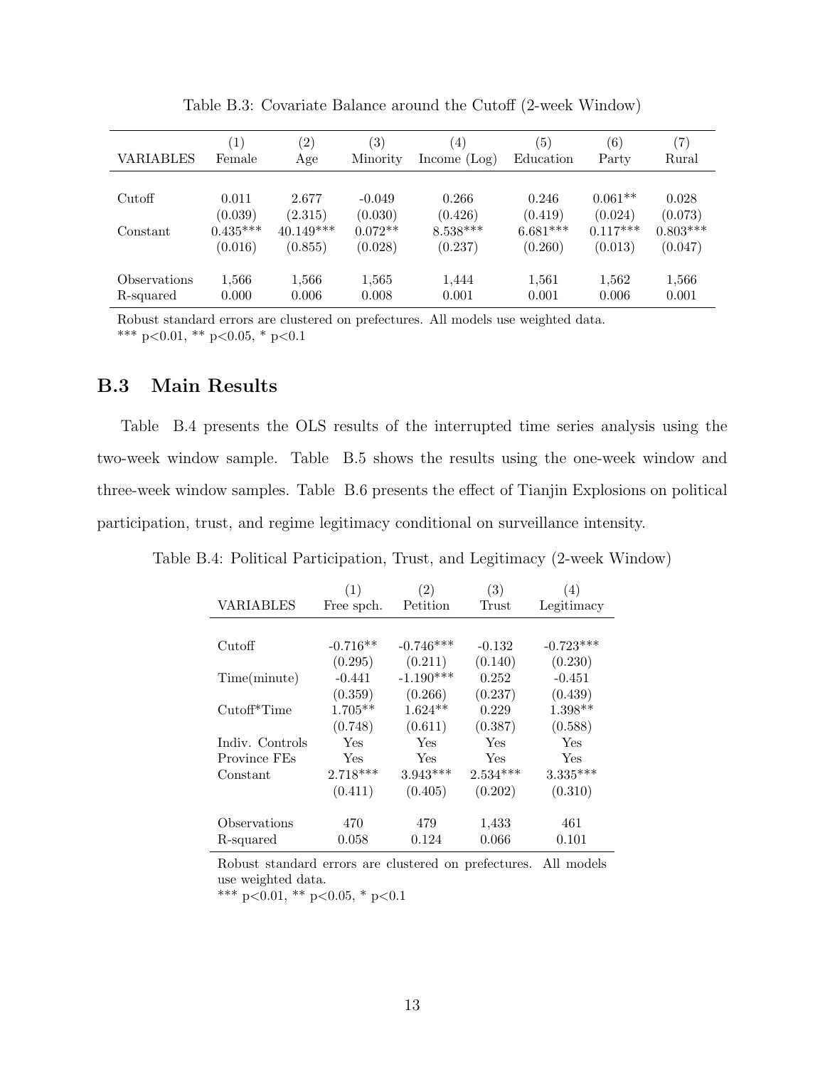Table B.3: Covariate Balance around the Cutoff (2-week Window)

| VARIABLES | (1) Female | (2) Age | (3) Minority | (4) Income (Log) | (5) Education | (6) Party | (7) Rural |
|---|---|---|---|---|---|---|---|
| Cutoff | 0.011 | 2.677 | -0.049 | 0.266 | 0.246 | 0.061** | 0.028 |
| | (0.039) | (2.315) | (0.030) | (0.426) | (0.419) | (0.024) | (0.073) |
| Constant | 0.435*** | 40.149*** | 0.072** | 8.538*** | 6.681*** | 0.117*** | 0.803*** |
| | (0.016) | (0.855) | (0.028) | (0.237) | (0.260) | (0.013) | (0.047) |
| Observations | 1,566 | 1,566 | 1,565 | 1,444 | 1,561 | 1,562 | 1,566 |
| R-squared | 0.000 | 0.006 | 0.008 | 0.001 | 0.001 | 0.006 | 0.001 |

Robust standard errors are clustered on prefectures. All models use weighted data.
*** p<0.01, ** p<0.05, * p<0.1

## B.3 Main Results

Table B.4 presents the OLS results of the interrupted time series analysis using the two-week window sample. Table B.5 shows the results using the one-week window and three-week window samples. Table B.6 presents the effect of Tianjin Explosions on political participation, trust, and regime legitimacy conditional on surveillance intensity.

Table B.4: Political Participation, Trust, and Legitimacy (2-week Window)

| VARIABLES | (1) Free spch. | (2) Petition | (3) Trust | (4) Legitimacy |
|---|---|---|---|---|
| Cutoff | -0.716** | -0.746*** | -0.132 | -0.723*** |
| | (0.295) | (0.211) | (0.140) | (0.230) |
| Time(minute) | -0.441 | -1.190*** | 0.252 | -0.451 |
| | (0.359) | (0.266) | (0.237) | (0.439) |
| Cutoff*Time | 1.705** | 1.624** | 0.229 | 1.398** |
| | (0.748) | (0.611) | (0.387) | (0.588) |
| Indiv. Controls | Yes | Yes | Yes | Yes |
| Province FEs | Yes | Yes | Yes | Yes |
| Constant | 2.718*** | 3.943*** | 2.534*** | 3.335*** |
| | (0.411) | (0.405) | (0.202) | (0.310) |
| Observations | 470 | 479 | 1,433 | 461 |
| R-squared | 0.058 | 0.124 | 0.066 | 0.101 |

Robust standard errors are clustered on prefectures. All models use weighted data.
*** p<0.01, ** p<0.05, * p<0.1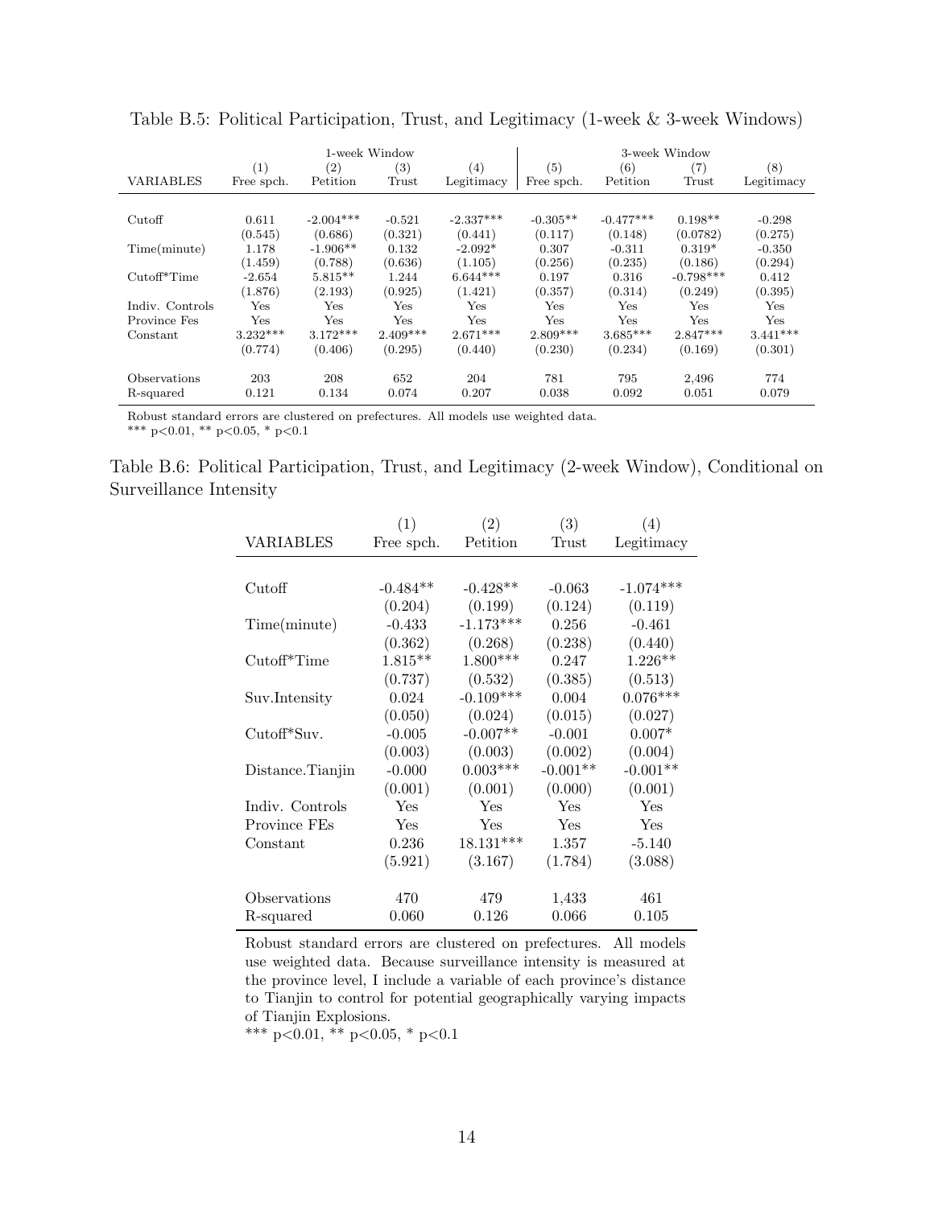Table B.5: Political Participation, Trust, and Legitimacy (1-week & 3-week Windows)

| | 1-week Window | | | | 3-week Window | | | |
|---|---|---|---|---|---|---|---|---|
| | (1) | (2) | (3) | (4) | (5) | (6) | (7) | (8) |
| VARIABLES | Free spch. | Petition | Trust | Legitimacy | Free spch. | Petition | Trust | Legitimacy |
| Cutoff | 0.611 | -2.004*** | -0.521 | -2.337*** | -0.305** | -0.477*** | 0.198** | -0.298 |
| | (0.545) | (0.686) | (0.321) | (0.441) | (0.117) | (0.148) | (0.0782) | (0.275) |
| Time(minute) | 1.178 | -1.906** | 0.132 | -2.092* | 0.307 | -0.311 | 0.319* | -0.350 |
| | (1.459) | (0.788) | (0.636) | (1.105) | (0.256) | (0.235) | (0.186) | (0.294) |
| Cutoff*Time | -2.654 | 5.815** | 1.244 | 6.644*** | 0.197 | 0.316 | -0.798*** | 0.412 |
| | (1.876) | (2.193) | (0.925) | (1.421) | (0.357) | (0.314) | (0.249) | (0.395) |
| Indiv. Controls | Yes | Yes | Yes | Yes | Yes | Yes | Yes | Yes |
| Province Fes | Yes | Yes | Yes | Yes | Yes | Yes | Yes | Yes |
| Constant | 3.232*** | 3.172*** | 2.409*** | 2.671*** | 2.809*** | 3.685*** | 2.847*** | 3.441*** |
| | (0.774) | (0.406) | (0.295) | (0.440) | (0.230) | (0.234) | (0.169) | (0.301) |
| Observations | 203 | 208 | 652 | 204 | 781 | 795 | 2,496 | 774 |
| R-squared | 0.121 | 0.134 | 0.074 | 0.207 | 0.038 | 0.092 | 0.051 | 0.079 |

Robust standard errors are clustered on prefectures. All models use weighted data.
*** p<0.01, ** p<0.05, * p<0.1

Table B.6: Political Participation, Trust, and Legitimacy (2-week Window), Conditional on Surveillance Intensity

| | (1) | (2) | (3) | (4) |
|---|---|---|---|---|
| VARIABLES | Free spch. | Petition | Trust | Legitimacy |
| Cutoff | -0.484** | -0.428** | -0.063 | -1.074*** |
| | (0.204) | (0.199) | (0.124) | (0.119) |
| Time(minute) | -0.433 | -1.173*** | 0.256 | -0.461 |
| | (0.362) | (0.268) | (0.238) | (0.440) |
| Cutoff*Time | 1.815** | 1.800*** | 0.247 | 1.226** |
| | (0.737) | (0.532) | (0.385) | (0.513) |
| Suv.Intensity | 0.024 | -0.109*** | 0.004 | 0.076*** |
| | (0.050) | (0.024) | (0.015) | (0.027) |
| Cutoff*Suv. | -0.005 | -0.007** | -0.001 | 0.007* |
| | (0.003) | (0.003) | (0.002) | (0.004) |
| Distance.Tianjin | -0.000 | 0.003*** | -0.001** | -0.001** |
| | (0.001) | (0.001) | (0.000) | (0.001) |
| Indiv. Controls | Yes | Yes | Yes | Yes |
| Province FEs | Yes | Yes | Yes | Yes |
| Constant | 0.236 | 18.131*** | 1.357 | -5.140 |
| | (5.921) | (3.167) | (1.784) | (3.088) |
| Observations | 470 | 479 | 1,433 | 461 |
| R-squared | 0.060 | 0.126 | 0.066 | 0.105 |

Robust standard errors are clustered on prefectures. All models use weighted data. Because surveillance intensity is measured at the province level, I include a variable of each province's distance to Tianjin to control for potential geographically varying impacts of Tianjin Explosions.
*** p<0.01, ** p<0.05, * p<0.1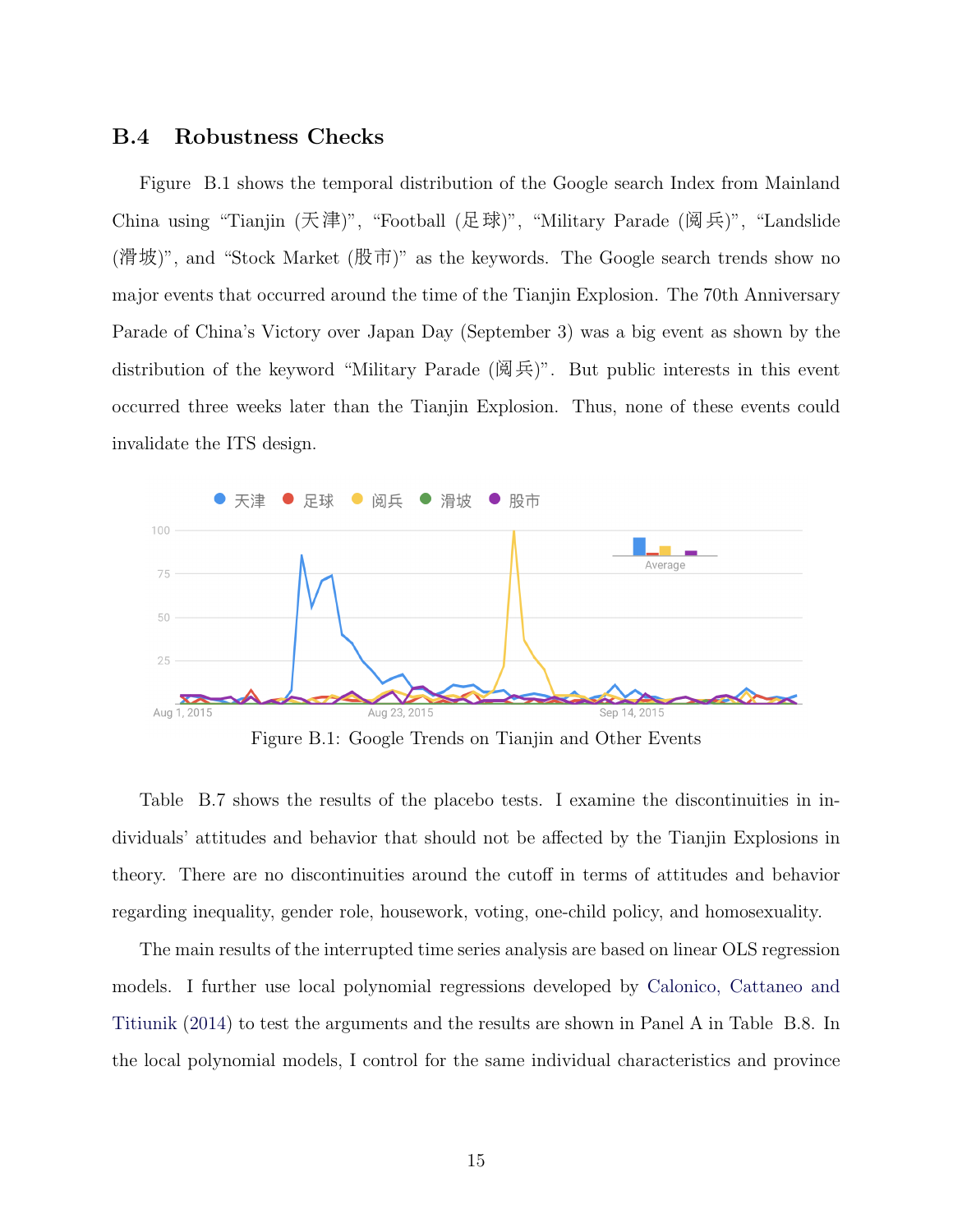## B.4 Robustness Checks

Figure B.1 shows the temporal distribution of the Google search Index from Mainland China using “Tianjin (天津)”, “Football (足球)”, “Military Parade (阅兵)”, “Landslide (滑坡)”, and “Stock Market (股市)” as the keywords. The Google search trends show no major events that occurred around the time of the Tianjin Explosion. The 70th Anniversary Parade of China’s Victory over Japan Day (September 3) was a big event as shown by the distribution of the keyword “Military Parade (阅兵)”. But public interests in this event occurred three weeks later than the Tianjin Explosion. Thus, none of these events could invalidate the ITS design.

Figure B.1: Google Trends on Tianjin and Other Events

Table B.7 shows the results of the placebo tests. I examine the discontinuities in individuals’ attitudes and behavior that should not be affected by the Tianjin Explosions in theory. There are no discontinuities around the cutoff in terms of attitudes and behavior regarding inequality, gender role, housework, voting, one-child policy, and homosexuality.

The main results of the interrupted time series analysis are based on linear OLS regression models. I further use local polynomial regressions developed by Calonico, Cattaneo and Titiunik (2014) to test the arguments and the results are shown in Panel A in Table B.8. In the local polynomial models, I control for the same individual characteristics and province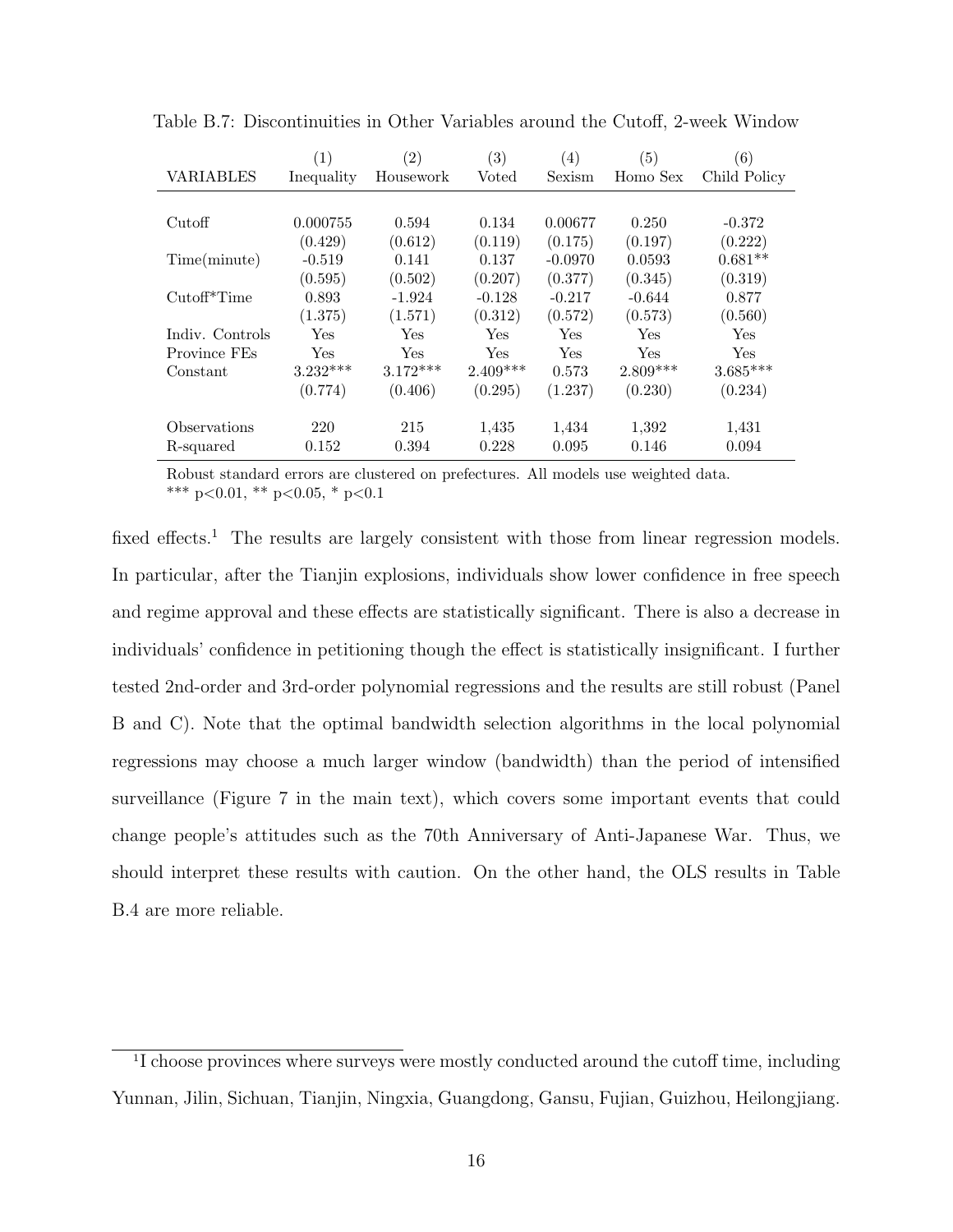Table B.7: Discontinuities in Other Variables around the Cutoff, 2-week Window

| VARIABLES | (1) Inequality | (2) Housework | (3) Voted | (4) Sexism | (5) Homo Sex | (6) Child Policy |
|---|---|---|---|---|---|---|
| Cutoff | 0.000755 | 0.594 | 0.134 | 0.00677 | 0.250 | -0.372 |
| | (0.429) | (0.612) | (0.119) | (0.175) | (0.197) | (0.222) |
| Time(minute) | -0.519 | 0.141 | 0.137 | -0.0970 | 0.0593 | 0.681** |
| | (0.595) | (0.502) | (0.207) | (0.377) | (0.345) | (0.319) |
| Cutoff*Time | 0.893 | -1.924 | -0.128 | -0.217 | -0.644 | 0.877 |
| | (1.375) | (1.571) | (0.312) | (0.572) | (0.573) | (0.560) |
| Indiv. Controls | Yes | Yes | Yes | Yes | Yes | Yes |
| Province FEs | Yes | Yes | Yes | Yes | Yes | Yes |
| Constant | 3.232*** | 3.172*** | 2.409*** | 0.573 | 2.809*** | 3.685*** |
| | (0.774) | (0.406) | (0.295) | (1.237) | (0.230) | (0.234) |
| Observations | 220 | 215 | 1,435 | 1,434 | 1,392 | 1,431 |
| R-squared | 0.152 | 0.394 | 0.228 | 0.095 | 0.146 | 0.094 |

Robust standard errors are clustered on prefectures. All models use weighted data.
*** p<0.01, ** p<0.05, * p<0.1

fixed effects.[1] The results are largely consistent with those from linear regression models. In particular, after the Tianjin explosions, individuals show lower confidence in free speech and regime approval and these effects are statistically significant. There is also a decrease in individuals' confidence in petitioning though the effect is statistically insignificant. I further tested 2nd-order and 3rd-order polynomial regressions and the results are still robust (Panel B and C). Note that the optimal bandwidth selection algorithms in the local polynomial regressions may choose a much larger window (bandwidth) than the period of intensified surveillance (Figure 7 in the main text), which covers some important events that could change people's attitudes such as the 70th Anniversary of Anti-Japanese War. Thus, we should interpret these results with caution. On the other hand, the OLS results in Table B.4 are more reliable.

[1] I choose provinces where surveys were mostly conducted around the cutoff time, including Yunnan, Jilin, Sichuan, Tianjin, Ningxia, Guangdong, Gansu, Fujian, Guizhou, Heilongjiang.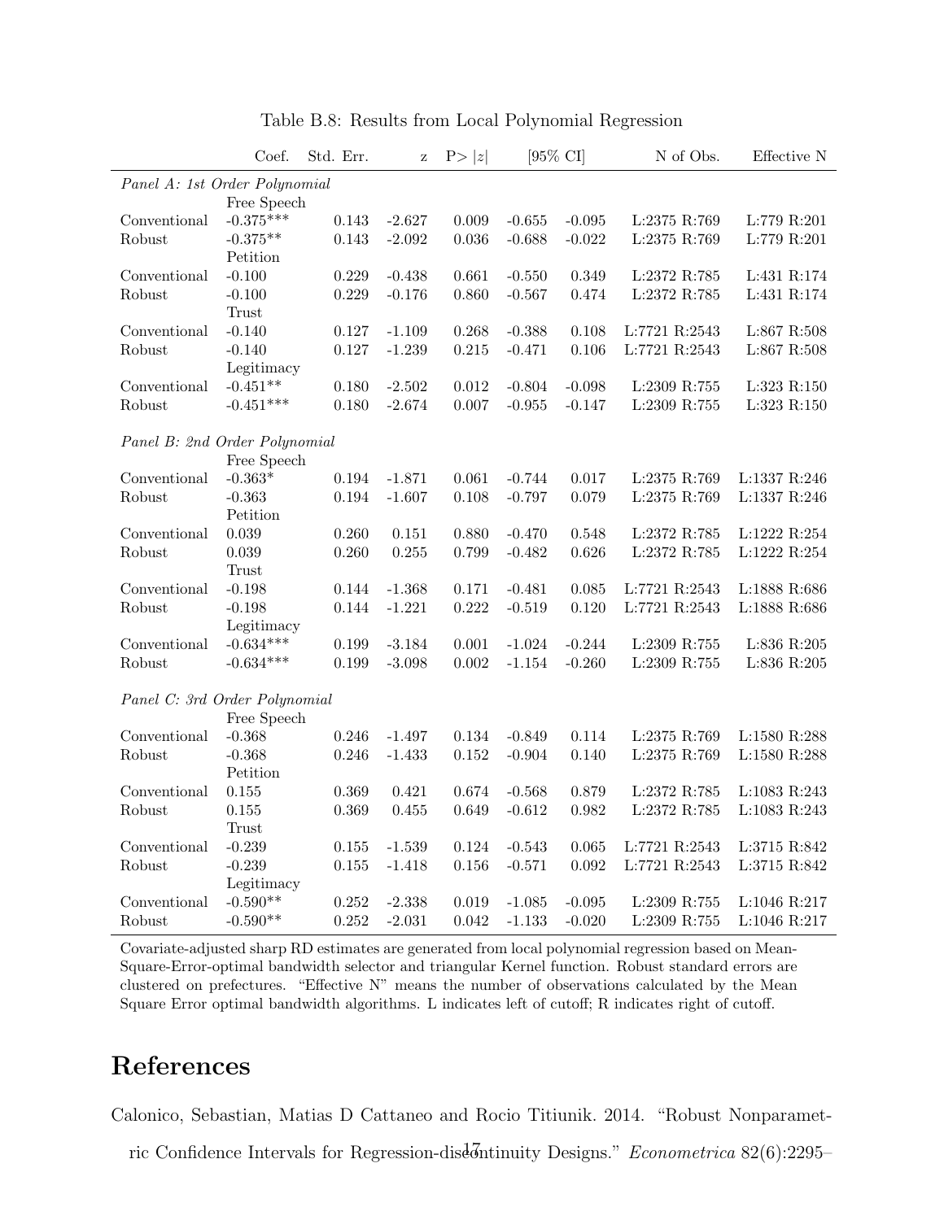Table B.8: Results from Local Polynomial Regression

| | Coef. | Std. Err. | z | P> $\|z\|$ | [95% CI] | | N of Obs. | Effective N |
|---|---|---|---|---|---|---|---|---|
| *Panel A: 1st Order Polynomial* | | | | | | | | |
| | Free Speech | | | | | | | |
| Conventional | -0.375*** | 0.143 | -2.627 | 0.009 | -0.655 | -0.095 | L:2375 R:769 | L:779 R:201 |
| Robust | -0.375** | 0.143 | -2.092 | 0.036 | -0.688 | -0.022 | L:2375 R:769 | L:779 R:201 |
| | Petition | | | | | | | |
| Conventional | -0.100 | 0.229 | -0.438 | 0.661 | -0.550 | 0.349 | L:2372 R:785 | L:431 R:174 |
| Robust | -0.100 | 0.229 | -0.176 | 0.860 | -0.567 | 0.474 | L:2372 R:785 | L:431 R:174 |
| | Trust | | | | | | | |
| Conventional | -0.140 | 0.127 | -1.109 | 0.268 | -0.388 | 0.108 | L:7721 R:2543 | L:867 R:508 |
| Robust | -0.140 | 0.127 | -1.239 | 0.215 | -0.471 | 0.106 | L:7721 R:2543 | L:867 R:508 |
| | Legitimacy | | | | | | | |
| Conventional | -0.451** | 0.180 | -2.502 | 0.012 | -0.804 | -0.098 | L:2309 R:755 | L:323 R:150 |
| Robust | -0.451*** | 0.180 | -2.674 | 0.007 | -0.955 | -0.147 | L:2309 R:755 | L:323 R:150 |
| *Panel B: 2nd Order Polynomial* | | | | | | | | |
| | Free Speech | | | | | | | |
| Conventional | -0.363* | 0.194 | -1.871 | 0.061 | -0.744 | 0.017 | L:2375 R:769 | L:1337 R:246 |
| Robust | -0.363 | 0.194 | -1.607 | 0.108 | -0.797 | 0.079 | L:2375 R:769 | L:1337 R:246 |
| | Petition | | | | | | | |
| Conventional | 0.039 | 0.260 | 0.151 | 0.880 | -0.470 | 0.548 | L:2372 R:785 | L:1222 R:254 |
| Robust | 0.039 | 0.260 | 0.255 | 0.799 | -0.482 | 0.626 | L:2372 R:785 | L:1222 R:254 |
| | Trust | | | | | | | |
| Conventional | -0.198 | 0.144 | -1.368 | 0.171 | -0.481 | 0.085 | L:7721 R:2543 | L:1888 R:686 |
| Robust | -0.198 | 0.144 | -1.221 | 0.222 | -0.519 | 0.120 | L:7721 R:2543 | L:1888 R:686 |
| | Legitimacy | | | | | | | |
| Conventional | -0.634*** | 0.199 | -3.184 | 0.001 | -1.024 | -0.244 | L:2309 R:755 | L:836 R:205 |
| Robust | -0.634*** | 0.199 | -3.098 | 0.002 | -1.154 | -0.260 | L:2309 R:755 | L:836 R:205 |
| *Panel C: 3rd Order Polynomial* | | | | | | | | |
| | Free Speech | | | | | | | |
| Conventional | -0.368 | 0.246 | -1.497 | 0.134 | -0.849 | 0.114 | L:2375 R:769 | L:1580 R:288 |
| Robust | -0.368 | 0.246 | -1.433 | 0.152 | -0.904 | 0.140 | L:2375 R:769 | L:1580 R:288 |
| | Petition | | | | | | | |
| Conventional | 0.155 | 0.369 | 0.421 | 0.674 | -0.568 | 0.879 | L:2372 R:785 | L:1083 R:243 |
| Robust | 0.155 | 0.369 | 0.455 | 0.649 | -0.612 | 0.982 | L:2372 R:785 | L:1083 R:243 |
| | Trust | | | | | | | |
| Conventional | -0.239 | 0.155 | -1.539 | 0.124 | -0.543 | 0.065 | L:7721 R:2543 | L:3715 R:842 |
| Robust | -0.239 | 0.155 | -1.418 | 0.156 | -0.571 | 0.092 | L:7721 R:2543 | L:3715 R:842 |
| | Legitimacy | | | | | | | |
| Conventional | -0.590** | 0.252 | -2.338 | 0.019 | -1.085 | -0.095 | L:2309 R:755 | L:1046 R:217 |
| Robust | -0.590** | 0.252 | -2.031 | 0.042 | -1.133 | -0.020 | L:2309 R:755 | L:1046 R:217 |

Covariate-adjusted sharp RD estimates are generated from local polynomial regression based on Mean-Square-Error-optimal bandwidth selector and triangular Kernel function. Robust standard errors are clustered on prefectures. "Effective N" means the number of observations calculated by the Mean Square Error optimal bandwidth algorithms. L indicates left of cutoff; R indicates right of cutoff.

# References

Calonico, Sebastian, Matias D Cattaneo and Rocio Titiunik. 2014. "Robust Nonparametric Confidence Intervals for Regression-discontinuity Designs." *Econometrica* 82(6):2295–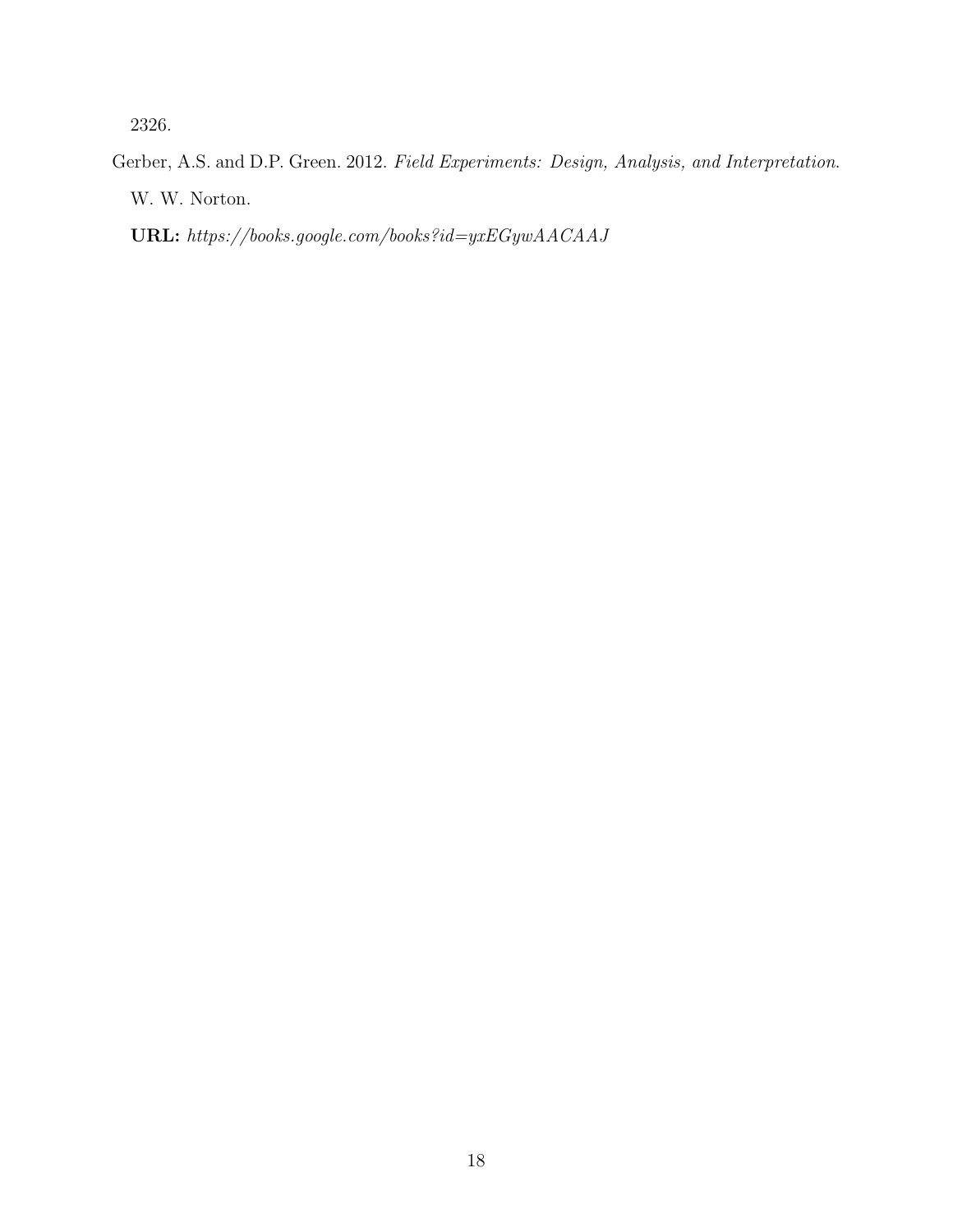2326.

Gerber, A.S. and D.P. Green. 2012. *Field Experiments: Design, Analysis, and Interpretation*. W. W. Norton.

**URL:** *https://books.google.com/books?id=yxEGywAACAAJ*